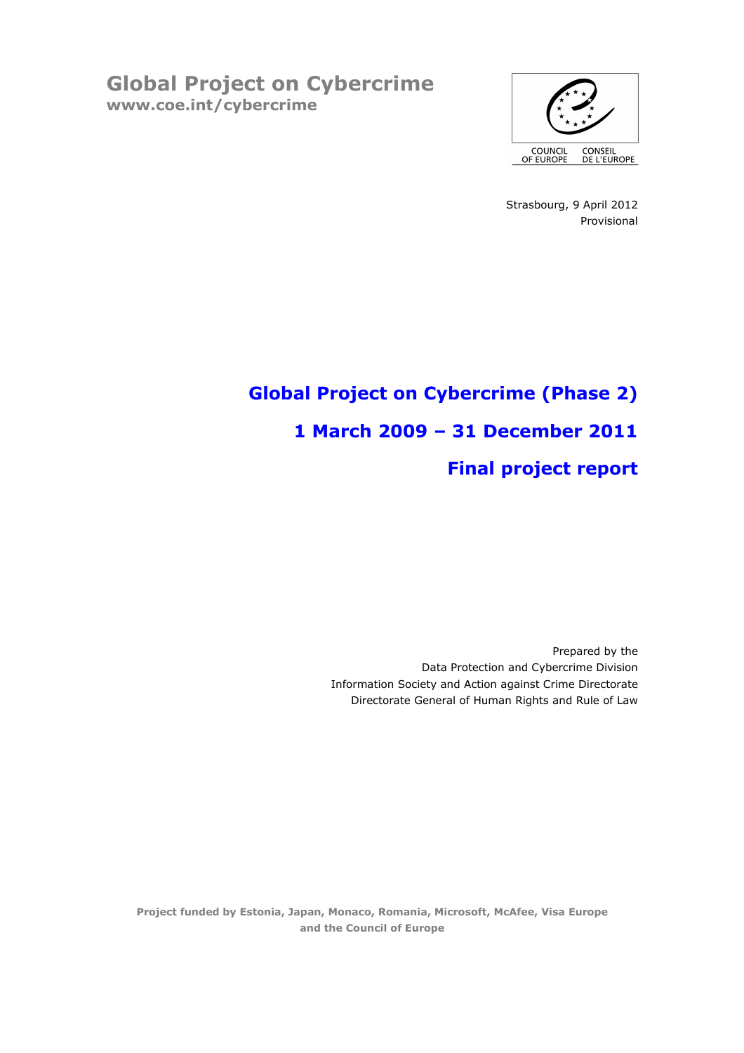# Global Project on Cybercrime

**www.coe.int/cybercrime**

COUNCIL OF EUROPE    CONSEIL DE L'EUROPE

Strasbourg, 9 April 2012

Provisional

## Global Project on Cybercrime (Phase 2)

## 1 March 2009 – 31 December 2011

## Final project report

Prepared by the
Data Protection and Cybercrime Division
Information Society and Action against Crime Directorate
Directorate General of Human Rights and Rule of Law

**Project funded by Estonia, Japan, Monaco, Romania, Microsoft, McAfee, Visa Europe and the Council of Europe**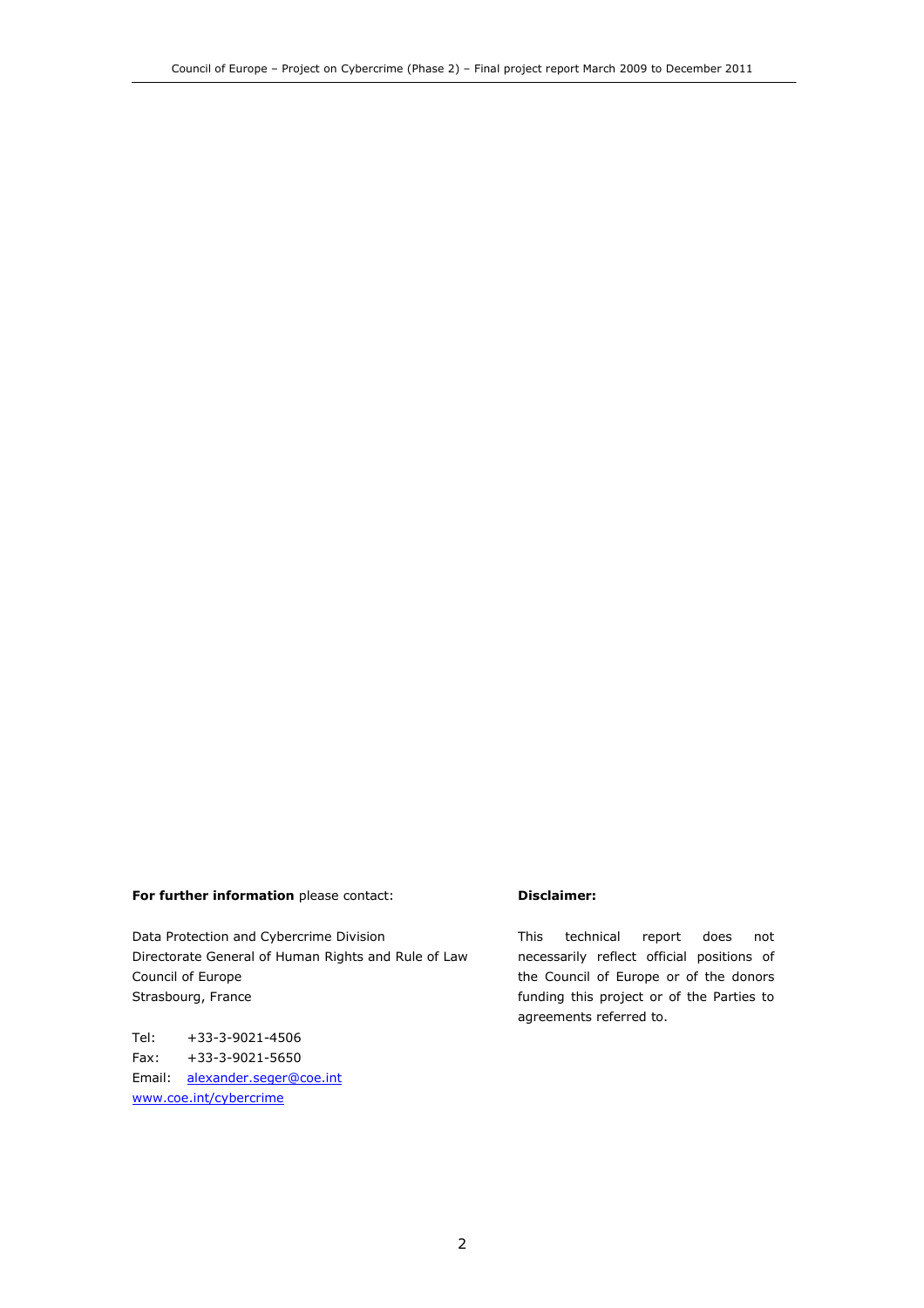**For further information** please contact:

Data Protection and Cybercrime Division
Directorate General of Human Rights and Rule of Law
Council of Europe
Strasbourg, France

Tel: +33-3-9021-4506
Fax: +33-3-9021-5650
Email: [alexander.seger@coe.int](mailto:alexander.seger@coe.int)
[www.coe.int/cybercrime](http://www.coe.int/cybercrime)

**Disclaimer:**

This technical report does not necessarily reflect official positions of the Council of Europe or of the donors funding this project or of the Parties to agreements referred to.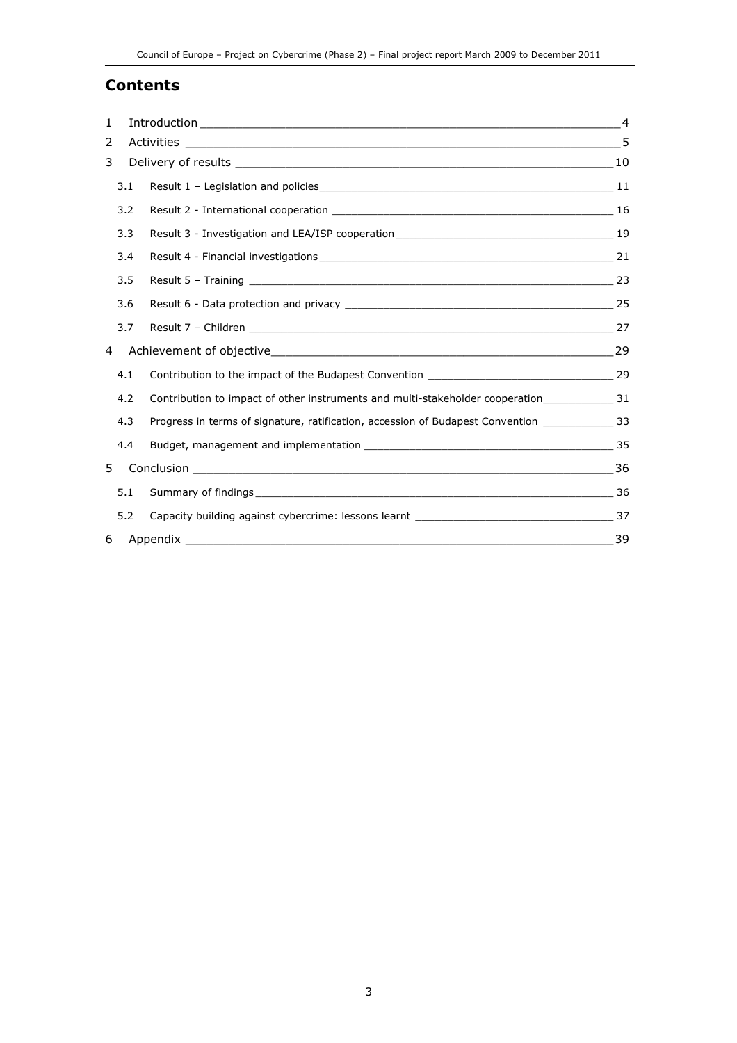# Contents

1 Introduction ____ 4
2 Activities ____ 5
3 Delivery of results ____ 10
- 3.1 Result 1 – Legislation and policies ____ 11
- 3.2 Result 2 - International cooperation ____ 16
- 3.3 Result 3 - Investigation and LEA/ISP cooperation ____ 19
- 3.4 Result 4 - Financial investigations ____ 21
- 3.5 Result 5 – Training ____ 23
- 3.6 Result 6 - Data protection and privacy ____ 25
- 3.7 Result 7 – Children ____ 27

4 Achievement of objective ____ 29
- 4.1 Contribution to the impact of the Budapest Convention ____ 29
- 4.2 Contribution to impact of other instruments and multi-stakeholder cooperation ____ 31
- 4.3 Progress in terms of signature, ratification, accession of Budapest Convention ____ 33
- 4.4 Budget, management and implementation ____ 35

5 Conclusion ____ 36
- 5.1 Summary of findings ____ 36
- 5.2 Capacity building against cybercrime: lessons learnt ____ 37

6 Appendix ____ 39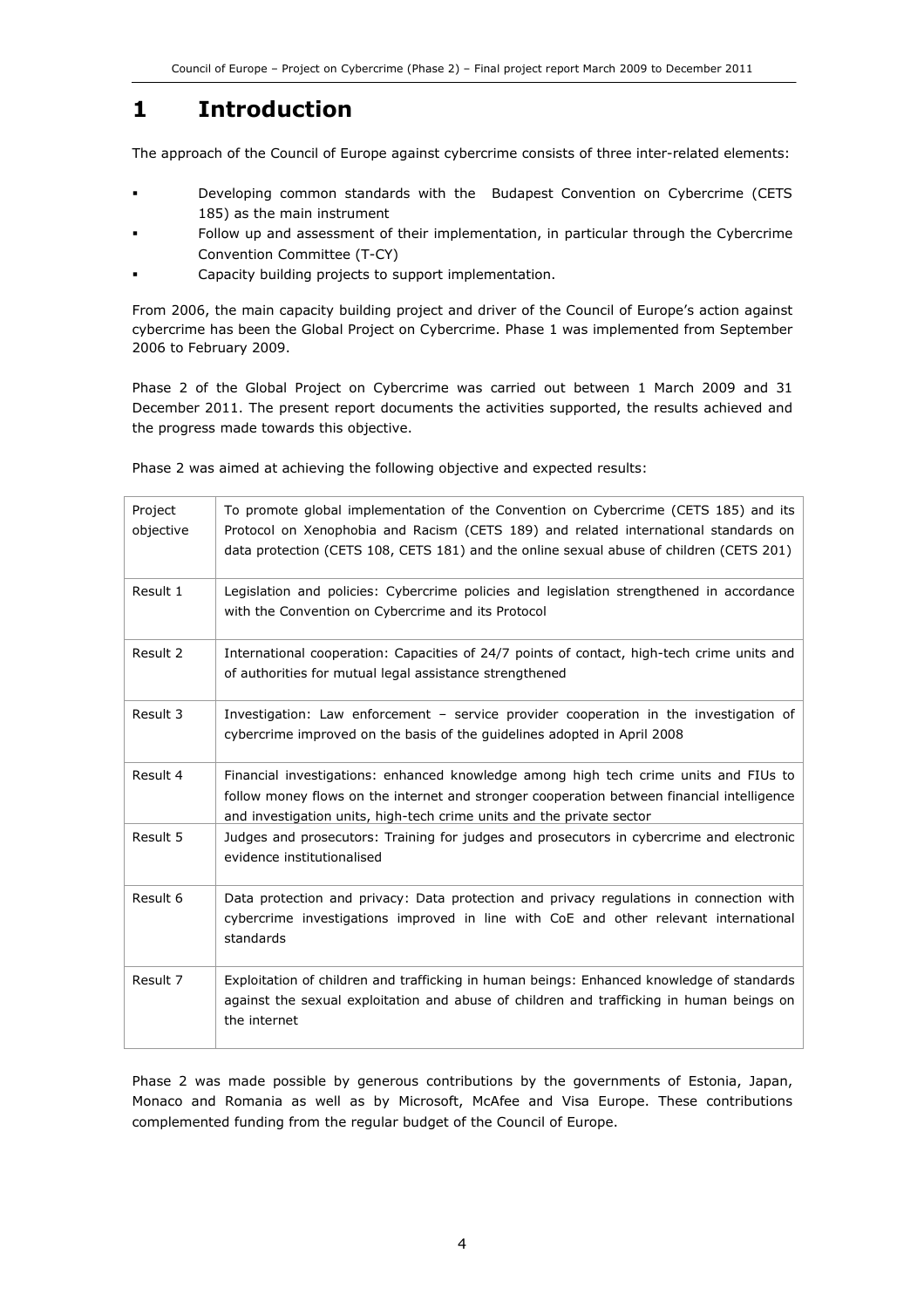# 1 Introduction

The approach of the Council of Europe against cybercrime consists of three inter-related elements:

- Developing common standards with the Budapest Convention on Cybercrime (CETS 185) as the main instrument
- Follow up and assessment of their implementation, in particular through the Cybercrime Convention Committee (T-CY)
- Capacity building projects to support implementation.

From 2006, the main capacity building project and driver of the Council of Europe's action against cybercrime has been the Global Project on Cybercrime. Phase 1 was implemented from September 2006 to February 2009.

Phase 2 of the Global Project on Cybercrime was carried out between 1 March 2009 and 31 December 2011. The present report documents the activities supported, the results achieved and the progress made towards this objective.

Phase 2 was aimed at achieving the following objective and expected results:

| | |
|---|---|
| Project objective | To promote global implementation of the Convention on Cybercrime (CETS 185) and its Protocol on Xenophobia and Racism (CETS 189) and related international standards on data protection (CETS 108, CETS 181) and the online sexual abuse of children (CETS 201) |
| Result 1 | Legislation and policies: Cybercrime policies and legislation strengthened in accordance with the Convention on Cybercrime and its Protocol |
| Result 2 | International cooperation: Capacities of 24/7 points of contact, high-tech crime units and of authorities for mutual legal assistance strengthened |
| Result 3 | Investigation: Law enforcement – service provider cooperation in the investigation of cybercrime improved on the basis of the guidelines adopted in April 2008 |
| Result 4 | Financial investigations: enhanced knowledge among high tech crime units and FIUs to follow money flows on the internet and stronger cooperation between financial intelligence and investigation units, high-tech crime units and the private sector |
| Result 5 | Judges and prosecutors: Training for judges and prosecutors in cybercrime and electronic evidence institutionalised |
| Result 6 | Data protection and privacy: Data protection and privacy regulations in connection with cybercrime investigations improved in line with CoE and other relevant international standards |
| Result 7 | Exploitation of children and trafficking in human beings: Enhanced knowledge of standards against the sexual exploitation and abuse of children and trafficking in human beings on the internet |

Phase 2 was made possible by generous contributions by the governments of Estonia, Japan, Monaco and Romania as well as by Microsoft, McAfee and Visa Europe. These contributions complemented funding from the regular budget of the Council of Europe.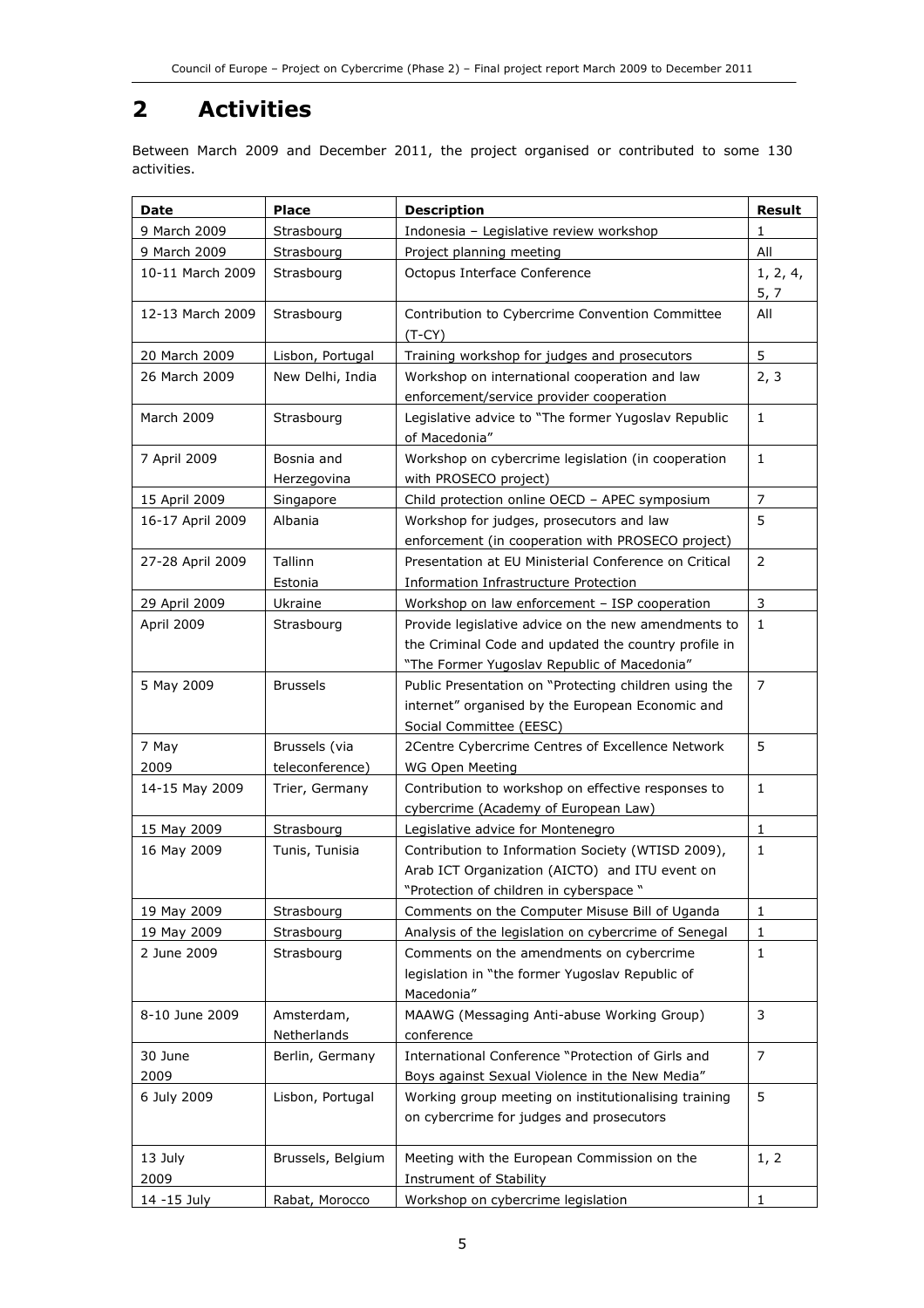## 2 Activities

Between March 2009 and December 2011, the project organised or contributed to some 130 activities.

| Date | Place | Description | Result |
|---|---|---|---|
| 9 March 2009 | Strasbourg | Indonesia – Legislative review workshop | 1 |
| 9 March 2009 | Strasbourg | Project planning meeting | All |
| 10-11 March 2009 | Strasbourg | Octopus Interface Conference | 1, 2, 4, 5, 7 |
| 12-13 March 2009 | Strasbourg | Contribution to Cybercrime Convention Committee (T-CY) | All |
| 20 March 2009 | Lisbon, Portugal | Training workshop for judges and prosecutors | 5 |
| 26 March 2009 | New Delhi, India | Workshop on international cooperation and law enforcement/service provider cooperation | 2, 3 |
| March 2009 | Strasbourg | Legislative advice to "The former Yugoslav Republic of Macedonia" | 1 |
| 7 April 2009 | Bosnia and Herzegovina | Workshop on cybercrime legislation (in cooperation with PROSECO project) | 1 |
| 15 April 2009 | Singapore | Child protection online OECD – APEC symposium | 7 |
| 16-17 April 2009 | Albania | Workshop for judges, prosecutors and law enforcement (in cooperation with PROSECO project) | 5 |
| 27-28 April 2009 | Tallinn Estonia | Presentation at EU Ministerial Conference on Critical Information Infrastructure Protection | 2 |
| 29 April 2009 | Ukraine | Workshop on law enforcement – ISP cooperation | 3 |
| April 2009 | Strasbourg | Provide legislative advice on the new amendments to the Criminal Code and updated the country profile in "The Former Yugoslav Republic of Macedonia" | 1 |
| 5 May 2009 | Brussels | Public Presentation on "Protecting children using the internet" organised by the European Economic and Social Committee (EESC) | 7 |
| 7 May 2009 | Brussels (via teleconference) | 2Centre Cybercrime Centres of Excellence Network WG Open Meeting | 5 |
| 14-15 May 2009 | Trier, Germany | Contribution to workshop on effective responses to cybercrime (Academy of European Law) | 1 |
| 15 May 2009 | Strasbourg | Legislative advice for Montenegro | 1 |
| 16 May 2009 | Tunis, Tunisia | Contribution to Information Society (WTISD 2009), Arab ICT Organization (AICTO) and ITU event on "Protection of children in cyberspace " | 1 |
| 19 May 2009 | Strasbourg | Comments on the Computer Misuse Bill of Uganda | 1 |
| 19 May 2009 | Strasbourg | Analysis of the legislation on cybercrime of Senegal | 1 |
| 2 June 2009 | Strasbourg | Comments on the amendments on cybercrime legislation in "the former Yugoslav Republic of Macedonia" | 1 |
| 8-10 June 2009 | Amsterdam, Netherlands | MAAWG (Messaging Anti-abuse Working Group) conference | 3 |
| 30 June 2009 | Berlin, Germany | International Conference "Protection of Girls and Boys against Sexual Violence in the New Media" | 7 |
| 6 July 2009 | Lisbon, Portugal | Working group meeting on institutionalising training on cybercrime for judges and prosecutors | 5 |
| 13 July 2009 | Brussels, Belgium | Meeting with the European Commission on the Instrument of Stability | 1, 2 |
| 14 -15 July | Rabat, Morocco | Workshop on cybercrime legislation | 1 |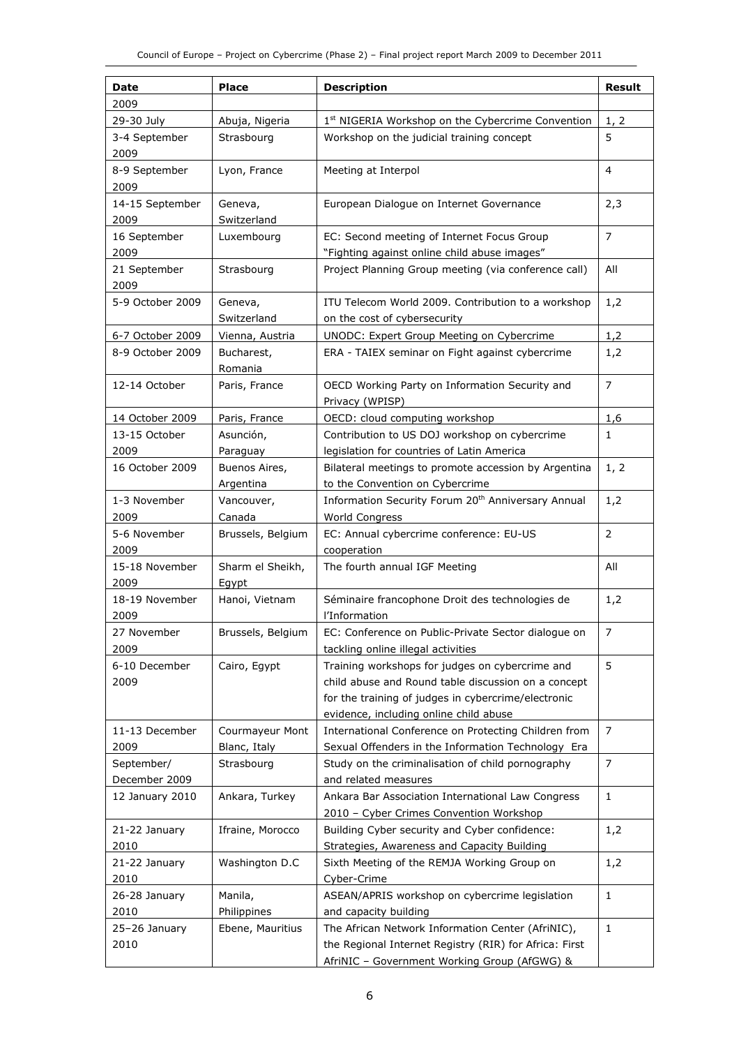| Date | Place | Description | Result |
|---|---|---|---|
| 2009 | | | |
| 29-30 July | Abuja, Nigeria | 1st NIGERIA Workshop on the Cybercrime Convention | 1, 2 |
| 3-4 September 2009 | Strasbourg | Workshop on the judicial training concept | 5 |
| 8-9 September 2009 | Lyon, France | Meeting at Interpol | 4 |
| 14-15 September 2009 | Geneva, Switzerland | European Dialogue on Internet Governance | 2,3 |
| 16 September 2009 | Luxembourg | EC: Second meeting of Internet Focus Group "Fighting against online child abuse images" | 7 |
| 21 September 2009 | Strasbourg | Project Planning Group meeting (via conference call) | All |
| 5-9 October 2009 | Geneva, Switzerland | ITU Telecom World 2009. Contribution to a workshop on the cost of cybersecurity | 1,2 |
| 6-7 October 2009 | Vienna, Austria | UNODC: Expert Group Meeting on Cybercrime | 1,2 |
| 8-9 October 2009 | Bucharest, Romania | ERA - TAIEX seminar on Fight against cybercrime | 1,2 |
| 12-14 October | Paris, France | OECD Working Party on Information Security and Privacy (WPISP) | 7 |
| 14 October 2009 | Paris, France | OECD: cloud computing workshop | 1,6 |
| 13-15 October 2009 | Asunción, Paraguay | Contribution to US DOJ workshop on cybercrime legislation for countries of Latin America | 1 |
| 16 October 2009 | Buenos Aires, Argentina | Bilateral meetings to promote accession by Argentina to the Convention on Cybercrime | 1, 2 |
| 1-3 November 2009 | Vancouver, Canada | Information Security Forum 20th Anniversary Annual World Congress | 1,2 |
| 5-6 November 2009 | Brussels, Belgium | EC: Annual cybercrime conference: EU-US cooperation | 2 |
| 15-18 November 2009 | Sharm el Sheikh, Egypt | The fourth annual IGF Meeting | All |
| 18-19 November 2009 | Hanoi, Vietnam | Séminaire francophone Droit des technologies de l'Information | 1,2 |
| 27 November 2009 | Brussels, Belgium | EC: Conference on Public-Private Sector dialogue on tackling online illegal activities | 7 |
| 6-10 December 2009 | Cairo, Egypt | Training workshops for judges on cybercrime and child abuse and Round table discussion on a concept for the training of judges in cybercrime/electronic evidence, including online child abuse | 5 |
| 11-13 December 2009 | Courmayeur Mont Blanc, Italy | International Conference on Protecting Children from Sexual Offenders in the Information Technology Era | 7 |
| September/ December 2009 | Strasbourg | Study on the criminalisation of child pornography and related measures | 7 |
| 12 January 2010 | Ankara, Turkey | Ankara Bar Association International Law Congress 2010 – Cyber Crimes Convention Workshop | 1 |
| 21-22 January 2010 | Ifraine, Morocco | Building Cyber security and Cyber confidence: Strategies, Awareness and Capacity Building | 1,2 |
| 21-22 January 2010 | Washington D.C | Sixth Meeting of the REMJA Working Group on Cyber-Crime | 1,2 |
| 26-28 January 2010 | Manila, Philippines | ASEAN/APRIS workshop on cybercrime legislation and capacity building | 1 |
| 25–26 January 2010 | Ebene, Mauritius | The African Network Information Center (AfriNIC), the Regional Internet Registry (RIR) for Africa: First AfriNIC – Government Working Group (AfGWG) & | 1 |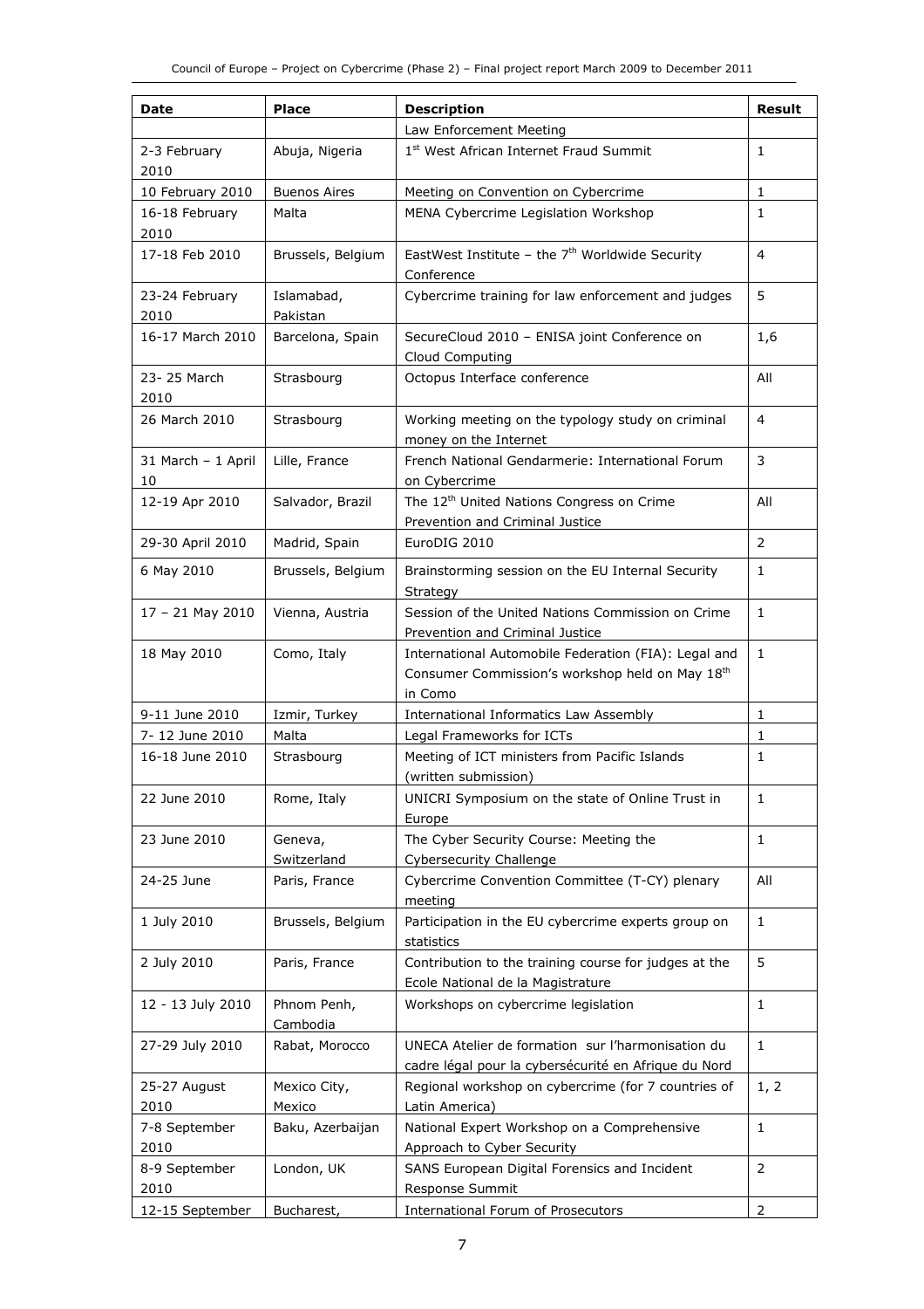| Date | Place | Description | Result |
|---|---|---|---|
| | | Law Enforcement Meeting | |
| 2-3 February 2010 | Abuja, Nigeria | 1st West African Internet Fraud Summit | 1 |
| 10 February 2010 | Buenos Aires | Meeting on Convention on Cybercrime | 1 |
| 16-18 February 2010 | Malta | MENA Cybercrime Legislation Workshop | 1 |
| 17-18 Feb 2010 | Brussels, Belgium | EastWest Institute – the 7th Worldwide Security Conference | 4 |
| 23-24 February 2010 | Islamabad, Pakistan | Cybercrime training for law enforcement and judges | 5 |
| 16-17 March 2010 | Barcelona, Spain | SecureCloud 2010 – ENISA joint Conference on Cloud Computing | 1,6 |
| 23- 25 March 2010 | Strasbourg | Octopus Interface conference | All |
| 26 March 2010 | Strasbourg | Working meeting on the typology study on criminal money on the Internet | 4 |
| 31 March – 1 April 10 | Lille, France | French National Gendarmerie: International Forum on Cybercrime | 3 |
| 12-19 Apr 2010 | Salvador, Brazil | The 12th United Nations Congress on Crime Prevention and Criminal Justice | All |
| 29-30 April 2010 | Madrid, Spain | EuroDIG 2010 | 2 |
| 6 May 2010 | Brussels, Belgium | Brainstorming session on the EU Internal Security Strategy | 1 |
| 17 – 21 May 2010 | Vienna, Austria | Session of the United Nations Commission on Crime Prevention and Criminal Justice | 1 |
| 18 May 2010 | Como, Italy | International Automobile Federation (FIA): Legal and Consumer Commission's workshop held on May 18th in Como | 1 |
| 9-11 June 2010 | Izmir, Turkey | International Informatics Law Assembly | 1 |
| 7- 12 June 2010 | Malta | Legal Frameworks for ICTs | 1 |
| 16-18 June 2010 | Strasbourg | Meeting of ICT ministers from Pacific Islands (written submission) | 1 |
| 22 June 2010 | Rome, Italy | UNICRI Symposium on the state of Online Trust in Europe | 1 |
| 23 June 2010 | Geneva, Switzerland | The Cyber Security Course: Meeting the Cybersecurity Challenge | 1 |
| 24-25 June | Paris, France | Cybercrime Convention Committee (T-CY) plenary meeting | All |
| 1 July 2010 | Brussels, Belgium | Participation in the EU cybercrime experts group on statistics | 1 |
| 2 July 2010 | Paris, France | Contribution to the training course for judges at the Ecole National de la Magistrature | 5 |
| 12 - 13 July 2010 | Phnom Penh, Cambodia | Workshops on cybercrime legislation | 1 |
| 27-29 July 2010 | Rabat, Morocco | UNECA Atelier de formation sur l'harmonisation du cadre légal pour la cybersécurité en Afrique du Nord | 1 |
| 25-27 August 2010 | Mexico City, Mexico | Regional workshop on cybercrime (for 7 countries of Latin America) | 1, 2 |
| 7-8 September 2010 | Baku, Azerbaijan | National Expert Workshop on a Comprehensive Approach to Cyber Security | 1 |
| 8-9 September 2010 | London, UK | SANS European Digital Forensics and Incident Response Summit | 2 |
| 12-15 September | Bucharest, | International Forum of Prosecutors | 2 |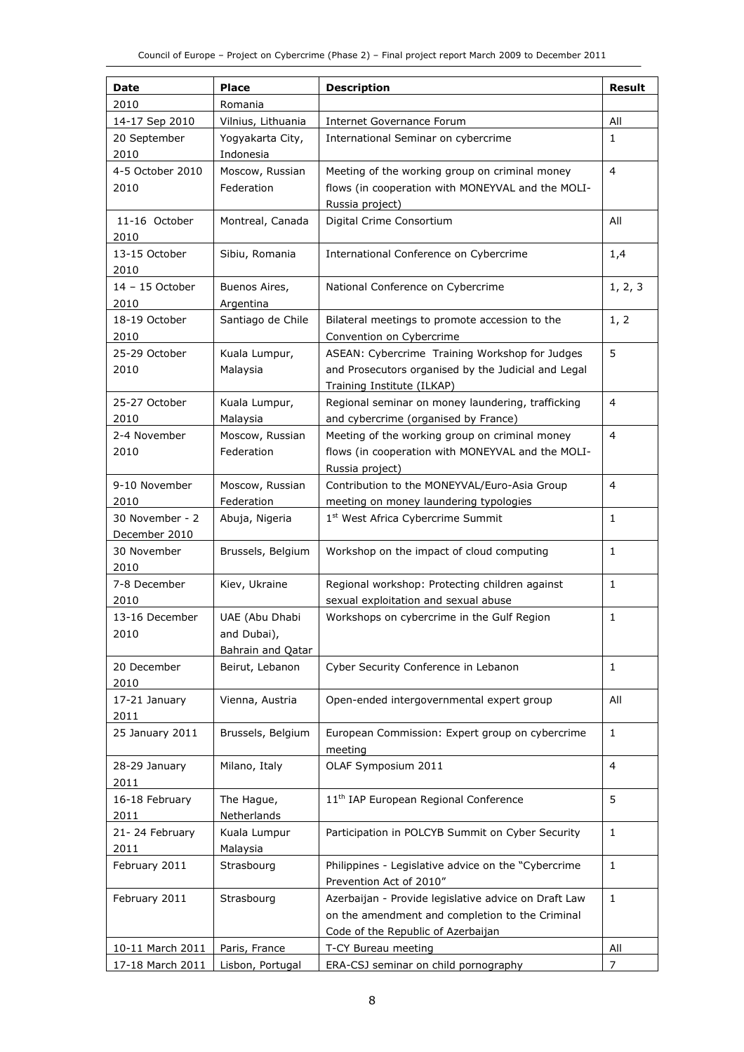| Date | Place | Description | Result |
|---|---|---|---|
| 2010 | Romania | | |
| 14-17 Sep 2010 | Vilnius, Lithuania | Internet Governance Forum | All |
| 20 September 2010 | Yogyakarta City, Indonesia | International Seminar on cybercrime | 1 |
| 4-5 October 2010 | Moscow, Russian Federation | Meeting of the working group on criminal money flows (in cooperation with MONEYVAL and the MOLI-Russia project) | 4 |
| 11-16 October 2010 | Montreal, Canada | Digital Crime Consortium | All |
| 13-15 October 2010 | Sibiu, Romania | International Conference on Cybercrime | 1,4 |
| 14 – 15 October 2010 | Buenos Aires, Argentina | National Conference on Cybercrime | 1, 2, 3 |
| 18-19 October 2010 | Santiago de Chile | Bilateral meetings to promote accession to the Convention on Cybercrime | 1, 2 |
| 25-29 October 2010 | Kuala Lumpur, Malaysia | ASEAN: Cybercrime Training Workshop for Judges and Prosecutors organised by the Judicial and Legal Training Institute (ILKAP) | 5 |
| 25-27 October 2010 | Kuala Lumpur, Malaysia | Regional seminar on money laundering, trafficking and cybercrime (organised by France) | 4 |
| 2-4 November 2010 | Moscow, Russian Federation | Meeting of the working group on criminal money flows (in cooperation with MONEYVAL and the MOLI-Russia project) | 4 |
| 9-10 November 2010 | Moscow, Russian Federation | Contribution to the MONEYVAL/Euro-Asia Group meeting on money laundering typologies | 4 |
| 30 November - 2 December 2010 | Abuja, Nigeria | 1st West Africa Cybercrime Summit | 1 |
| 30 November 2010 | Brussels, Belgium | Workshop on the impact of cloud computing | 1 |
| 7-8 December 2010 | Kiev, Ukraine | Regional workshop: Protecting children against sexual exploitation and sexual abuse | 1 |
| 13-16 December 2010 | UAE (Abu Dhabi and Dubai), Bahrain and Qatar | Workshops on cybercrime in the Gulf Region | 1 |
| 20 December 2010 | Beirut, Lebanon | Cyber Security Conference in Lebanon | 1 |
| 17-21 January 2011 | Vienna, Austria | Open-ended intergovernmental expert group | All |
| 25 January 2011 | Brussels, Belgium | European Commission: Expert group on cybercrime meeting | 1 |
| 28-29 January 2011 | Milano, Italy | OLAF Symposium 2011 | 4 |
| 16-18 February 2011 | The Hague, Netherlands | 11th IAP European Regional Conference | 5 |
| 21- 24 February 2011 | Kuala Lumpur Malaysia | Participation in POLCYB Summit on Cyber Security | 1 |
| February 2011 | Strasbourg | Philippines - Legislative advice on the "Cybercrime Prevention Act of 2010" | 1 |
| February 2011 | Strasbourg | Azerbaijan - Provide legislative advice on Draft Law on the amendment and completion to the Criminal Code of the Republic of Azerbaijan | 1 |
| 10-11 March 2011 | Paris, France | T-CY Bureau meeting | All |
| 17-18 March 2011 | Lisbon, Portugal | ERA-CSJ seminar on child pornography | 7 |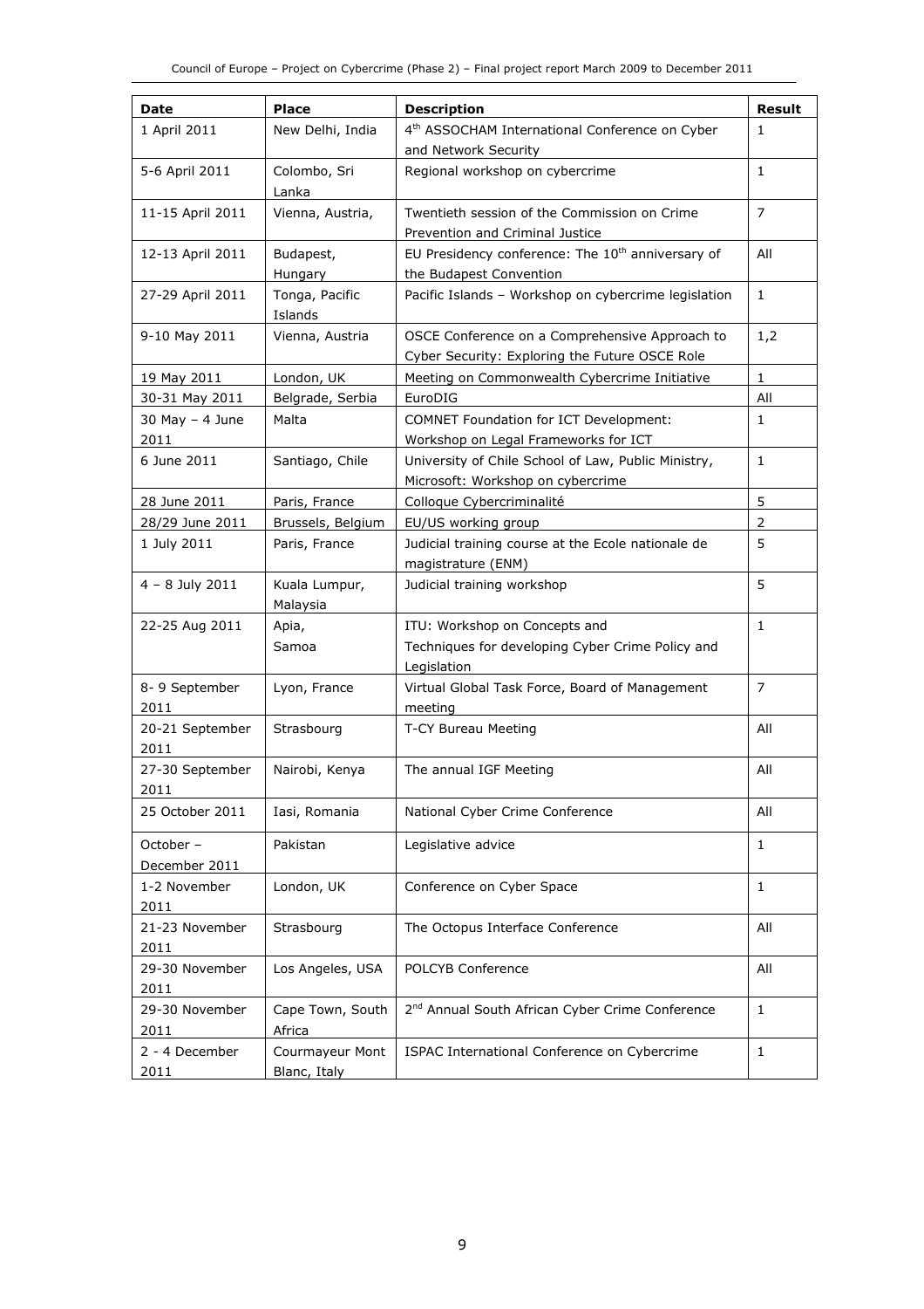| Date | Place | Description | Result |
|---|---|---|---|
| 1 April 2011 | New Delhi, India | 4th ASSOCHAM International Conference on Cyber and Network Security | 1 |
| 5-6 April 2011 | Colombo, Sri Lanka | Regional workshop on cybercrime | 1 |
| 11-15 April 2011 | Vienna, Austria, | Twentieth session of the Commission on Crime Prevention and Criminal Justice | 7 |
| 12-13 April 2011 | Budapest, Hungary | EU Presidency conference: The 10th anniversary of the Budapest Convention | All |
| 27-29 April 2011 | Tonga, Pacific Islands | Pacific Islands – Workshop on cybercrime legislation | 1 |
| 9-10 May 2011 | Vienna, Austria | OSCE Conference on a Comprehensive Approach to Cyber Security: Exploring the Future OSCE Role | 1,2 |
| 19 May 2011 | London, UK | Meeting on Commonwealth Cybercrime Initiative | 1 |
| 30-31 May 2011 | Belgrade, Serbia | EuroDIG | All |
| 30 May – 4 June 2011 | Malta | COMNET Foundation for ICT Development: Workshop on Legal Frameworks for ICT | 1 |
| 6 June 2011 | Santiago, Chile | University of Chile School of Law, Public Ministry, Microsoft: Workshop on cybercrime | 1 |
| 28 June 2011 | Paris, France | Colloque Cybercriminalité | 5 |
| 28/29 June 2011 | Brussels, Belgium | EU/US working group | 2 |
| 1 July 2011 | Paris, France | Judicial training course at the Ecole nationale de magistrature (ENM) | 5 |
| 4 – 8 July 2011 | Kuala Lumpur, Malaysia | Judicial training workshop | 5 |
| 22-25 Aug 2011 | Apia, Samoa | ITU: Workshop on Concepts and Techniques for developing Cyber Crime Policy and Legislation | 1 |
| 8- 9 September 2011 | Lyon, France | Virtual Global Task Force, Board of Management meeting | 7 |
| 20-21 September 2011 | Strasbourg | T-CY Bureau Meeting | All |
| 27-30 September 2011 | Nairobi, Kenya | The annual IGF Meeting | All |
| 25 October 2011 | Iasi, Romania | National Cyber Crime Conference | All |
| October – December 2011 | Pakistan | Legislative advice | 1 |
| 1-2 November 2011 | London, UK | Conference on Cyber Space | 1 |
| 21-23 November 2011 | Strasbourg | The Octopus Interface Conference | All |
| 29-30 November 2011 | Los Angeles, USA | POLCYB Conference | All |
| 29-30 November 2011 | Cape Town, South Africa | 2nd Annual South African Cyber Crime Conference | 1 |
| 2 - 4 December 2011 | Courmayeur Mont Blanc, Italy | ISPAC International Conference on Cybercrime | 1 |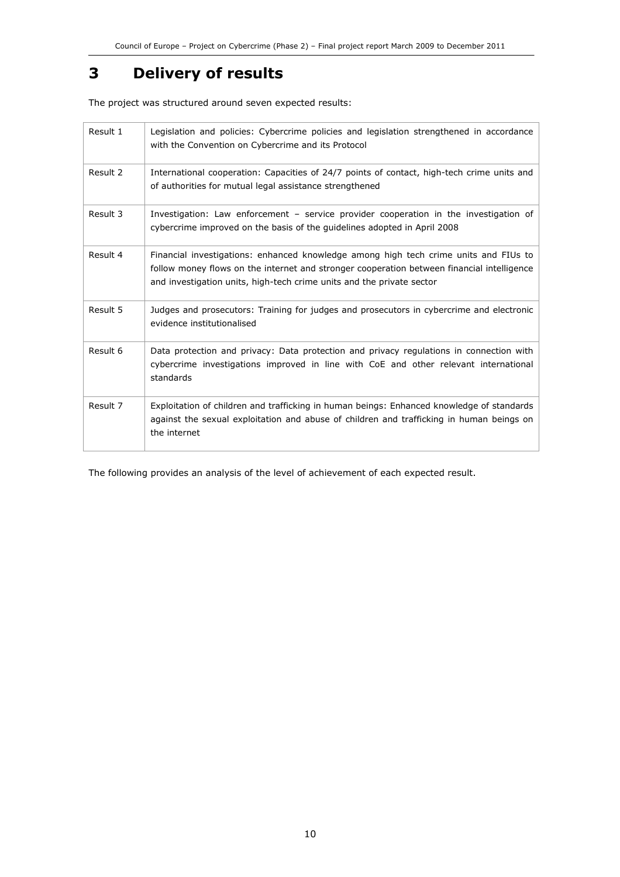# 3 Delivery of results

The project was structured around seven expected results:

| | |
|---|---|
| Result 1 | Legislation and policies: Cybercrime policies and legislation strengthened in accordance with the Convention on Cybercrime and its Protocol |
| Result 2 | International cooperation: Capacities of 24/7 points of contact, high-tech crime units and of authorities for mutual legal assistance strengthened |
| Result 3 | Investigation: Law enforcement – service provider cooperation in the investigation of cybercrime improved on the basis of the guidelines adopted in April 2008 |
| Result 4 | Financial investigations: enhanced knowledge among high tech crime units and FIUs to follow money flows on the internet and stronger cooperation between financial intelligence and investigation units, high-tech crime units and the private sector |
| Result 5 | Judges and prosecutors: Training for judges and prosecutors in cybercrime and electronic evidence institutionalised |
| Result 6 | Data protection and privacy: Data protection and privacy regulations in connection with cybercrime investigations improved in line with CoE and other relevant international standards |
| Result 7 | Exploitation of children and trafficking in human beings: Enhanced knowledge of standards against the sexual exploitation and abuse of children and trafficking in human beings on the internet |

The following provides an analysis of the level of achievement of each expected result.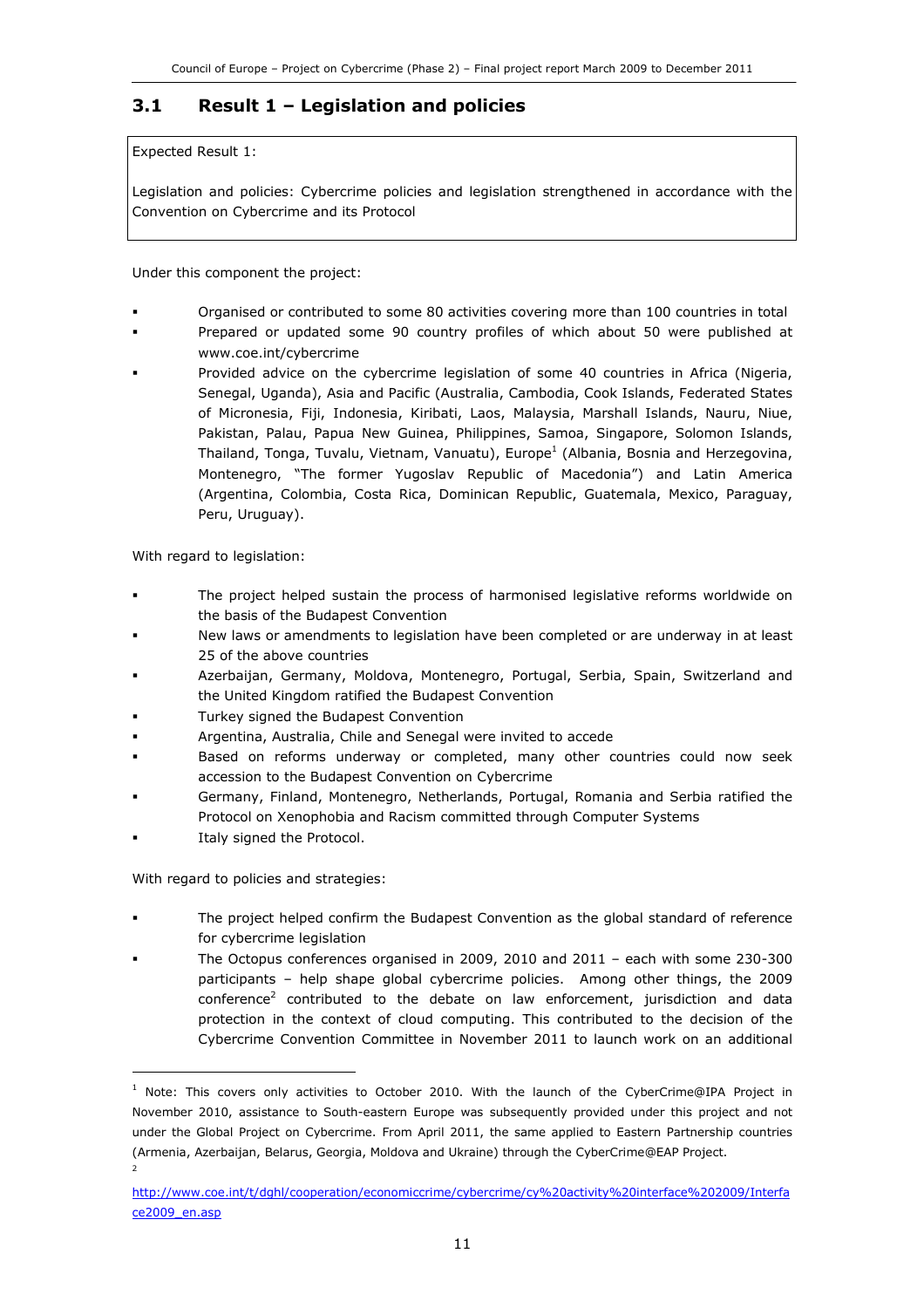### 3.1 Result 1 – Legislation and policies

Expected Result 1:

Legislation and policies: Cybercrime policies and legislation strengthened in accordance with the Convention on Cybercrime and its Protocol

Under this component the project:

- Organised or contributed to some 80 activities covering more than 100 countries in total
- Prepared or updated some 90 country profiles of which about 50 were published at www.coe.int/cybercrime
- Provided advice on the cybercrime legislation of some 40 countries in Africa (Nigeria, Senegal, Uganda), Asia and Pacific (Australia, Cambodia, Cook Islands, Federated States of Micronesia, Fiji, Indonesia, Kiribati, Laos, Malaysia, Marshall Islands, Nauru, Niue, Pakistan, Palau, Papua New Guinea, Philippines, Samoa, Singapore, Solomon Islands, Thailand, Tonga, Tuvalu, Vietnam, Vanuatu), Europe[1] (Albania, Bosnia and Herzegovina, Montenegro, "The former Yugoslav Republic of Macedonia") and Latin America (Argentina, Colombia, Costa Rica, Dominican Republic, Guatemala, Mexico, Paraguay, Peru, Uruguay).

With regard to legislation:

- The project helped sustain the process of harmonised legislative reforms worldwide on the basis of the Budapest Convention
- New laws or amendments to legislation have been completed or are underway in at least 25 of the above countries
- Azerbaijan, Germany, Moldova, Montenegro, Portugal, Serbia, Spain, Switzerland and the United Kingdom ratified the Budapest Convention
- Turkey signed the Budapest Convention
- Argentina, Australia, Chile and Senegal were invited to accede
- Based on reforms underway or completed, many other countries could now seek accession to the Budapest Convention on Cybercrime
- Germany, Finland, Montenegro, Netherlands, Portugal, Romania and Serbia ratified the Protocol on Xenophobia and Racism committed through Computer Systems
- Italy signed the Protocol.

With regard to policies and strategies:

- The project helped confirm the Budapest Convention as the global standard of reference for cybercrime legislation
- The Octopus conferences organised in 2009, 2010 and 2011 – each with some 230-300 participants – help shape global cybercrime policies. Among other things, the 2009 conference[2] contributed to the debate on law enforcement, jurisdiction and data protection in the context of cloud computing. This contributed to the decision of the Cybercrime Convention Committee in November 2011 to launch work on an additional

---

[1] Note: This covers only activities to October 2010. With the launch of the CyberCrime@IPA Project in November 2010, assistance to South-eastern Europe was subsequently provided under this project and not under the Global Project on Cybercrime. From April 2011, the same applied to Eastern Partnership countries (Armenia, Azerbaijan, Belarus, Georgia, Moldova and Ukraine) through the CyberCrime@EAP Project.

[2] http://www.coe.int/t/dghl/cooperation/economiccrime/cybercrime/cy%20activity%20interface%202009/Interface2009_en.asp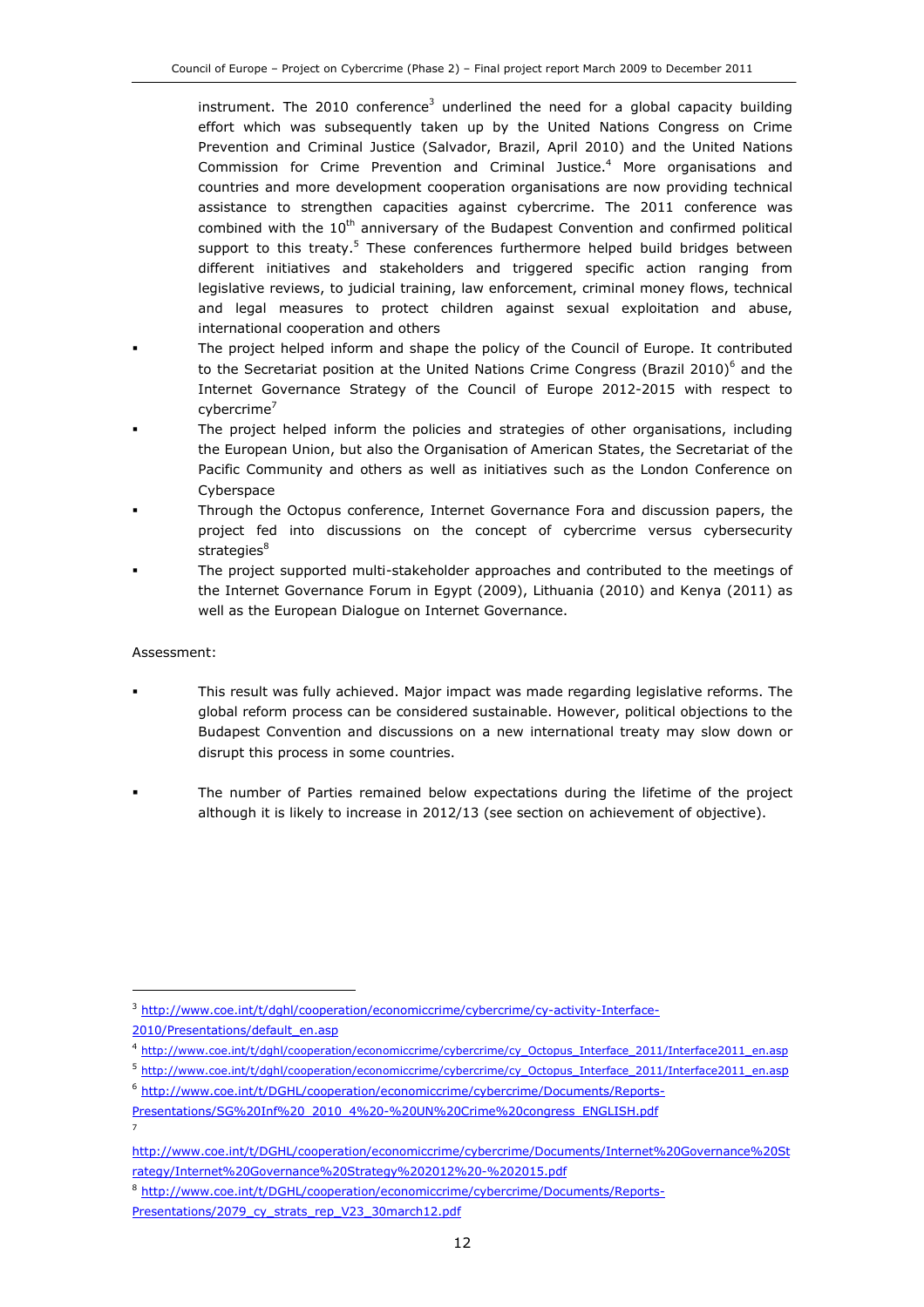instrument. The 2010 conference[3] underlined the need for a global capacity building effort which was subsequently taken up by the United Nations Congress on Crime Prevention and Criminal Justice (Salvador, Brazil, April 2010) and the United Nations Commission for Crime Prevention and Criminal Justice.[4] More organisations and countries and more development cooperation organisations are now providing technical assistance to strengthen capacities against cybercrime. The 2011 conference was combined with the 10th anniversary of the Budapest Convention and confirmed political support to this treaty.[5] These conferences furthermore helped build bridges between different initiatives and stakeholders and triggered specific action ranging from legislative reviews, to judicial training, law enforcement, criminal money flows, technical and legal measures to protect children against sexual exploitation and abuse, international cooperation and others

- The project helped inform and shape the policy of the Council of Europe. It contributed to the Secretariat position at the United Nations Crime Congress (Brazil 2010)[6] and the Internet Governance Strategy of the Council of Europe 2012-2015 with respect to cybercrime[7]
- The project helped inform the policies and strategies of other organisations, including the European Union, but also the Organisation of American States, the Secretariat of the Pacific Community and others as well as initiatives such as the London Conference on Cyberspace
- Through the Octopus conference, Internet Governance Fora and discussion papers, the project fed into discussions on the concept of cybercrime versus cybersecurity strategies[8]
- The project supported multi-stakeholder approaches and contributed to the meetings of the Internet Governance Forum in Egypt (2009), Lithuania (2010) and Kenya (2011) as well as the European Dialogue on Internet Governance.

Assessment:

- This result was fully achieved. Major impact was made regarding legislative reforms. The global reform process can be considered sustainable. However, political objections to the Budapest Convention and discussions on a new international treaty may slow down or disrupt this process in some countries.
- The number of Parties remained below expectations during the lifetime of the project although it is likely to increase in 2012/13 (see section on achievement of objective).

---

[3] http://www.coe.int/t/dghl/cooperation/economiccrime/cybercrime/cy-activity-Interface-2010/Presentations/default_en.asp

[4] http://www.coe.int/t/dghl/cooperation/economiccrime/cybercrime/cy_Octopus_Interface_2011/Interface2011_en.asp

[5] http://www.coe.int/t/dghl/cooperation/economiccrime/cybercrime/cy_Octopus_Interface_2011/Interface2011_en.asp

[6] http://www.coe.int/t/DGHL/cooperation/economiccrime/cybercrime/Documents/Reports-Presentations/SG%20Inf%20_2010_4%20-%20UN%20Crime%20congress_ENGLISH.pdf

[7] http://www.coe.int/t/DGHL/cooperation/economiccrime/cybercrime/Documents/Internet%20Governance%20Strategy/Internet%20Governance%20Strategy%202012%20-%202015.pdf

[8] http://www.coe.int/t/DGHL/cooperation/economiccrime/cybercrime/Documents/Reports-Presentations/2079_cy_strats_rep_V23_30march12.pdf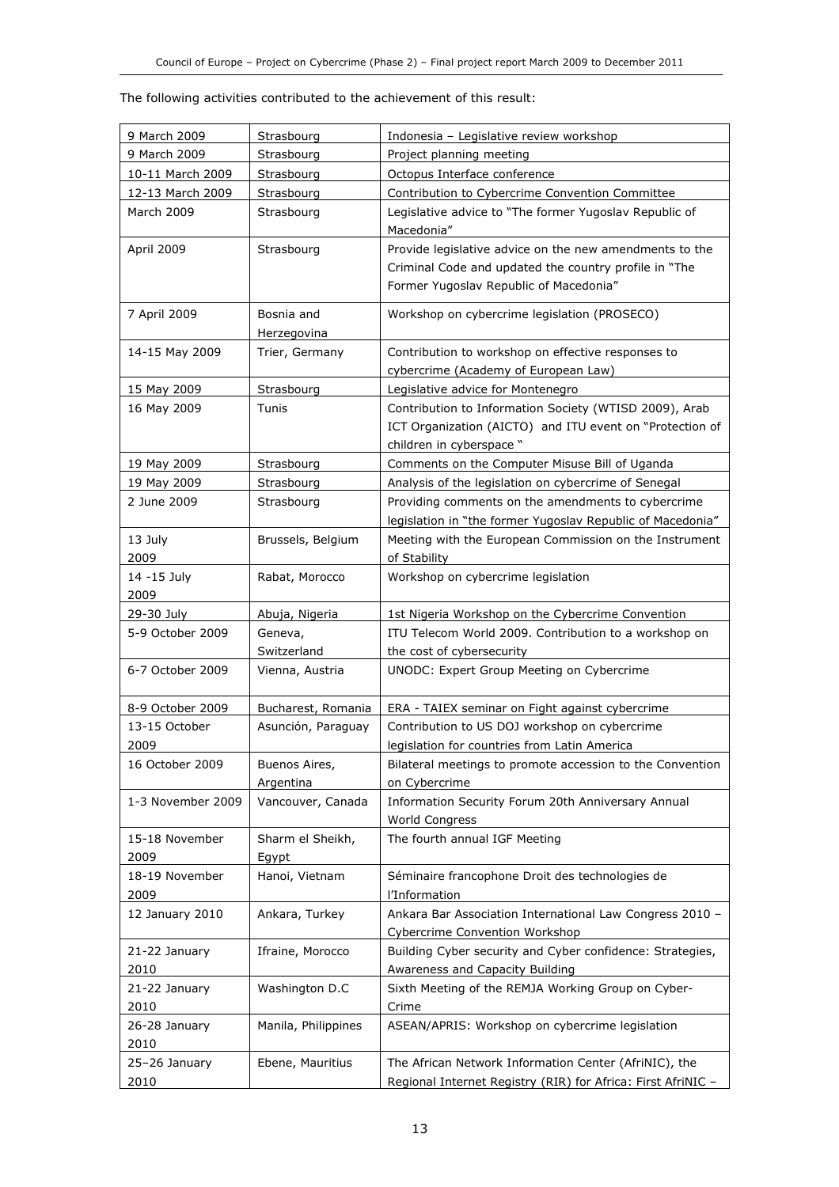The following activities contributed to the achievement of this result:

| | | |
|---|---|---|
| 9 March 2009 | Strasbourg | Indonesia – Legislative review workshop |
| 9 March 2009 | Strasbourg | Project planning meeting |
| 10-11 March 2009 | Strasbourg | Octopus Interface conference |
| 12-13 March 2009 | Strasbourg | Contribution to Cybercrime Convention Committee |
| March 2009 | Strasbourg | Legislative advice to "The former Yugoslav Republic of Macedonia" |
| April 2009 | Strasbourg | Provide legislative advice on the new amendments to the Criminal Code and updated the country profile in "The Former Yugoslav Republic of Macedonia" |
| 7 April 2009 | Bosnia and Herzegovina | Workshop on cybercrime legislation (PROSECO) |
| 14-15 May 2009 | Trier, Germany | Contribution to workshop on effective responses to cybercrime (Academy of European Law) |
| 15 May 2009 | Strasbourg | Legislative advice for Montenegro |
| 16 May 2009 | Tunis | Contribution to Information Society (WTISD 2009), Arab ICT Organization (AICTO) and ITU event on "Protection of children in cyberspace " |
| 19 May 2009 | Strasbourg | Comments on the Computer Misuse Bill of Uganda |
| 19 May 2009 | Strasbourg | Analysis of the legislation on cybercrime of Senegal |
| 2 June 2009 | Strasbourg | Providing comments on the amendments to cybercrime legislation in "the former Yugoslav Republic of Macedonia" |
| 13 July 2009 | Brussels, Belgium | Meeting with the European Commission on the Instrument of Stability |
| 14 -15 July 2009 | Rabat, Morocco | Workshop on cybercrime legislation |
| 29-30 July | Abuja, Nigeria | 1st Nigeria Workshop on the Cybercrime Convention |
| 5-9 October 2009 | Geneva, Switzerland | ITU Telecom World 2009. Contribution to a workshop on the cost of cybersecurity |
| 6-7 October 2009 | Vienna, Austria | UNODC: Expert Group Meeting on Cybercrime |
| 8-9 October 2009 | Bucharest, Romania | ERA - TAIEX seminar on Fight against cybercrime |
| 13-15 October 2009 | Asunción, Paraguay | Contribution to US DOJ workshop on cybercrime legislation for countries from Latin America |
| 16 October 2009 | Buenos Aires, Argentina | Bilateral meetings to promote accession to the Convention on Cybercrime |
| 1-3 November 2009 | Vancouver, Canada | Information Security Forum 20th Anniversary Annual World Congress |
| 15-18 November 2009 | Sharm el Sheikh, Egypt | The fourth annual IGF Meeting |
| 18-19 November 2009 | Hanoi, Vietnam | Séminaire francophone Droit des technologies de l'Information |
| 12 January 2010 | Ankara, Turkey | Ankara Bar Association International Law Congress 2010 – Cybercrime Convention Workshop |
| 21-22 January 2010 | Ifraine, Morocco | Building Cyber security and Cyber confidence: Strategies, Awareness and Capacity Building |
| 21-22 January 2010 | Washington D.C | Sixth Meeting of the REMJA Working Group on Cyber-Crime |
| 26-28 January 2010 | Manila, Philippines | ASEAN/APRIS: Workshop on cybercrime legislation |
| 25–26 January 2010 | Ebene, Mauritius | The African Network Information Center (AfriNIC), the Regional Internet Registry (RIR) for Africa: First AfriNIC – |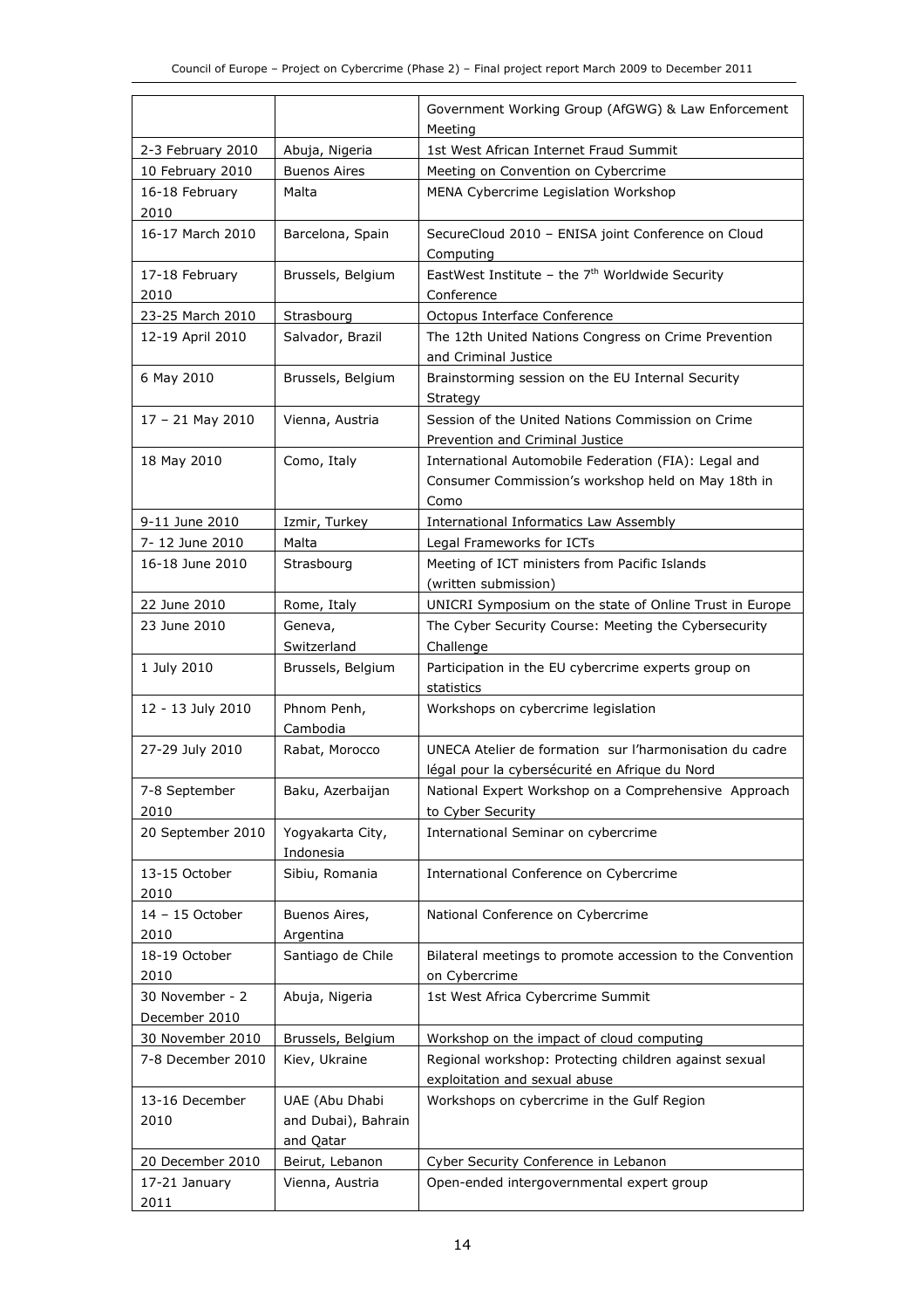| | | |
|---|---|---|
| | | Government Working Group (AfGWG) & Law Enforcement Meeting |
| 2-3 February 2010 | Abuja, Nigeria | 1st West African Internet Fraud Summit |
| 10 February 2010 | Buenos Aires | Meeting on Convention on Cybercrime |
| 16-18 February 2010 | Malta | MENA Cybercrime Legislation Workshop |
| 16-17 March 2010 | Barcelona, Spain | SecureCloud 2010 – ENISA joint Conference on Cloud Computing |
| 17-18 February 2010 | Brussels, Belgium | EastWest Institute – the 7th Worldwide Security Conference |
| 23-25 March 2010 | Strasbourg | Octopus Interface Conference |
| 12-19 April 2010 | Salvador, Brazil | The 12th United Nations Congress on Crime Prevention and Criminal Justice |
| 6 May 2010 | Brussels, Belgium | Brainstorming session on the EU Internal Security Strategy |
| 17 – 21 May 2010 | Vienna, Austria | Session of the United Nations Commission on Crime Prevention and Criminal Justice |
| 18 May 2010 | Como, Italy | International Automobile Federation (FIA): Legal and Consumer Commission's workshop held on May 18th in Como |
| 9-11 June 2010 | Izmir, Turkey | International Informatics Law Assembly |
| 7- 12 June 2010 | Malta | Legal Frameworks for ICTs |
| 16-18 June 2010 | Strasbourg | Meeting of ICT ministers from Pacific Islands (written submission) |
| 22 June 2010 | Rome, Italy | UNICRI Symposium on the state of Online Trust in Europe |
| 23 June 2010 | Geneva, Switzerland | The Cyber Security Course: Meeting the Cybersecurity Challenge |
| 1 July 2010 | Brussels, Belgium | Participation in the EU cybercrime experts group on statistics |
| 12 - 13 July 2010 | Phnom Penh, Cambodia | Workshops on cybercrime legislation |
| 27-29 July 2010 | Rabat, Morocco | UNECA Atelier de formation sur l'harmonisation du cadre légal pour la cybersécurité en Afrique du Nord |
| 7-8 September 2010 | Baku, Azerbaijan | National Expert Workshop on a Comprehensive Approach to Cyber Security |
| 20 September 2010 | Yogyakarta City, Indonesia | International Seminar on cybercrime |
| 13-15 October 2010 | Sibiu, Romania | International Conference on Cybercrime |
| 14 – 15 October 2010 | Buenos Aires, Argentina | National Conference on Cybercrime |
| 18-19 October 2010 | Santiago de Chile | Bilateral meetings to promote accession to the Convention on Cybercrime |
| 30 November - 2 December 2010 | Abuja, Nigeria | 1st West Africa Cybercrime Summit |
| 30 November 2010 | Brussels, Belgium | Workshop on the impact of cloud computing |
| 7-8 December 2010 | Kiev, Ukraine | Regional workshop: Protecting children against sexual exploitation and sexual abuse |
| 13-16 December 2010 | UAE (Abu Dhabi and Dubai), Bahrain and Qatar | Workshops on cybercrime in the Gulf Region |
| 20 December 2010 | Beirut, Lebanon | Cyber Security Conference in Lebanon |
| 17-21 January 2011 | Vienna, Austria | Open-ended intergovernmental expert group |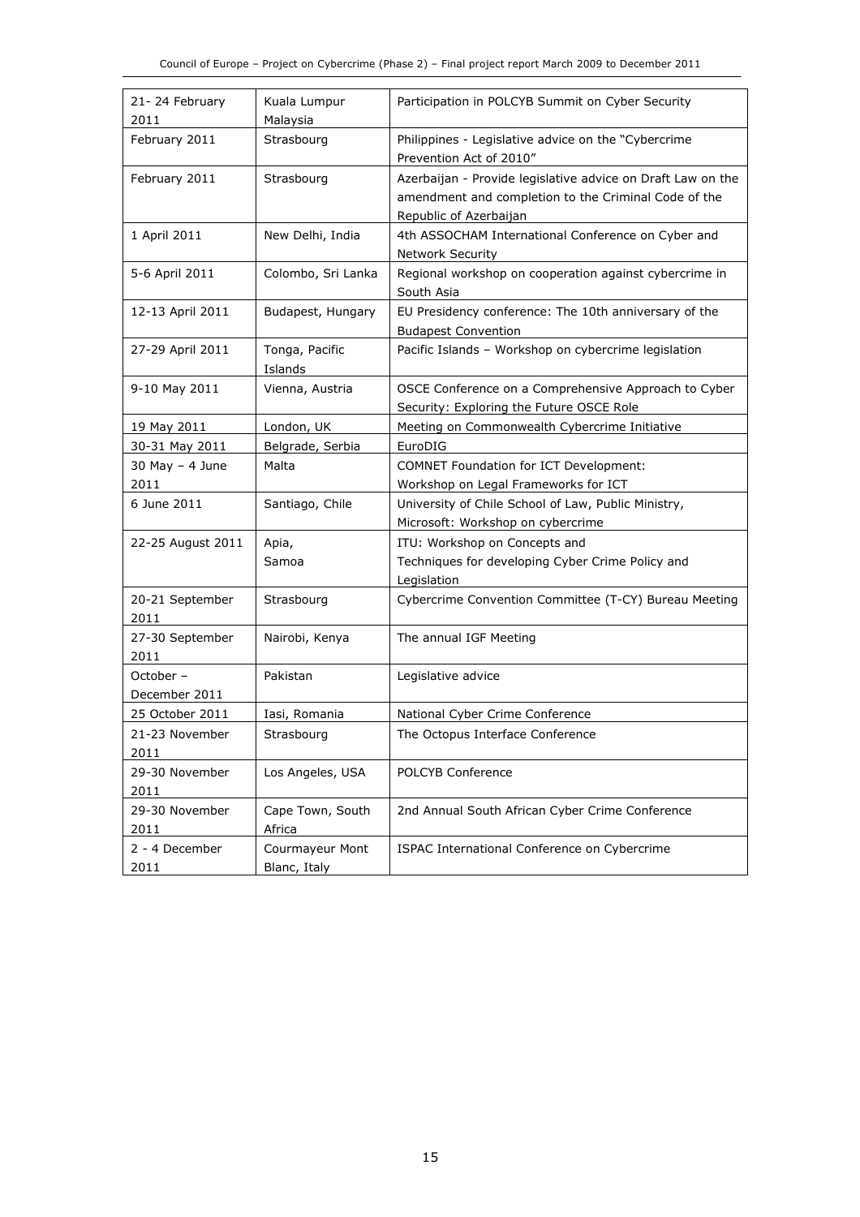| | | |
|---|---|---|
| 21- 24 February 2011 | Kuala Lumpur Malaysia | Participation in POLCYB Summit on Cyber Security |
| February 2011 | Strasbourg | Philippines - Legislative advice on the "Cybercrime Prevention Act of 2010" |
| February 2011 | Strasbourg | Azerbaijan - Provide legislative advice on Draft Law on the amendment and completion to the Criminal Code of the Republic of Azerbaijan |
| 1 April 2011 | New Delhi, India | 4th ASSOCHAM International Conference on Cyber and Network Security |
| 5-6 April 2011 | Colombo, Sri Lanka | Regional workshop on cooperation against cybercrime in South Asia |
| 12-13 April 2011 | Budapest, Hungary | EU Presidency conference: The 10th anniversary of the Budapest Convention |
| 27-29 April 2011 | Tonga, Pacific Islands | Pacific Islands – Workshop on cybercrime legislation |
| 9-10 May 2011 | Vienna, Austria | OSCE Conference on a Comprehensive Approach to Cyber Security: Exploring the Future OSCE Role |
| 19 May 2011 | London, UK | Meeting on Commonwealth Cybercrime Initiative |
| 30-31 May 2011 | Belgrade, Serbia | EuroDIG |
| 30 May – 4 June 2011 | Malta | COMNET Foundation for ICT Development: Workshop on Legal Frameworks for ICT |
| 6 June 2011 | Santiago, Chile | University of Chile School of Law, Public Ministry, Microsoft: Workshop on cybercrime |
| 22-25 August 2011 | Apia, Samoa | ITU: Workshop on Concepts and Techniques for developing Cyber Crime Policy and Legislation |
| 20-21 September 2011 | Strasbourg | Cybercrime Convention Committee (T-CY) Bureau Meeting |
| 27-30 September 2011 | Nairobi, Kenya | The annual IGF Meeting |
| October – December 2011 | Pakistan | Legislative advice |
| 25 October 2011 | Iasi, Romania | National Cyber Crime Conference |
| 21-23 November 2011 | Strasbourg | The Octopus Interface Conference |
| 29-30 November 2011 | Los Angeles, USA | POLCYB Conference |
| 29-30 November 2011 | Cape Town, South Africa | 2nd Annual South African Cyber Crime Conference |
| 2 - 4 December 2011 | Courmayeur Mont Blanc, Italy | ISPAC International Conference on Cybercrime |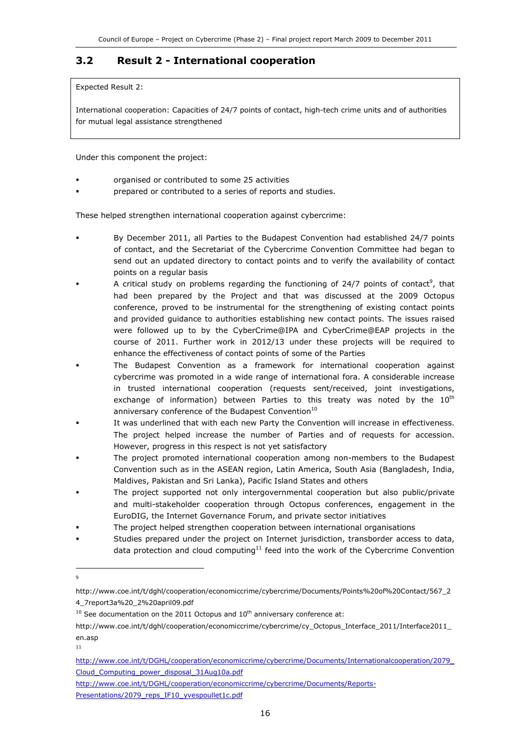## 3.2 Result 2 - International cooperation

> Expected Result 2:
>
> International cooperation: Capacities of 24/7 points of contact, high-tech crime units and of authorities for mutual legal assistance strengthened

Under this component the project:

- organised or contributed to some 25 activities
- prepared or contributed to a series of reports and studies.

These helped strengthen international cooperation against cybercrime:

- By December 2011, all Parties to the Budapest Convention had established 24/7 points of contact, and the Secretariat of the Cybercrime Convention Committee had began to send out an updated directory to contact points and to verify the availability of contact points on a regular basis
- A critical study on problems regarding the functioning of 24/7 points of contact[9], that had been prepared by the Project and that was discussed at the 2009 Octopus conference, proved to be instrumental for the strengthening of existing contact points and provided guidance to authorities establishing new contact points. The issues raised were followed up to by the CyberCrime@IPA and CyberCrime@EAP projects in the course of 2011. Further work in 2012/13 under these projects will be required to enhance the effectiveness of contact points of some of the Parties
- The Budapest Convention as a framework for international cooperation against cybercrime was promoted in a wide range of international fora. A considerable increase in trusted international cooperation (requests sent/received, joint investigations, exchange of information) between Parties to this treaty was noted by the 10th anniversary conference of the Budapest Convention[10]
- It was underlined that with each new Party the Convention will increase in effectiveness. The project helped increase the number of Parties and of requests for accession. However, progress in this respect is not yet satisfactory
- The project promoted international cooperation among non-members to the Budapest Convention such as in the ASEAN region, Latin America, South Asia (Bangladesh, India, Maldives, Pakistan and Sri Lanka), Pacific Island States and others
- The project supported not only intergovernmental cooperation but also public/private and multi-stakeholder cooperation through Octopus conferences, engagement in the EuroDIG, the Internet Governance Forum, and private sector initiatives
- The project helped strengthen cooperation between international organisations
- Studies prepared under the project on Internet jurisdiction, transborder access to data, data protection and cloud computing[11] feed into the work of the Cybercrime Convention

---

[9] http://www.coe.int/t/dghl/cooperation/economiccrime/cybercrime/Documents/Points%20of%20Contact/567_24_7report3a%20_2%20april09.pdf

[10] See documentation on the 2011 Octopus and 10th anniversary conference at: http://www.coe.int/t/dghl/cooperation/economiccrime/cybercrime/cy_Octopus_Interface_2011/Interface2011_en.asp

[11] http://www.coe.int/t/DGHL/cooperation/economiccrime/cybercrime/Documents/Internationalcooperation/2079_Cloud_Computing_power_disposal_31Aug10a.pdf
http://www.coe.int/t/DGHL/cooperation/economiccrime/cybercrime/Documents/Reports-Presentations/2079_reps_IF10_yvespoullet1c.pdf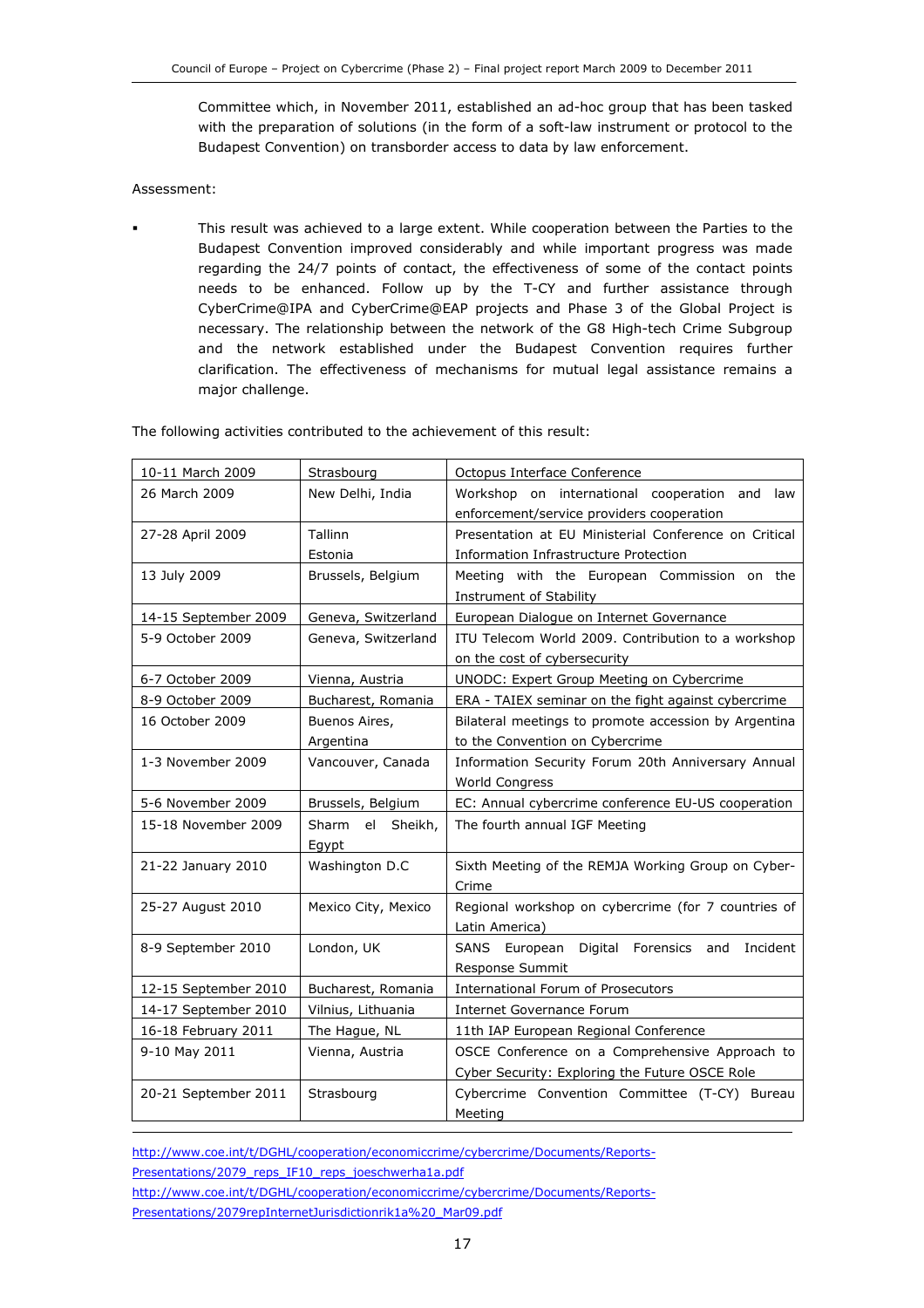Committee which, in November 2011, established an ad-hoc group that has been tasked with the preparation of solutions (in the form of a soft-law instrument or protocol to the Budapest Convention) on transborder access to data by law enforcement.

Assessment:

- This result was achieved to a large extent. While cooperation between the Parties to the Budapest Convention improved considerably and while important progress was made regarding the 24/7 points of contact, the effectiveness of some of the contact points needs to be enhanced. Follow up by the T-CY and further assistance through CyberCrime@IPA and CyberCrime@EAP projects and Phase 3 of the Global Project is necessary. The relationship between the network of the G8 High-tech Crime Subgroup and the network established under the Budapest Convention requires further clarification. The effectiveness of mechanisms for mutual legal assistance remains a major challenge.

The following activities contributed to the achievement of this result:

| 10-11 March 2009 | Strasbourg | Octopus Interface Conference |
|---|---|---|
| 26 March 2009 | New Delhi, India | Workshop on international cooperation and law enforcement/service providers cooperation |
| 27-28 April 2009 | Tallinn Estonia | Presentation at EU Ministerial Conference on Critical Information Infrastructure Protection |
| 13 July 2009 | Brussels, Belgium | Meeting with the European Commission on the Instrument of Stability |
| 14-15 September 2009 | Geneva, Switzerland | European Dialogue on Internet Governance |
| 5-9 October 2009 | Geneva, Switzerland | ITU Telecom World 2009. Contribution to a workshop on the cost of cybersecurity |
| 6-7 October 2009 | Vienna, Austria | UNODC: Expert Group Meeting on Cybercrime |
| 8-9 October 2009 | Bucharest, Romania | ERA - TAIEX seminar on the fight against cybercrime |
| 16 October 2009 | Buenos Aires, Argentina | Bilateral meetings to promote accession by Argentina to the Convention on Cybercrime |
| 1-3 November 2009 | Vancouver, Canada | Information Security Forum 20th Anniversary Annual World Congress |
| 5-6 November 2009 | Brussels, Belgium | EC: Annual cybercrime conference EU-US cooperation |
| 15-18 November 2009 | Sharm el Sheikh, Egypt | The fourth annual IGF Meeting |
| 21-22 January 2010 | Washington D.C | Sixth Meeting of the REMJA Working Group on Cyber-Crime |
| 25-27 August 2010 | Mexico City, Mexico | Regional workshop on cybercrime (for 7 countries of Latin America) |
| 8-9 September 2010 | London, UK | SANS European Digital Forensics and Incident Response Summit |
| 12-15 September 2010 | Bucharest, Romania | International Forum of Prosecutors |
| 14-17 September 2010 | Vilnius, Lithuania | Internet Governance Forum |
| 16-18 February 2011 | The Hague, NL | 11th IAP European Regional Conference |
| 9-10 May 2011 | Vienna, Austria | OSCE Conference on a Comprehensive Approach to Cyber Security: Exploring the Future OSCE Role |
| 20-21 September 2011 | Strasbourg | Cybercrime Convention Committee (T-CY) Bureau Meeting |

http://www.coe.int/t/DGHL/cooperation/economiccrime/cybercrime/Documents/Reports-Presentations/2079_reps_IF10_reps_joeschwerha1a.pdf

http://www.coe.int/t/DGHL/cooperation/economiccrime/cybercrime/Documents/Reports-Presentations/2079repInternetJurisdictionrik1a%20_Mar09.pdf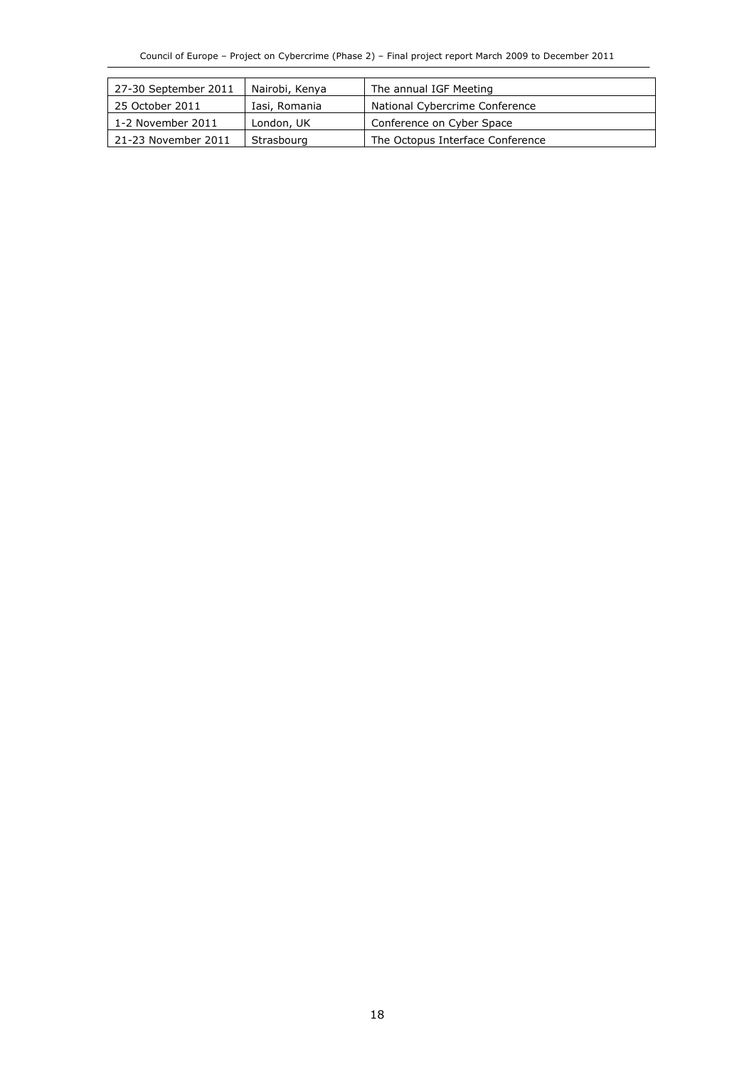| 27-30 September 2011 | Nairobi, Kenya | The annual IGF Meeting |
|---|---|---|
| 25 October 2011 | Iasi, Romania | National Cybercrime Conference |
| 1-2 November 2011 | London, UK | Conference on Cyber Space |
| 21-23 November 2011 | Strasbourg | The Octopus Interface Conference |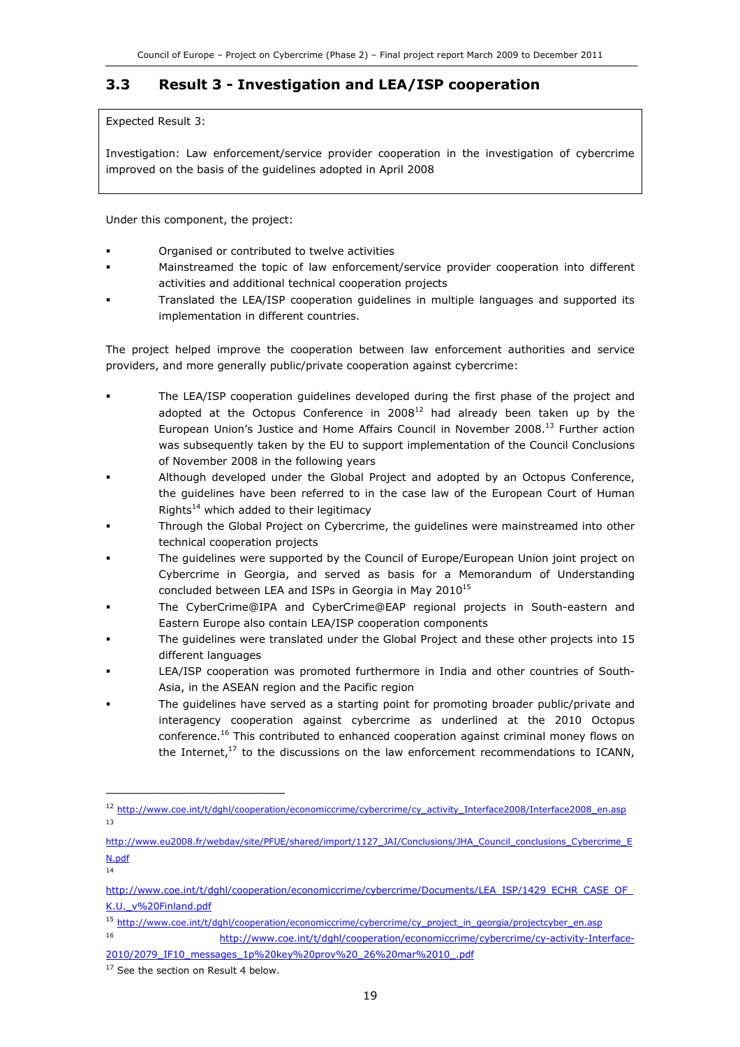## 3.3 Result 3 - Investigation and LEA/ISP cooperation

Expected Result 3:

Investigation: Law enforcement/service provider cooperation in the investigation of cybercrime improved on the basis of the guidelines adopted in April 2008

Under this component, the project:

- Organised or contributed to twelve activities
- Mainstreamed the topic of law enforcement/service provider cooperation into different activities and additional technical cooperation projects
- Translated the LEA/ISP cooperation guidelines in multiple languages and supported its implementation in different countries.

The project helped improve the cooperation between law enforcement authorities and service providers, and more generally public/private cooperation against cybercrime:

- The LEA/ISP cooperation guidelines developed during the first phase of the project and adopted at the Octopus Conference in 2008[12] had already been taken up by the European Union's Justice and Home Affairs Council in November 2008.[13] Further action was subsequently taken by the EU to support implementation of the Council Conclusions of November 2008 in the following years
- Although developed under the Global Project and adopted by an Octopus Conference, the guidelines have been referred to in the case law of the European Court of Human Rights[14] which added to their legitimacy
- Through the Global Project on Cybercrime, the guidelines were mainstreamed into other technical cooperation projects
- The guidelines were supported by the Council of Europe/European Union joint project on Cybercrime in Georgia, and served as basis for a Memorandum of Understanding concluded between LEA and ISPs in Georgia in May 2010[15]
- The CyberCrime@IPA and CyberCrime@EAP regional projects in South-eastern and Eastern Europe also contain LEA/ISP cooperation components
- The guidelines were translated under the Global Project and these other projects into 15 different languages
- LEA/ISP cooperation was promoted furthermore in India and other countries of South-Asia, in the ASEAN region and the Pacific region
- The guidelines have served as a starting point for promoting broader public/private and interagency cooperation against cybercrime as underlined at the 2010 Octopus conference.[16] This contributed to enhanced cooperation against criminal money flows on the Internet,[17] to the discussions on the law enforcement recommendations to ICANN,

---

[12] http://www.coe.int/t/dghl/cooperation/economiccrime/cybercrime/cy_activity_Interface2008/Interface2008_en.asp

[13] http://www.eu2008.fr/webdav/site/PFUE/shared/import/1127_JAI/Conclusions/JHA_Council_conclusions_Cybercrime_EN.pdf

[14] http://www.coe.int/t/dghl/cooperation/economiccrime/cybercrime/Documents/LEA_ISP/1429_ECHR_CASE_OF_K.U._v%20Finland.pdf

[15] http://www.coe.int/t/dghl/cooperation/economiccrime/cybercrime/cy_project_in_georgia/projectcyber_en.asp

[16] http://www.coe.int/t/dghl/cooperation/economiccrime/cybercrime/cy-activity-Interface-2010/2079_IF10_messages_1p%20key%20prov%20_26%20mar%2010_.pdf

[17] See the section on Result 4 below.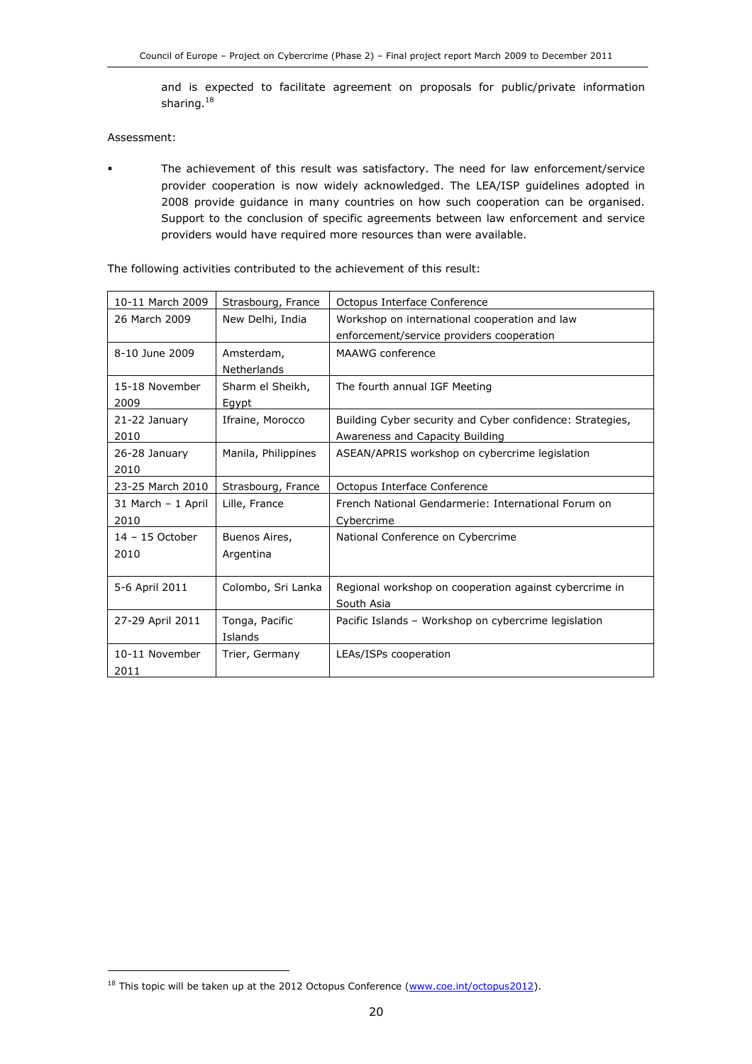and is expected to facilitate agreement on proposals for public/private information sharing.[18]

Assessment:

- The achievement of this result was satisfactory. The need for law enforcement/service provider cooperation is now widely acknowledged. The LEA/ISP guidelines adopted in 2008 provide guidance in many countries on how such cooperation can be organised. Support to the conclusion of specific agreements between law enforcement and service providers would have required more resources than were available.

The following activities contributed to the achievement of this result:

| | | |
|---|---|---|
| 10-11 March 2009 | Strasbourg, France | Octopus Interface Conference |
| 26 March 2009 | New Delhi, India | Workshop on international cooperation and law enforcement/service providers cooperation |
| 8-10 June 2009 | Amsterdam, Netherlands | MAAWG conference |
| 15-18 November 2009 | Sharm el Sheikh, Egypt | The fourth annual IGF Meeting |
| 21-22 January 2010 | Ifraine, Morocco | Building Cyber security and Cyber confidence: Strategies, Awareness and Capacity Building |
| 26-28 January 2010 | Manila, Philippines | ASEAN/APRIS workshop on cybercrime legislation |
| 23-25 March 2010 | Strasbourg, France | Octopus Interface Conference |
| 31 March – 1 April 2010 | Lille, France | French National Gendarmerie: International Forum on Cybercrime |
| 14 – 15 October 2010 | Buenos Aires, Argentina | National Conference on Cybercrime |
| 5-6 April 2011 | Colombo, Sri Lanka | Regional workshop on cooperation against cybercrime in South Asia |
| 27-29 April 2011 | Tonga, Pacific Islands | Pacific Islands – Workshop on cybercrime legislation |
| 10-11 November 2011 | Trier, Germany | LEAs/ISPs cooperation |

[18] This topic will be taken up at the 2012 Octopus Conference (www.coe.int/octopus2012).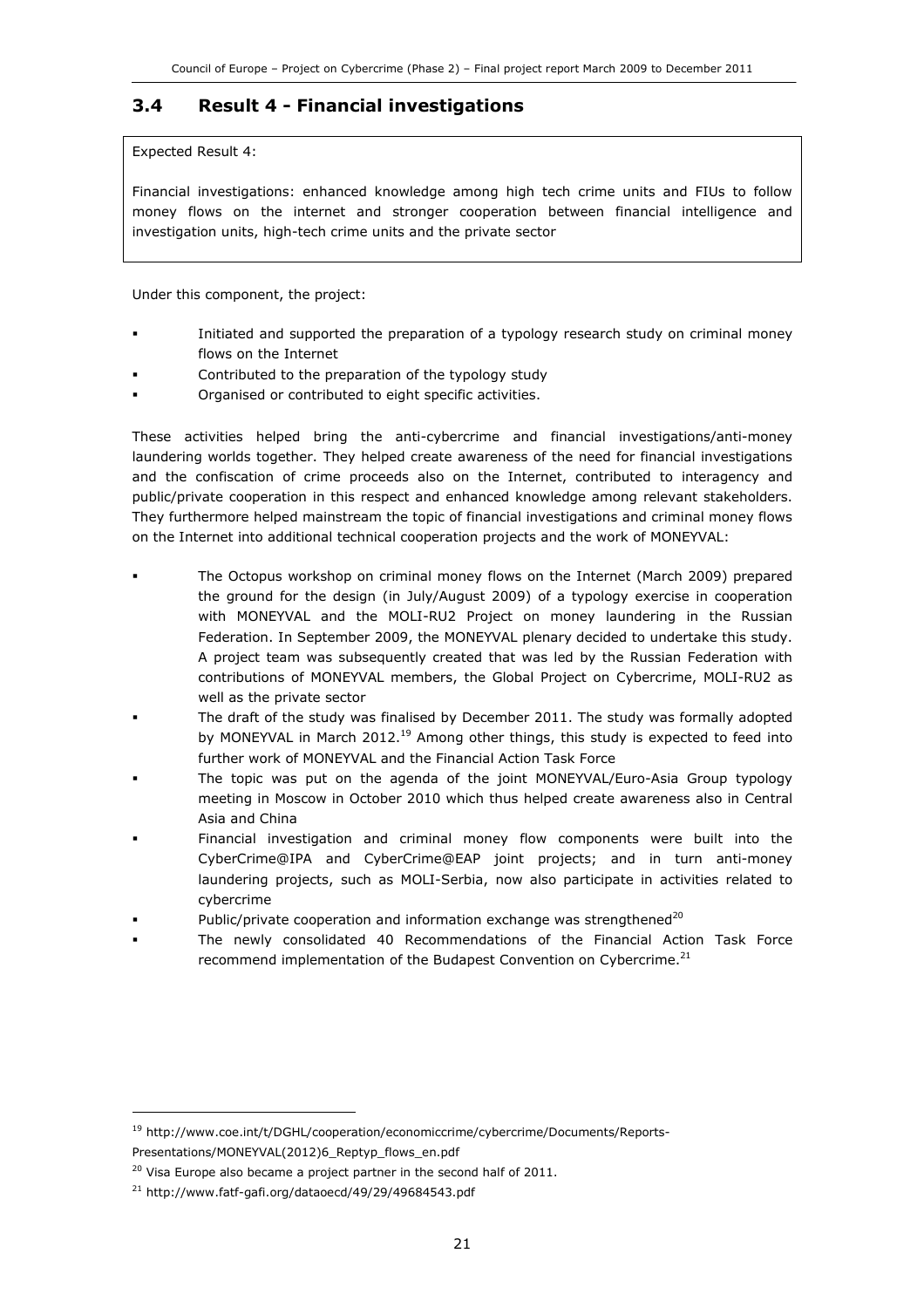### 3.4 Result 4 - Financial investigations

Expected Result 4:

Financial investigations: enhanced knowledge among high tech crime units and FIUs to follow money flows on the internet and stronger cooperation between financial intelligence and investigation units, high-tech crime units and the private sector

Under this component, the project:

- Initiated and supported the preparation of a typology research study on criminal money flows on the Internet
- Contributed to the preparation of the typology study
- Organised or contributed to eight specific activities.

These activities helped bring the anti-cybercrime and financial investigations/anti-money laundering worlds together. They helped create awareness of the need for financial investigations and the confiscation of crime proceeds also on the Internet, contributed to interagency and public/private cooperation in this respect and enhanced knowledge among relevant stakeholders. They furthermore helped mainstream the topic of financial investigations and criminal money flows on the Internet into additional technical cooperation projects and the work of MONEYVAL:

- The Octopus workshop on criminal money flows on the Internet (March 2009) prepared the ground for the design (in July/August 2009) of a typology exercise in cooperation with MONEYVAL and the MOLI-RU2 Project on money laundering in the Russian Federation. In September 2009, the MONEYVAL plenary decided to undertake this study. A project team was subsequently created that was led by the Russian Federation with contributions of MONEYVAL members, the Global Project on Cybercrime, MOLI-RU2 as well as the private sector
- The draft of the study was finalised by December 2011. The study was formally adopted by MONEYVAL in March 2012.[19] Among other things, this study is expected to feed into further work of MONEYVAL and the Financial Action Task Force
- The topic was put on the agenda of the joint MONEYVAL/Euro-Asia Group typology meeting in Moscow in October 2010 which thus helped create awareness also in Central Asia and China
- Financial investigation and criminal money flow components were built into the CyberCrime@IPA and CyberCrime@EAP joint projects; and in turn anti-money laundering projects, such as MOLI-Serbia, now also participate in activities related to cybercrime
- Public/private cooperation and information exchange was strengthened[20]
- The newly consolidated 40 Recommendations of the Financial Action Task Force recommend implementation of the Budapest Convention on Cybercrime.[21]

---

[19] http://www.coe.int/t/DGHL/cooperation/economiccrime/cybercrime/Documents/Reports-Presentations/MONEYVAL(2012)6_Reptyp_flows_en.pdf

[20] Visa Europe also became a project partner in the second half of 2011.

[21] http://www.fatf-gafi.org/dataoecd/49/29/49684543.pdf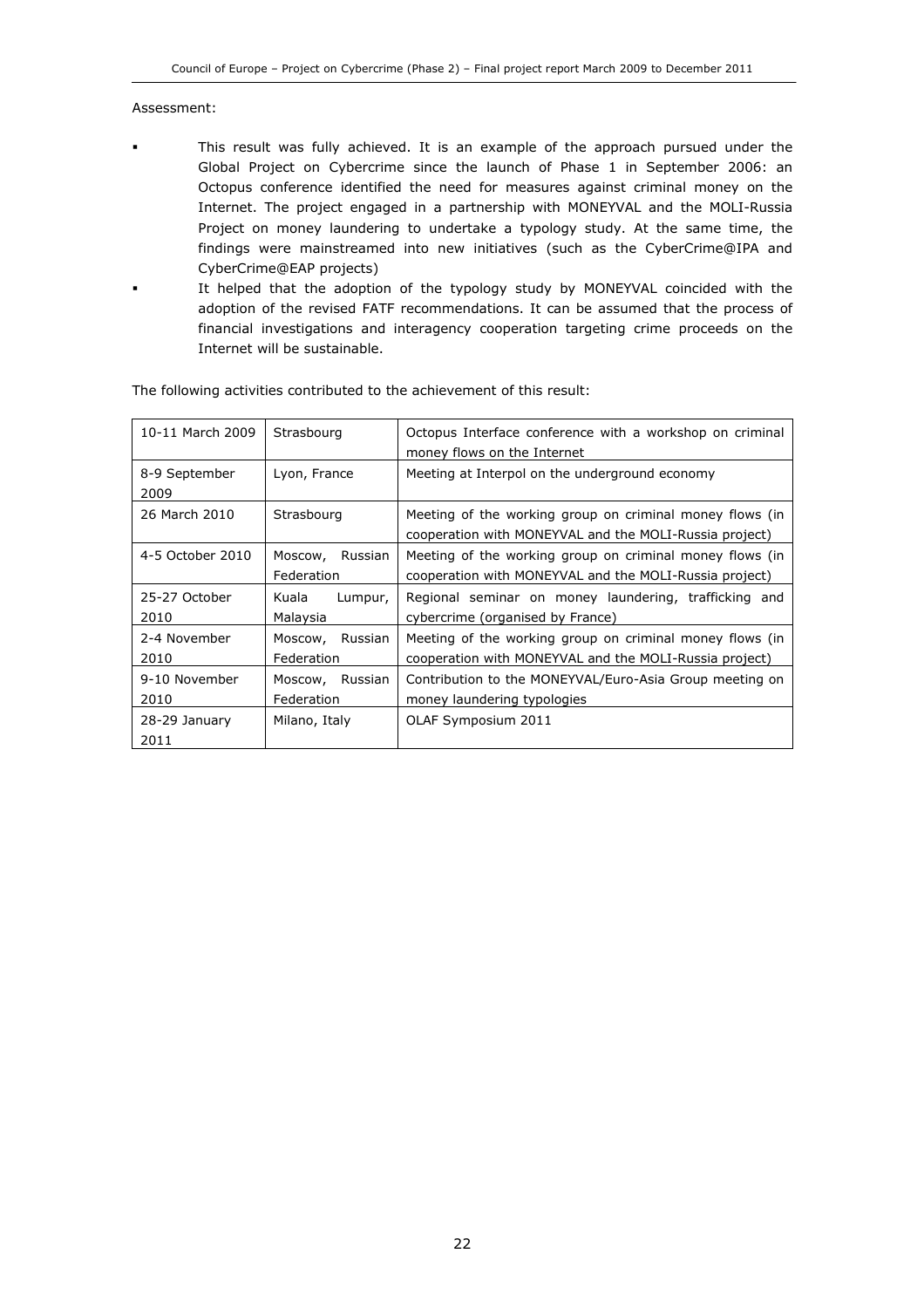Assessment:

- This result was fully achieved. It is an example of the approach pursued under the Global Project on Cybercrime since the launch of Phase 1 in September 2006: an Octopus conference identified the need for measures against criminal money on the Internet. The project engaged in a partnership with MONEYVAL and the MOLI-Russia Project on money laundering to undertake a typology study. At the same time, the findings were mainstreamed into new initiatives (such as the CyberCrime@IPA and CyberCrime@EAP projects)
- It helped that the adoption of the typology study by MONEYVAL coincided with the adoption of the revised FATF recommendations. It can be assumed that the process of financial investigations and interagency cooperation targeting crime proceeds on the Internet will be sustainable.

The following activities contributed to the achievement of this result:

| | | |
|---|---|---|
| 10-11 March 2009 | Strasbourg | Octopus Interface conference with a workshop on criminal money flows on the Internet |
| 8-9 September 2009 | Lyon, France | Meeting at Interpol on the underground economy |
| 26 March 2010 | Strasbourg | Meeting of the working group on criminal money flows (in cooperation with MONEYVAL and the MOLI-Russia project) |
| 4-5 October 2010 | Moscow, Russian Federation | Meeting of the working group on criminal money flows (in cooperation with MONEYVAL and the MOLI-Russia project) |
| 25-27 October 2010 | Kuala Lumpur, Malaysia | Regional seminar on money laundering, trafficking and cybercrime (organised by France) |
| 2-4 November 2010 | Moscow, Russian Federation | Meeting of the working group on criminal money flows (in cooperation with MONEYVAL and the MOLI-Russia project) |
| 9-10 November 2010 | Moscow, Russian Federation | Contribution to the MONEYVAL/Euro-Asia Group meeting on money laundering typologies |
| 28-29 January 2011 | Milano, Italy | OLAF Symposium 2011 |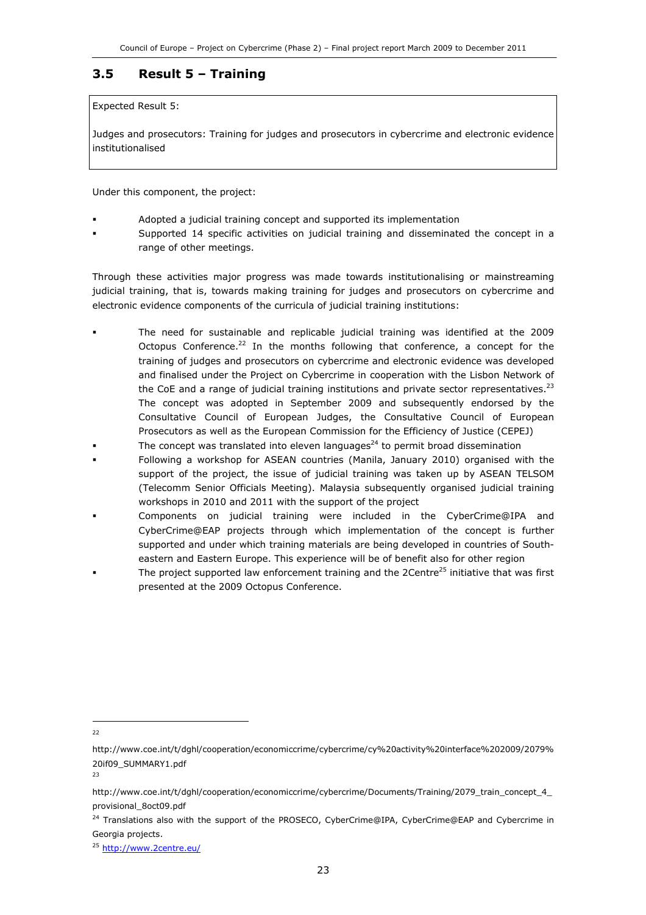### 3.5 Result 5 – Training

Expected Result 5:

Judges and prosecutors: Training for judges and prosecutors in cybercrime and electronic evidence institutionalised

Under this component, the project:

- Adopted a judicial training concept and supported its implementation
- Supported 14 specific activities on judicial training and disseminated the concept in a range of other meetings.

Through these activities major progress was made towards institutionalising or mainstreaming judicial training, that is, towards making training for judges and prosecutors on cybercrime and electronic evidence components of the curricula of judicial training institutions:

- The need for sustainable and replicable judicial training was identified at the 2009 Octopus Conference.[22] In the months following that conference, a concept for the training of judges and prosecutors on cybercrime and electronic evidence was developed and finalised under the Project on Cybercrime in cooperation with the Lisbon Network of the CoE and a range of judicial training institutions and private sector representatives.[23] The concept was adopted in September 2009 and subsequently endorsed by the Consultative Council of European Judges, the Consultative Council of European Prosecutors as well as the European Commission for the Efficiency of Justice (CEPEJ)
- The concept was translated into eleven languages[24] to permit broad dissemination
- Following a workshop for ASEAN countries (Manila, January 2010) organised with the support of the project, the issue of judicial training was taken up by ASEAN TELSOM (Telecomm Senior Officials Meeting). Malaysia subsequently organised judicial training workshops in 2010 and 2011 with the support of the project
- Components on judicial training were included in the CyberCrime@IPA and CyberCrime@EAP projects through which implementation of the concept is further supported and under which training materials are being developed in countries of South-eastern and Eastern Europe. This experience will be of benefit also for other region
- The project supported law enforcement training and the 2Centre[25] initiative that was first presented at the 2009 Octopus Conference.

---

[22] http://www.coe.int/t/dghl/cooperation/economiccrime/cybercrime/cy%20activity%20interface%202009/2079%20if09_SUMMARY1.pdf

[23] http://www.coe.int/t/dghl/cooperation/economiccrime/cybercrime/Documents/Training/2079_train_concept_4_provisional_8oct09.pdf

[24] Translations also with the support of the PROSECO, CyberCrime@IPA, CyberCrime@EAP and Cybercrime in Georgia projects.

[25] http://www.2centre.eu/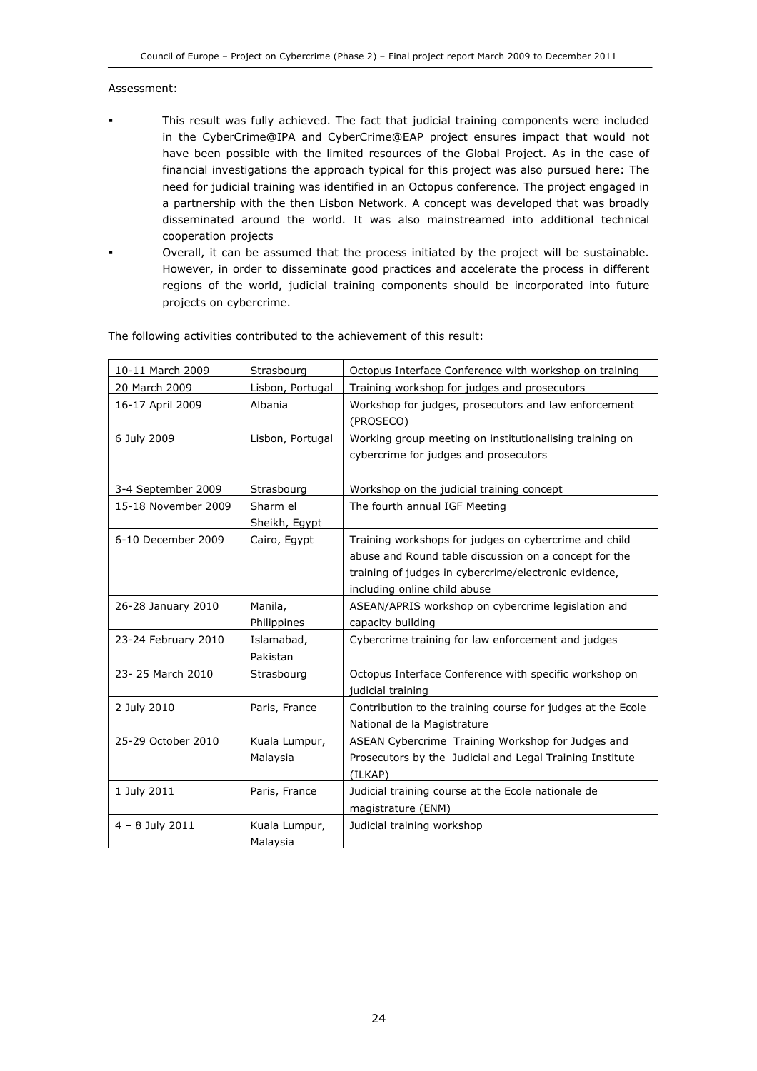Assessment:

- This result was fully achieved. The fact that judicial training components were included in the CyberCrime@IPA and CyberCrime@EAP project ensures impact that would not have been possible with the limited resources of the Global Project. As in the case of financial investigations the approach typical for this project was also pursued here: The need for judicial training was identified in an Octopus conference. The project engaged in a partnership with the then Lisbon Network. A concept was developed that was broadly disseminated around the world. It was also mainstreamed into additional technical cooperation projects
- Overall, it can be assumed that the process initiated by the project will be sustainable. However, in order to disseminate good practices and accelerate the process in different regions of the world, judicial training components should be incorporated into future projects on cybercrime.

The following activities contributed to the achievement of this result:

| | | |
|---|---|---|
| 10-11 March 2009 | Strasbourg | Octopus Interface Conference with workshop on training |
| 20 March 2009 | Lisbon, Portugal | Training workshop for judges and prosecutors |
| 16-17 April 2009 | Albania | Workshop for judges, prosecutors and law enforcement (PROSECO) |
| 6 July 2009 | Lisbon, Portugal | Working group meeting on institutionalising training on cybercrime for judges and prosecutors |
| 3-4 September 2009 | Strasbourg | Workshop on the judicial training concept |
| 15-18 November 2009 | Sharm el Sheikh, Egypt | The fourth annual IGF Meeting |
| 6-10 December 2009 | Cairo, Egypt | Training workshops for judges on cybercrime and child abuse and Round table discussion on a concept for the training of judges in cybercrime/electronic evidence, including online child abuse |
| 26-28 January 2010 | Manila, Philippines | ASEAN/APRIS workshop on cybercrime legislation and capacity building |
| 23-24 February 2010 | Islamabad, Pakistan | Cybercrime training for law enforcement and judges |
| 23- 25 March 2010 | Strasbourg | Octopus Interface Conference with specific workshop on judicial training |
| 2 July 2010 | Paris, France | Contribution to the training course for judges at the Ecole National de la Magistrature |
| 25-29 October 2010 | Kuala Lumpur, Malaysia | ASEAN Cybercrime Training Workshop for Judges and Prosecutors by the Judicial and Legal Training Institute (ILKAP) |
| 1 July 2011 | Paris, France | Judicial training course at the Ecole nationale de magistrature (ENM) |
| 4 – 8 July 2011 | Kuala Lumpur, Malaysia | Judicial training workshop |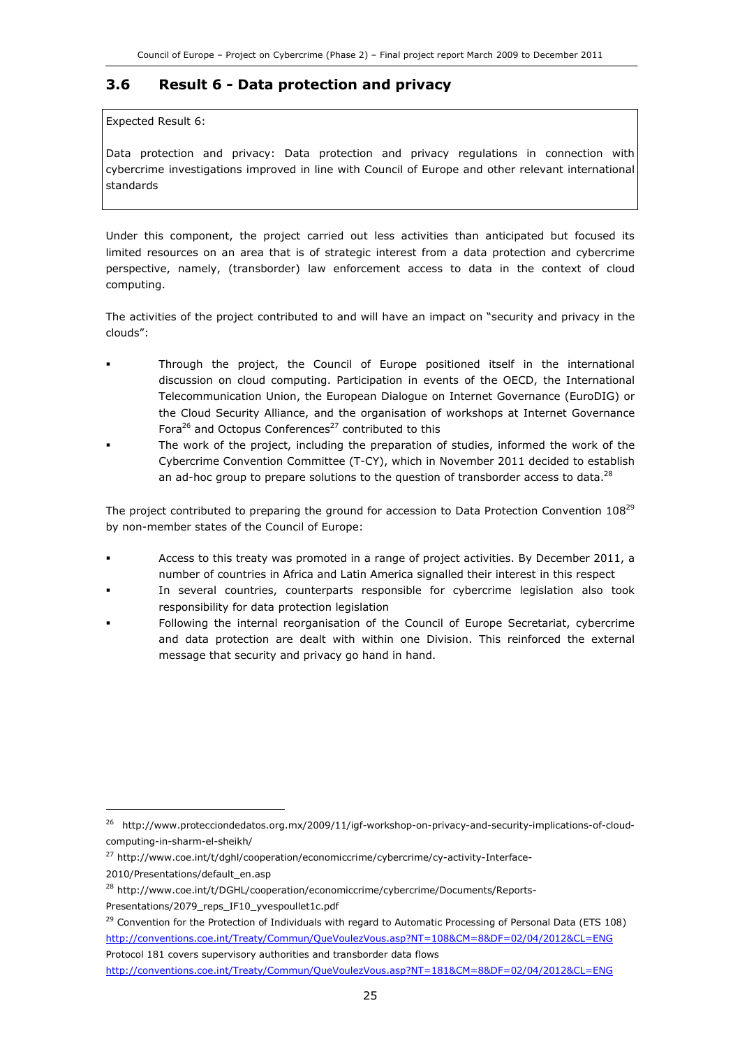## 3.6 Result 6 - Data protection and privacy

Expected Result 6:

Data protection and privacy: Data protection and privacy regulations in connection with cybercrime investigations improved in line with Council of Europe and other relevant international standards

Under this component, the project carried out less activities than anticipated but focused its limited resources on an area that is of strategic interest from a data protection and cybercrime perspective, namely, (transborder) law enforcement access to data in the context of cloud computing.

The activities of the project contributed to and will have an impact on "security and privacy in the clouds":

- Through the project, the Council of Europe positioned itself in the international discussion on cloud computing. Participation in events of the OECD, the International Telecommunication Union, the European Dialogue on Internet Governance (EuroDIG) or the Cloud Security Alliance, and the organisation of workshops at Internet Governance Fora[26] and Octopus Conferences[27] contributed to this
- The work of the project, including the preparation of studies, informed the work of the Cybercrime Convention Committee (T-CY), which in November 2011 decided to establish an ad-hoc group to prepare solutions to the question of transborder access to data.[28]

The project contributed to preparing the ground for accession to Data Protection Convention 108[29] by non-member states of the Council of Europe:

- Access to this treaty was promoted in a range of project activities. By December 2011, a number of countries in Africa and Latin America signalled their interest in this respect
- In several countries, counterparts responsible for cybercrime legislation also took responsibility for data protection legislation
- Following the internal reorganisation of the Council of Europe Secretariat, cybercrime and data protection are dealt with within one Division. This reinforced the external message that security and privacy go hand in hand.

---

[26] http://www.protecciondedatos.org.mx/2009/11/igf-workshop-on-privacy-and-security-implications-of-cloud-computing-in-sharm-el-sheikh/

[27] http://www.coe.int/t/dghl/cooperation/economiccrime/cybercrime/cy-activity-Interface-2010/Presentations/default_en.asp

[28] http://www.coe.int/t/DGHL/cooperation/economiccrime/cybercrime/Documents/Reports-Presentations/2079_reps_IF10_yvespoullet1c.pdf

[29] Convention for the Protection of Individuals with regard to Automatic Processing of Personal Data (ETS 108) http://conventions.coe.int/Treaty/Commun/QueVoulezVous.asp?NT=108&CM=8&DF=02/04/2012&CL=ENG
Protocol 181 covers supervisory authorities and transborder data flows
http://conventions.coe.int/Treaty/Commun/QueVoulezVous.asp?NT=181&CM=8&DF=02/04/2012&CL=ENG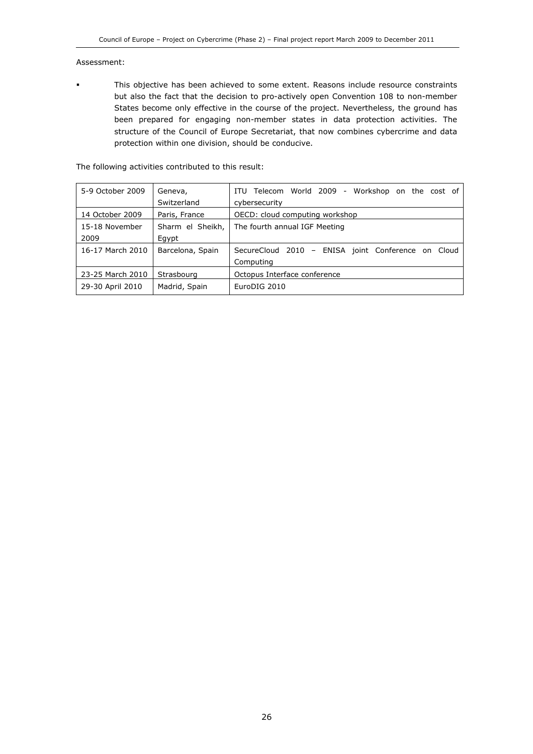Assessment:

- This objective has been achieved to some extent. Reasons include resource constraints but also the fact that the decision to pro-actively open Convention 108 to non-member States become only effective in the course of the project. Nevertheless, the ground has been prepared for engaging non-member states in data protection activities. The structure of the Council of Europe Secretariat, that now combines cybercrime and data protection within one division, should be conducive.

The following activities contributed to this result:

| | | |
|---|---|---|
| 5-9 October 2009 | Geneva, Switzerland | ITU Telecom World 2009 - Workshop on the cost of cybersecurity |
| 14 October 2009 | Paris, France | OECD: cloud computing workshop |
| 15-18 November 2009 | Sharm el Sheikh, Egypt | The fourth annual IGF Meeting |
| 16-17 March 2010 | Barcelona, Spain | SecureCloud 2010 – ENISA joint Conference on Cloud Computing |
| 23-25 March 2010 | Strasbourg | Octopus Interface conference |
| 29-30 April 2010 | Madrid, Spain | EuroDIG 2010 |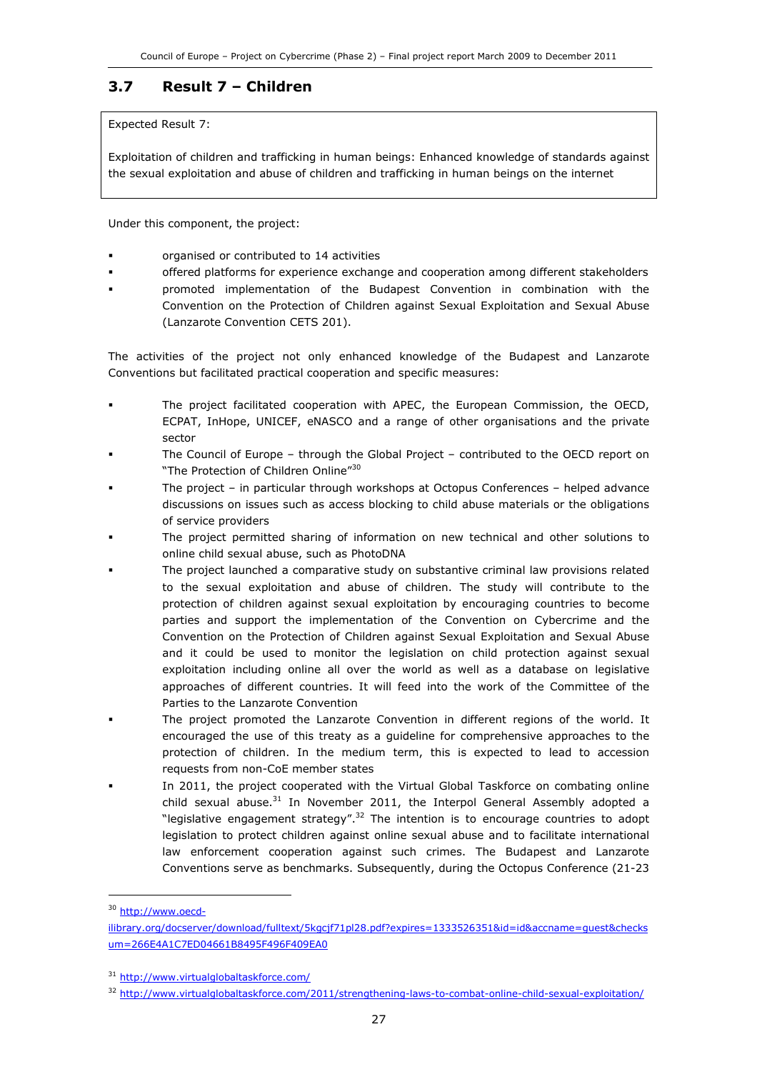### 3.7 Result 7 – Children

> Expected Result 7:
>
> Exploitation of children and trafficking in human beings: Enhanced knowledge of standards against the sexual exploitation and abuse of children and trafficking in human beings on the internet

Under this component, the project:

- organised or contributed to 14 activities
- offered platforms for experience exchange and cooperation among different stakeholders
- promoted implementation of the Budapest Convention in combination with the Convention on the Protection of Children against Sexual Exploitation and Sexual Abuse (Lanzarote Convention CETS 201).

The activities of the project not only enhanced knowledge of the Budapest and Lanzarote Conventions but facilitated practical cooperation and specific measures:

- The project facilitated cooperation with APEC, the European Commission, the OECD, ECPAT, InHope, UNICEF, eNASCO and a range of other organisations and the private sector
- The Council of Europe – through the Global Project – contributed to the OECD report on "The Protection of Children Online"[30]
- The project – in particular through workshops at Octopus Conferences – helped advance discussions on issues such as access blocking to child abuse materials or the obligations of service providers
- The project permitted sharing of information on new technical and other solutions to online child sexual abuse, such as PhotoDNA
- The project launched a comparative study on substantive criminal law provisions related to the sexual exploitation and abuse of children. The study will contribute to the protection of children against sexual exploitation by encouraging countries to become parties and support the implementation of the Convention on Cybercrime and the Convention on the Protection of Children against Sexual Exploitation and Sexual Abuse and it could be used to monitor the legislation on child protection against sexual exploitation including online all over the world as well as a database on legislative approaches of different countries. It will feed into the work of the Committee of the Parties to the Lanzarote Convention
- The project promoted the Lanzarote Convention in different regions of the world. It encouraged the use of this treaty as a guideline for comprehensive approaches to the protection of children. In the medium term, this is expected to lead to accession requests from non-CoE member states
- In 2011, the project cooperated with the Virtual Global Taskforce on combating online child sexual abuse.[31] In November 2011, the Interpol General Assembly adopted a "legislative engagement strategy".[32] The intention is to encourage countries to adopt legislation to protect children against online sexual abuse and to facilitate international law enforcement cooperation against such crimes. The Budapest and Lanzarote Conventions serve as benchmarks. Subsequently, during the Octopus Conference (21-23

---

[30] http://www.oecd-ilibrary.org/docserver/download/fulltext/5kgcjf71pl28.pdf?expires=1333526351&id=id&accname=guest&checksum=266E4A1C7ED04661B8495F496F409EA0

[31] http://www.virtualglobaltaskforce.com/

[32] http://www.virtualglobaltaskforce.com/2011/strengthening-laws-to-combat-online-child-sexual-exploitation/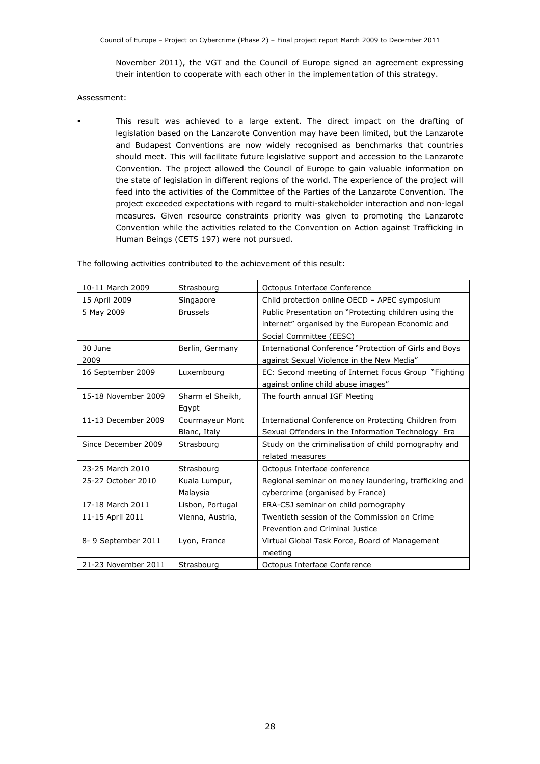November 2011), the VGT and the Council of Europe signed an agreement expressing their intention to cooperate with each other in the implementation of this strategy.

Assessment:

- This result was achieved to a large extent. The direct impact on the drafting of legislation based on the Lanzarote Convention may have been limited, but the Lanzarote and Budapest Conventions are now widely recognised as benchmarks that countries should meet. This will facilitate future legislative support and accession to the Lanzarote Convention. The project allowed the Council of Europe to gain valuable information on the state of legislation in different regions of the world. The experience of the project will feed into the activities of the Committee of the Parties of the Lanzarote Convention. The project exceeded expectations with regard to multi-stakeholder interaction and non-legal measures. Given resource constraints priority was given to promoting the Lanzarote Convention while the activities related to the Convention on Action against Trafficking in Human Beings (CETS 197) were not pursued.

The following activities contributed to the achievement of this result:

| | | |
|---|---|---|
| 10-11 March 2009 | Strasbourg | Octopus Interface Conference |
| 15 April 2009 | Singapore | Child protection online OECD – APEC symposium |
| 5 May 2009 | Brussels | Public Presentation on "Protecting children using the internet" organised by the European Economic and Social Committee (EESC) |
| 30 June 2009 | Berlin, Germany | International Conference "Protection of Girls and Boys against Sexual Violence in the New Media" |
| 16 September 2009 | Luxembourg | EC: Second meeting of Internet Focus Group "Fighting against online child abuse images" |
| 15-18 November 2009 | Sharm el Sheikh, Egypt | The fourth annual IGF Meeting |
| 11-13 December 2009 | Courmayeur Mont Blanc, Italy | International Conference on Protecting Children from Sexual Offenders in the Information Technology Era |
| Since December 2009 | Strasbourg | Study on the criminalisation of child pornography and related measures |
| 23-25 March 2010 | Strasbourg | Octopus Interface conference |
| 25-27 October 2010 | Kuala Lumpur, Malaysia | Regional seminar on money laundering, trafficking and cybercrime (organised by France) |
| 17-18 March 2011 | Lisbon, Portugal | ERA-CSJ seminar on child pornography |
| 11-15 April 2011 | Vienna, Austria, | Twentieth session of the Commission on Crime Prevention and Criminal Justice |
| 8- 9 September 2011 | Lyon, France | Virtual Global Task Force, Board of Management meeting |
| 21-23 November 2011 | Strasbourg | Octopus Interface Conference |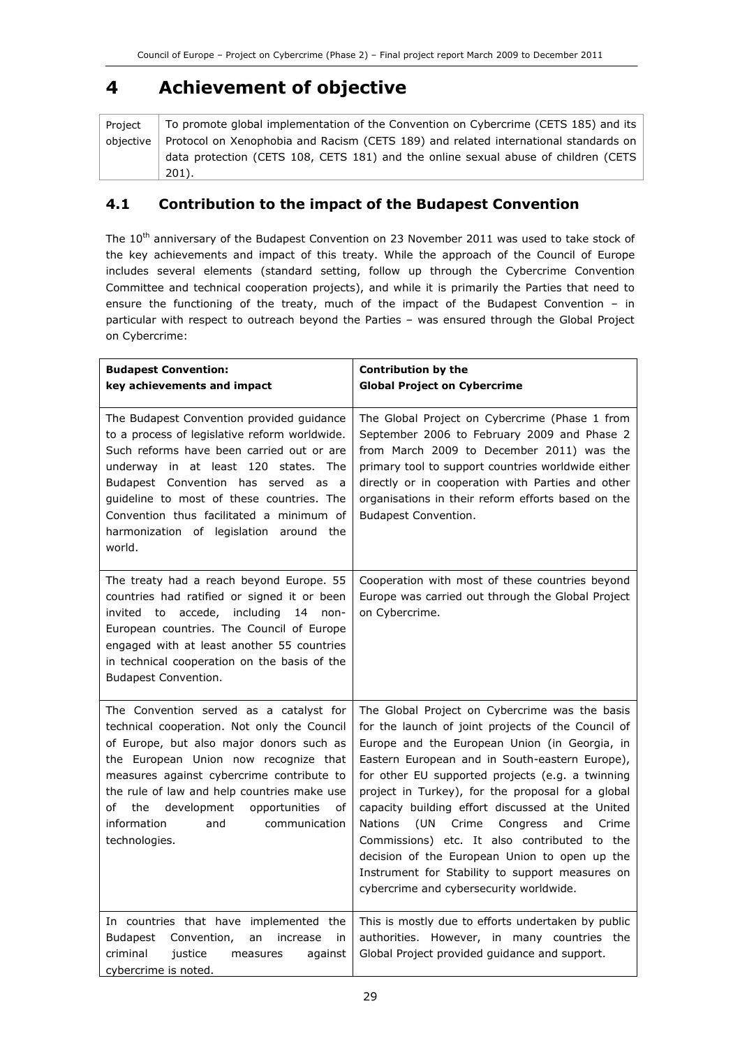# 4 Achievement of objective

| Project objective | To promote global implementation of the Convention on Cybercrime (CETS 185) and its Protocol on Xenophobia and Racism (CETS 189) and related international standards on data protection (CETS 108, CETS 181) and the online sexual abuse of children (CETS 201). |
|---|---|

## 4.1 Contribution to the impact of the Budapest Convention

The 10th anniversary of the Budapest Convention on 23 November 2011 was used to take stock of the key achievements and impact of this treaty. While the approach of the Council of Europe includes several elements (standard setting, follow up through the Cybercrime Convention Committee and technical cooperation projects), and while it is primarily the Parties that need to ensure the functioning of the treaty, much of the impact of the Budapest Convention – in particular with respect to outreach beyond the Parties – was ensured through the Global Project on Cybercrime:

| **Budapest Convention: key achievements and impact** | **Contribution by the Global Project on Cybercrime** |
|---|---|
| The Budapest Convention provided guidance to a process of legislative reform worldwide. Such reforms have been carried out or are underway in at least 120 states. The Budapest Convention has served as a guideline to most of these countries. The Convention thus facilitated a minimum of harmonization of legislation around the world. | The Global Project on Cybercrime (Phase 1 from September 2006 to February 2009 and Phase 2 from March 2009 to December 2011) was the primary tool to support countries worldwide either directly or in cooperation with Parties and other organisations in their reform efforts based on the Budapest Convention. |
| The treaty had a reach beyond Europe. 55 countries had ratified or signed it or been invited to accede, including 14 non-European countries. The Council of Europe engaged with at least another 55 countries in technical cooperation on the basis of the Budapest Convention. | Cooperation with most of these countries beyond Europe was carried out through the Global Project on Cybercrime. |
| The Convention served as a catalyst for technical cooperation. Not only the Council of Europe, but also major donors such as the European Union now recognize that measures against cybercrime contribute to the rule of law and help countries make use of the development opportunities of information and communication technologies. | The Global Project on Cybercrime was the basis for the launch of joint projects of the Council of Europe and the European Union (in Georgia, in Eastern European and in South-eastern Europe), for other EU supported projects (e.g. a twinning project in Turkey), for the proposal for a global capacity building effort discussed at the United Nations (UN Crime Congress and Crime Commissions) etc. It also contributed to the decision of the European Union to open up the Instrument for Stability to support measures on cybercrime and cybersecurity worldwide. |
| In countries that have implemented the Budapest Convention, an increase in criminal justice measures against cybercrime is noted. | This is mostly due to efforts undertaken by public authorities. However, in many countries the Global Project provided guidance and support. |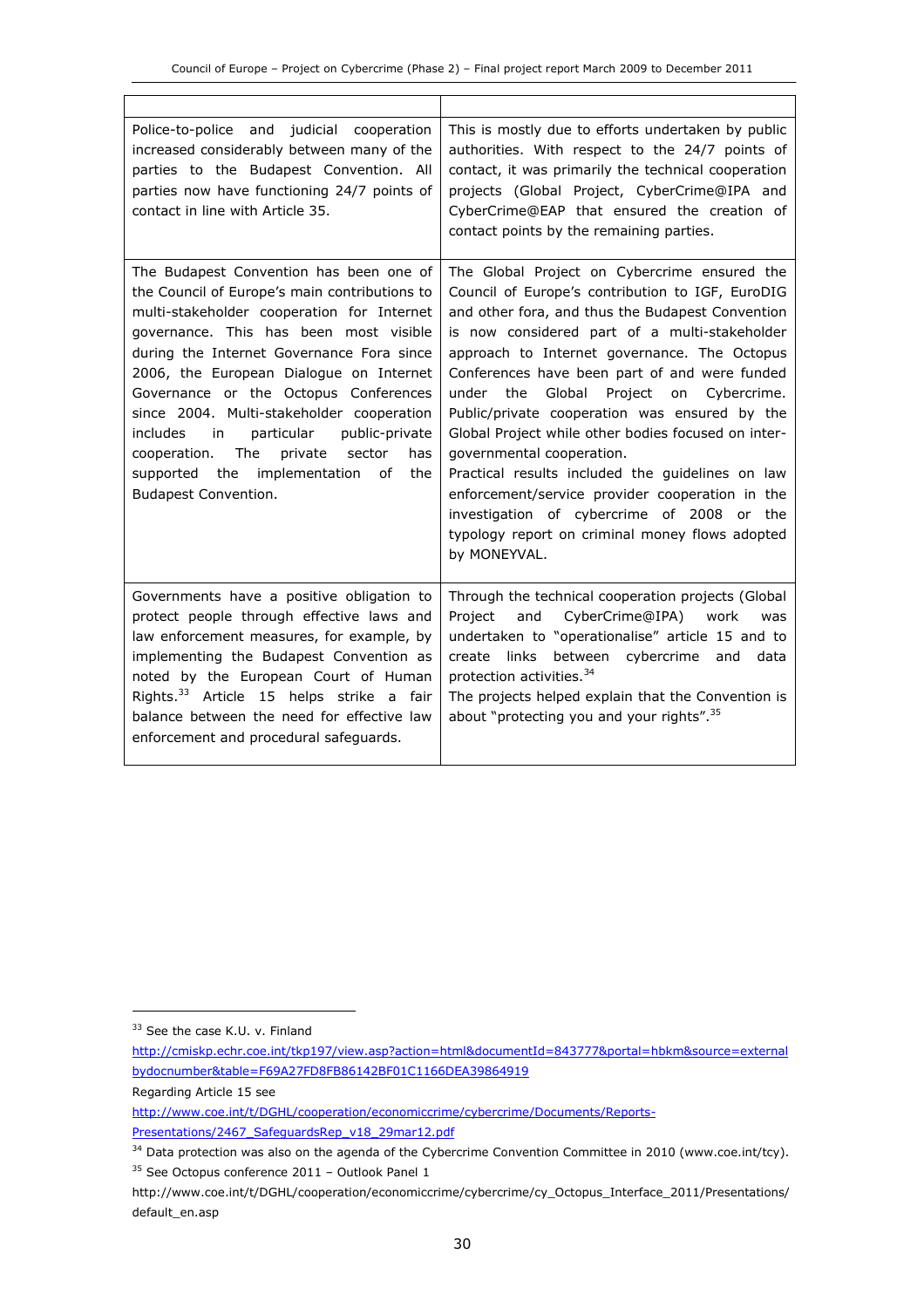| | |
|---|---|
| Police-to-police and judicial cooperation increased considerably between many of the parties to the Budapest Convention. All parties now have functioning 24/7 points of contact in line with Article 35. | This is mostly due to efforts undertaken by public authorities. With respect to the 24/7 points of contact, it was primarily the technical cooperation projects (Global Project, CyberCrime@IPA and CyberCrime@EAP that ensured the creation of contact points by the remaining parties. |
| The Budapest Convention has been one of the Council of Europe's main contributions to multi-stakeholder cooperation for Internet governance. This has been most visible during the Internet Governance Fora since 2006, the European Dialogue on Internet Governance or the Octopus Conferences since 2004. Multi-stakeholder cooperation includes in particular public-private cooperation. The private sector has supported the implementation of the Budapest Convention. | The Global Project on Cybercrime ensured the Council of Europe's contribution to IGF, EuroDIG and other fora, and thus the Budapest Convention is now considered part of a multi-stakeholder approach to Internet governance. The Octopus Conferences have been part of and were funded under the Global Project on Cybercrime. Public/private cooperation was ensured by the Global Project while other bodies focused on inter-governmental cooperation.<br>Practical results included the guidelines on law enforcement/service provider cooperation in the investigation of cybercrime of 2008 or the typology report on criminal money flows adopted by MONEYVAL. |
| Governments have a positive obligation to protect people through effective laws and law enforcement measures, for example, by implementing the Budapest Convention as noted by the European Court of Human Rights.[33] Article 15 helps strike a fair balance between the need for effective law enforcement and procedural safeguards. | Through the technical cooperation projects (Global Project and CyberCrime@IPA) work was undertaken to "operationalise" article 15 and to create links between cybercrime and data protection activities.[34]<br>The projects helped explain that the Convention is about "protecting you and your rights".[35] |

[33] See the case K.U. v. Finland
http://cmiskp.echr.coe.int/tkp197/view.asp?action=html&documentId=843777&portal=hbkm&source=externalbydocnumber&table=F69A27FD8FB86142BF01C1166DEA39864919
Regarding Article 15 see
http://www.coe.int/t/DGHL/cooperation/economiccrime/cybercrime/Documents/Reports-Presentations/2467_SafeguardsRep_v18_29mar12.pdf

[34] Data protection was also on the agenda of the Cybercrime Convention Committee in 2010 (www.coe.int/tcy).

[35] See Octopus conference 2011 – Outlook Panel 1
http://www.coe.int/t/DGHL/cooperation/economiccrime/cybercrime/cy_Octopus_Interface_2011/Presentations/default_en.asp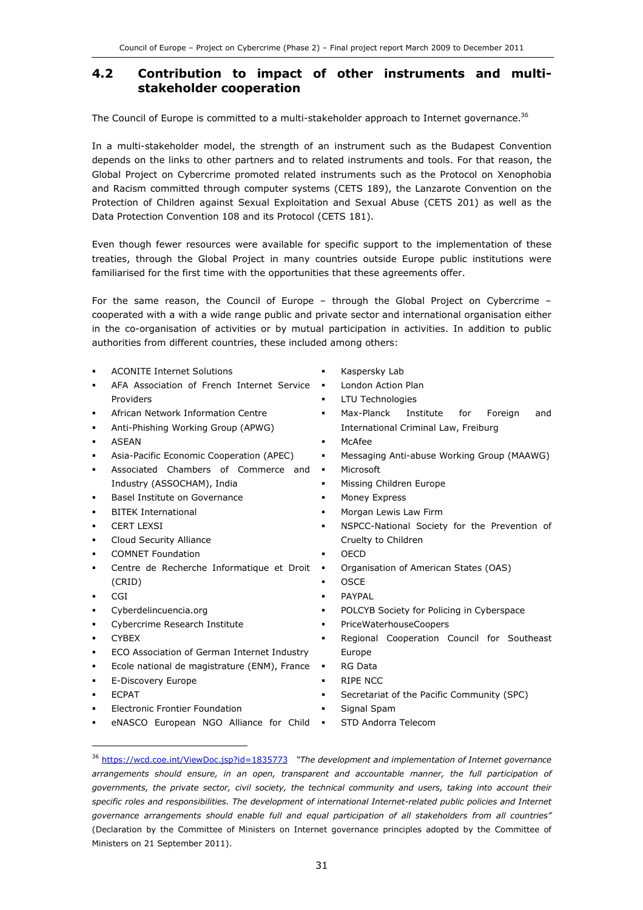## 4.2 Contribution to impact of other instruments and multi-stakeholder cooperation

The Council of Europe is committed to a multi-stakeholder approach to Internet governance.[36]

In a multi-stakeholder model, the strength of an instrument such as the Budapest Convention depends on the links to other partners and to related instruments and tools. For that reason, the Global Project on Cybercrime promoted related instruments such as the Protocol on Xenophobia and Racism committed through computer systems (CETS 189), the Lanzarote Convention on the Protection of Children against Sexual Exploitation and Sexual Abuse (CETS 201) as well as the Data Protection Convention 108 and its Protocol (CETS 181).

Even though fewer resources were available for specific support to the implementation of these treaties, through the Global Project in many countries outside Europe public institutions were familiarised for the first time with the opportunities that these agreements offer.

For the same reason, the Council of Europe – through the Global Project on Cybercrime – cooperated with a with a wide range public and private sector and international organisation either in the co-organisation of activities or by mutual participation in activities. In addition to public authorities from different countries, these included among others:

- ACONITE Internet Solutions
- AFA Association of French Internet Service Providers
- African Network Information Centre
- Anti-Phishing Working Group (APWG)
- ASEAN
- Asia-Pacific Economic Cooperation (APEC)
- Associated Chambers of Commerce and Industry (ASSOCHAM), India
- Basel Institute on Governance
- BITEK International
- CERT LEXSI
- Cloud Security Alliance
- COMNET Foundation
- Centre de Recherche Informatique et Droit (CRID)
- CGI
- Cyberdelincuencia.org
- Cybercrime Research Institute
- CYBEX
- ECO Association of German Internet Industry
- Ecole national de magistrature (ENM), France
- E-Discovery Europe
- ECPAT
- Electronic Frontier Foundation
- eNASCO European NGO Alliance for Child
- Kaspersky Lab
- London Action Plan
- LTU Technologies
- Max-Planck Institute for Foreign and International Criminal Law, Freiburg
- McAfee
- Messaging Anti-abuse Working Group (MAAWG)
- Microsoft
- Missing Children Europe
- Money Express
- Morgan Lewis Law Firm
- NSPCC-National Society for the Prevention of Cruelty to Children
- OECD
- Organisation of American States (OAS)
- OSCE
- PAYPAL
- POLCYB Society for Policing in Cyberspace
- PriceWaterhouseCoopers
- Regional Cooperation Council for Southeast Europe
- RG Data
- RIPE NCC
- Secretariat of the Pacific Community (SPC)
- Signal Spam
- STD Andorra Telecom

---

[36] https://wcd.coe.int/ViewDoc.jsp?id=1835773 *"The development and implementation of Internet governance arrangements should ensure, in an open, transparent and accountable manner, the full participation of governments, the private sector, civil society, the technical community and users, taking into account their specific roles and responsibilities. The development of international Internet-related public policies and Internet governance arrangements should enable full and equal participation of all stakeholders from all countries"* (Declaration by the Committee of Ministers on Internet governance principles adopted by the Committee of Ministers on 21 September 2011).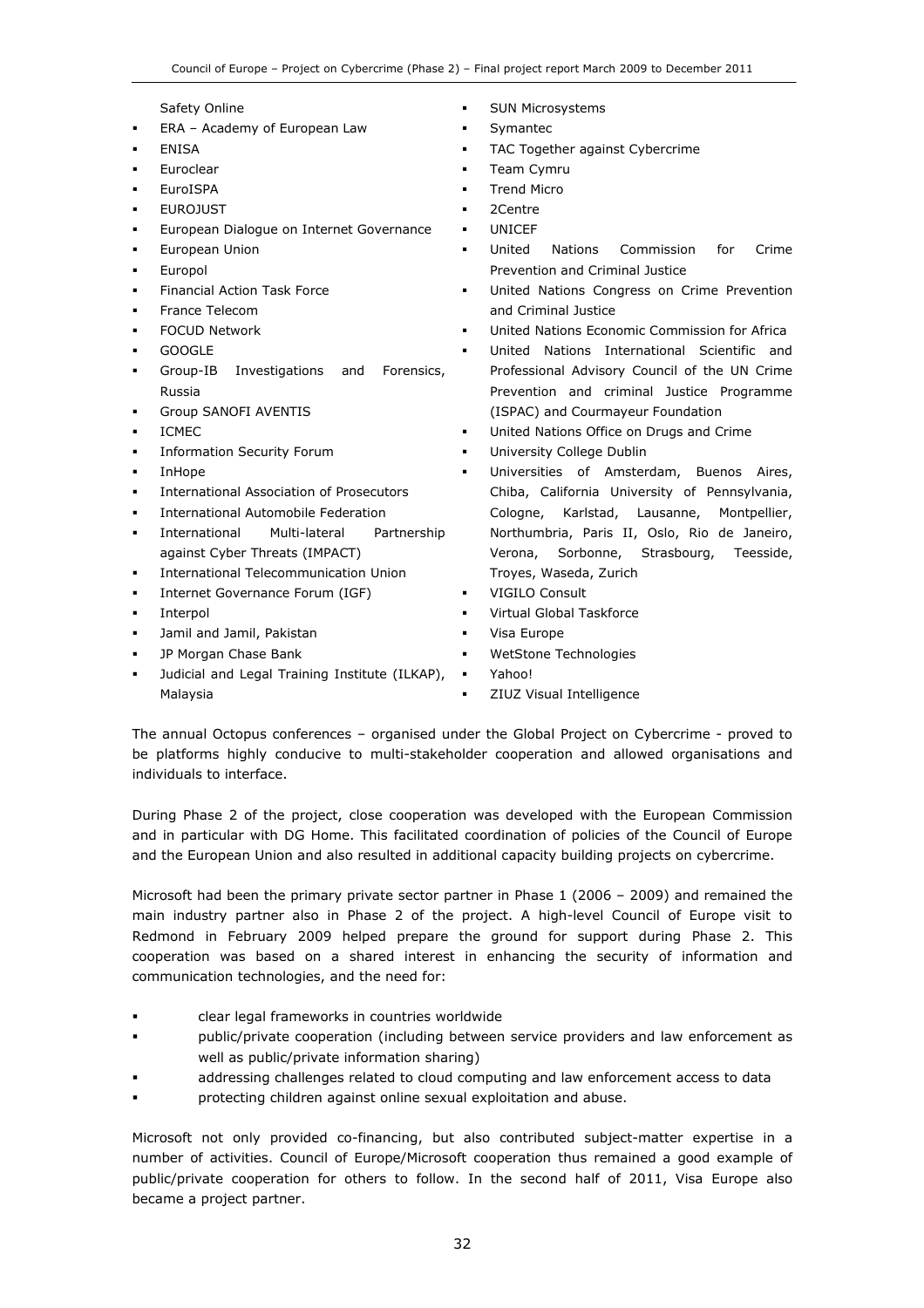Safety Online

- ERA – Academy of European Law
- ENISA
- Euroclear
- EuroISPA
- EUROJUST
- European Dialogue on Internet Governance
- European Union
- Europol
- Financial Action Task Force
- France Telecom
- FOCUD Network
- GOOGLE
- Group-IB Investigations and Forensics, Russia
- Group SANOFI AVENTIS
- ICMEC
- Information Security Forum
- InHope
- International Association of Prosecutors
- International Automobile Federation
- International Multi-lateral Partnership against Cyber Threats (IMPACT)
- International Telecommunication Union
- Internet Governance Forum (IGF)
- Interpol
- Jamil and Jamil, Pakistan
- JP Morgan Chase Bank
- Judicial and Legal Training Institute (ILKAP), Malaysia
- SUN Microsystems
- Symantec
- TAC Together against Cybercrime
- Team Cymru
- Trend Micro
- 2Centre
- UNICEF
- United Nations Commission for Crime Prevention and Criminal Justice
- United Nations Congress on Crime Prevention and Criminal Justice
- United Nations Economic Commission for Africa
- United Nations International Scientific and Professional Advisory Council of the UN Crime Prevention and criminal Justice Programme (ISPAC) and Courmayeur Foundation
- United Nations Office on Drugs and Crime
- University College Dublin
- Universities of Amsterdam, Buenos Aires, Chiba, California University of Pennsylvania, Cologne, Karlstad, Lausanne, Montpellier, Northumbria, Paris II, Oslo, Rio de Janeiro, Verona, Sorbonne, Strasbourg, Teesside, Troyes, Waseda, Zurich
- VIGILO Consult
- Virtual Global Taskforce
- Visa Europe
- WetStone Technologies
- Yahoo!
- ZIUZ Visual Intelligence

The annual Octopus conferences – organised under the Global Project on Cybercrime - proved to be platforms highly conducive to multi-stakeholder cooperation and allowed organisations and individuals to interface.

During Phase 2 of the project, close cooperation was developed with the European Commission and in particular with DG Home. This facilitated coordination of policies of the Council of Europe and the European Union and also resulted in additional capacity building projects on cybercrime.

Microsoft had been the primary private sector partner in Phase 1 (2006 – 2009) and remained the main industry partner also in Phase 2 of the project. A high-level Council of Europe visit to Redmond in February 2009 helped prepare the ground for support during Phase 2. This cooperation was based on a shared interest in enhancing the security of information and communication technologies, and the need for:

- clear legal frameworks in countries worldwide
- public/private cooperation (including between service providers and law enforcement as well as public/private information sharing)
- addressing challenges related to cloud computing and law enforcement access to data
- protecting children against online sexual exploitation and abuse.

Microsoft not only provided co-financing, but also contributed subject-matter expertise in a number of activities. Council of Europe/Microsoft cooperation thus remained a good example of public/private cooperation for others to follow. In the second half of 2011, Visa Europe also became a project partner.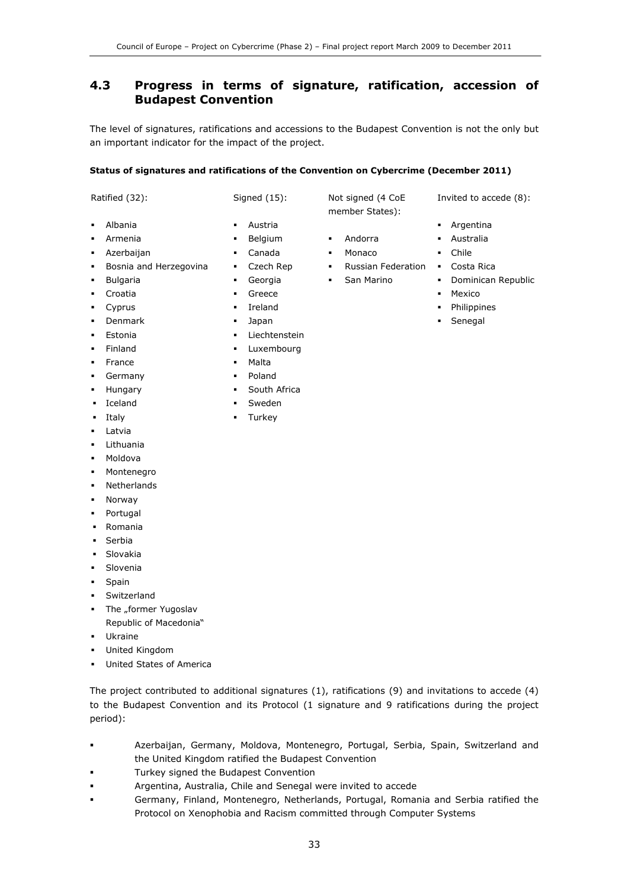## 4.3 Progress in terms of signature, ratification, accession of Budapest Convention

The level of signatures, ratifications and accessions to the Budapest Convention is not the only but an important indicator for the impact of the project.

**Status of signatures and ratifications of the Convention on Cybercrime (December 2011)**

Ratified (32):

- Albania
- Armenia
- Azerbaijan
- Bosnia and Herzegovina
- Bulgaria
- Croatia
- Cyprus
- Denmark
- Estonia
- Finland
- France
- Germany
- Hungary
- Iceland
- Italy
- Latvia
- Lithuania
- Moldova
- Montenegro
- Netherlands
- Norway
- Portugal
- Romania
- Serbia
- Slovakia
- Slovenia
- Spain
- Switzerland
- The „former Yugoslav Republic of Macedonia"
- Ukraine
- United Kingdom
- United States of America

Signed (15):

- Austria
- Belgium
- Canada
- Czech Rep
- Georgia
- Greece
- Ireland
- Japan
- Liechtenstein
- Luxembourg
- Malta
- Poland
- South Africa
- Sweden
- Turkey

Not signed (4 CoE member States):

- Andorra
- Monaco
- Russian Federation
- San Marino

Invited to accede (8):

- Argentina
- Australia
- Chile
- Costa Rica
- Dominican Republic
- Mexico
- Philippines
- Senegal

The project contributed to additional signatures (1), ratifications (9) and invitations to accede (4) to the Budapest Convention and its Protocol (1 signature and 9 ratifications during the project period):

- Azerbaijan, Germany, Moldova, Montenegro, Portugal, Serbia, Spain, Switzerland and the United Kingdom ratified the Budapest Convention
- Turkey signed the Budapest Convention
- Argentina, Australia, Chile and Senegal were invited to accede
- Germany, Finland, Montenegro, Netherlands, Portugal, Romania and Serbia ratified the Protocol on Xenophobia and Racism committed through Computer Systems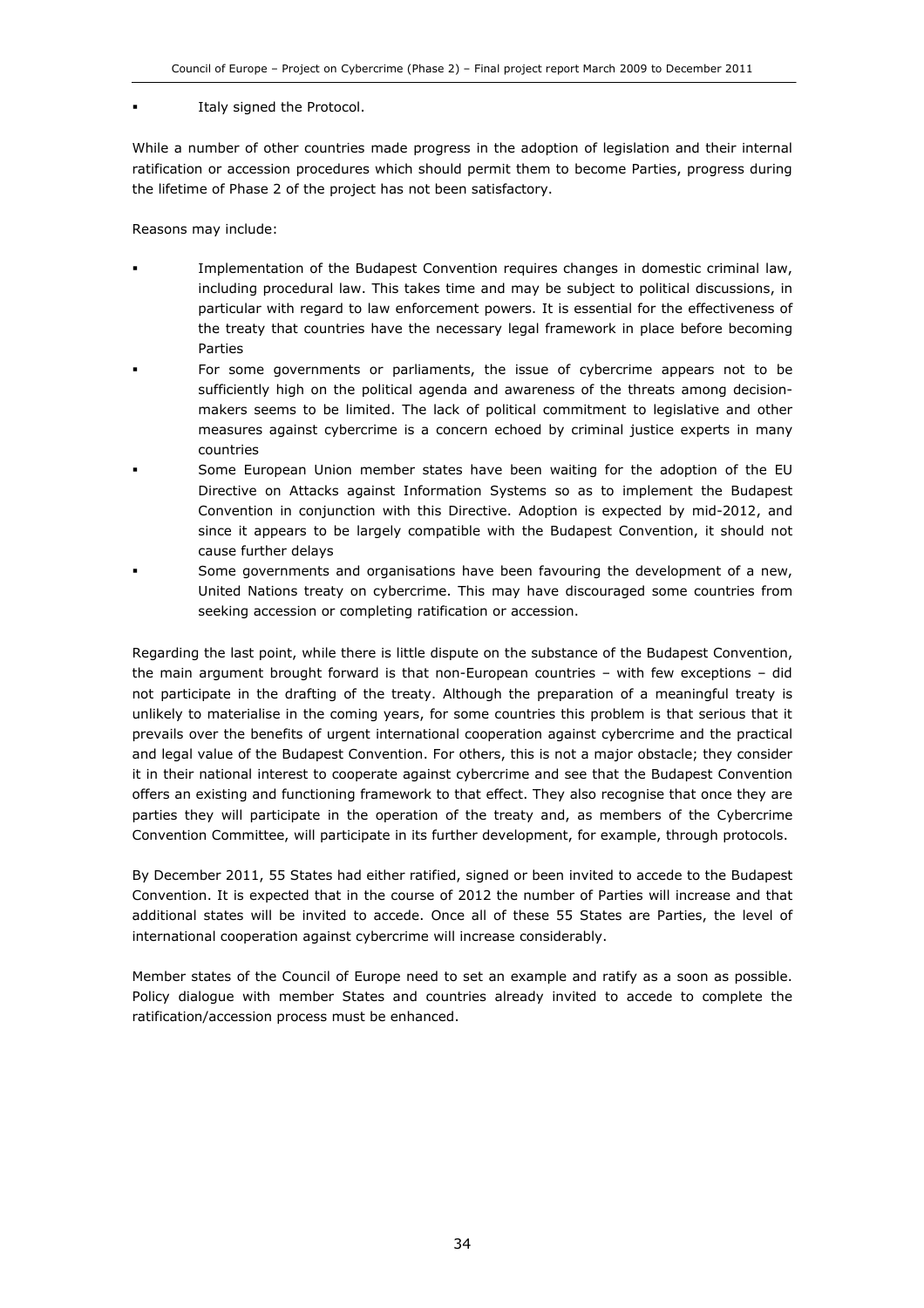- Italy signed the Protocol.

While a number of other countries made progress in the adoption of legislation and their internal ratification or accession procedures which should permit them to become Parties, progress during the lifetime of Phase 2 of the project has not been satisfactory.

Reasons may include:

- Implementation of the Budapest Convention requires changes in domestic criminal law, including procedural law. This takes time and may be subject to political discussions, in particular with regard to law enforcement powers. It is essential for the effectiveness of the treaty that countries have the necessary legal framework in place before becoming Parties
- For some governments or parliaments, the issue of cybercrime appears not to be sufficiently high on the political agenda and awareness of the threats among decision-makers seems to be limited. The lack of political commitment to legislative and other measures against cybercrime is a concern echoed by criminal justice experts in many countries
- Some European Union member states have been waiting for the adoption of the EU Directive on Attacks against Information Systems so as to implement the Budapest Convention in conjunction with this Directive. Adoption is expected by mid-2012, and since it appears to be largely compatible with the Budapest Convention, it should not cause further delays
- Some governments and organisations have been favouring the development of a new, United Nations treaty on cybercrime. This may have discouraged some countries from seeking accession or completing ratification or accession.

Regarding the last point, while there is little dispute on the substance of the Budapest Convention, the main argument brought forward is that non-European countries – with few exceptions – did not participate in the drafting of the treaty. Although the preparation of a meaningful treaty is unlikely to materialise in the coming years, for some countries this problem is that serious that it prevails over the benefits of urgent international cooperation against cybercrime and the practical and legal value of the Budapest Convention. For others, this is not a major obstacle; they consider it in their national interest to cooperate against cybercrime and see that the Budapest Convention offers an existing and functioning framework to that effect. They also recognise that once they are parties they will participate in the operation of the treaty and, as members of the Cybercrime Convention Committee, will participate in its further development, for example, through protocols.

By December 2011, 55 States had either ratified, signed or been invited to accede to the Budapest Convention. It is expected that in the course of 2012 the number of Parties will increase and that additional states will be invited to accede. Once all of these 55 States are Parties, the level of international cooperation against cybercrime will increase considerably.

Member states of the Council of Europe need to set an example and ratify as a soon as possible. Policy dialogue with member States and countries already invited to accede to complete the ratification/accession process must be enhanced.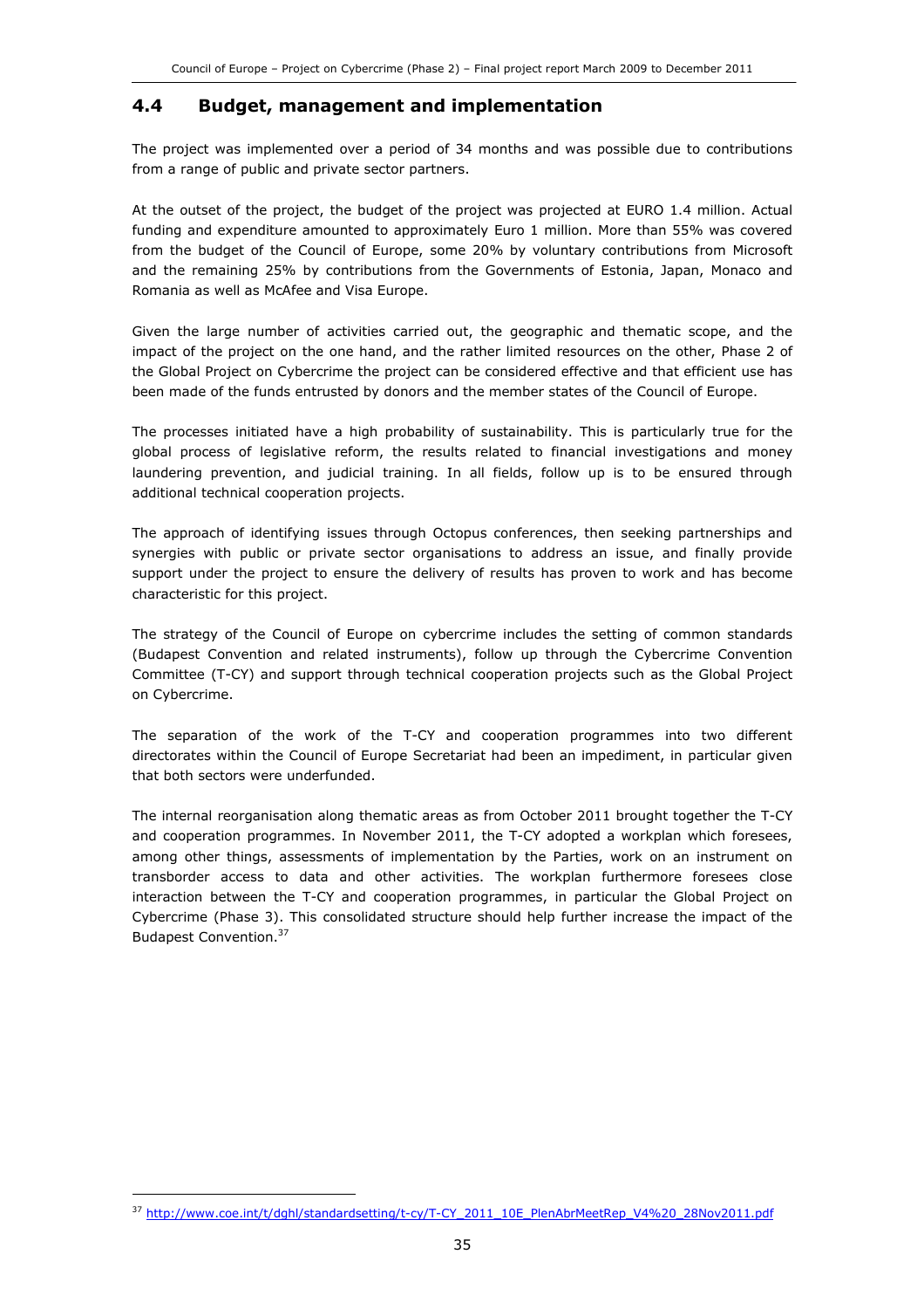## 4.4 Budget, management and implementation

The project was implemented over a period of 34 months and was possible due to contributions from a range of public and private sector partners.

At the outset of the project, the budget of the project was projected at EURO 1.4 million. Actual funding and expenditure amounted to approximately Euro 1 million. More than 55% was covered from the budget of the Council of Europe, some 20% by voluntary contributions from Microsoft and the remaining 25% by contributions from the Governments of Estonia, Japan, Monaco and Romania as well as McAfee and Visa Europe.

Given the large number of activities carried out, the geographic and thematic scope, and the impact of the project on the one hand, and the rather limited resources on the other, Phase 2 of the Global Project on Cybercrime the project can be considered effective and that efficient use has been made of the funds entrusted by donors and the member states of the Council of Europe.

The processes initiated have a high probability of sustainability. This is particularly true for the global process of legislative reform, the results related to financial investigations and money laundering prevention, and judicial training. In all fields, follow up is to be ensured through additional technical cooperation projects.

The approach of identifying issues through Octopus conferences, then seeking partnerships and synergies with public or private sector organisations to address an issue, and finally provide support under the project to ensure the delivery of results has proven to work and has become characteristic for this project.

The strategy of the Council of Europe on cybercrime includes the setting of common standards (Budapest Convention and related instruments), follow up through the Cybercrime Convention Committee (T-CY) and support through technical cooperation projects such as the Global Project on Cybercrime.

The separation of the work of the T-CY and cooperation programmes into two different directorates within the Council of Europe Secretariat had been an impediment, in particular given that both sectors were underfunded.

The internal reorganisation along thematic areas as from October 2011 brought together the T-CY and cooperation programmes. In November 2011, the T-CY adopted a workplan which foresees, among other things, assessments of implementation by the Parties, work on an instrument on transborder access to data and other activities. The workplan furthermore foresees close interaction between the T-CY and cooperation programmes, in particular the Global Project on Cybercrime (Phase 3). This consolidated structure should help further increase the impact of the Budapest Convention.[37]

[37] http://www.coe.int/t/dghl/standardsetting/t-cy/T-CY_2011_10E_PlenAbrMeetRep_V4%20_28Nov2011.pdf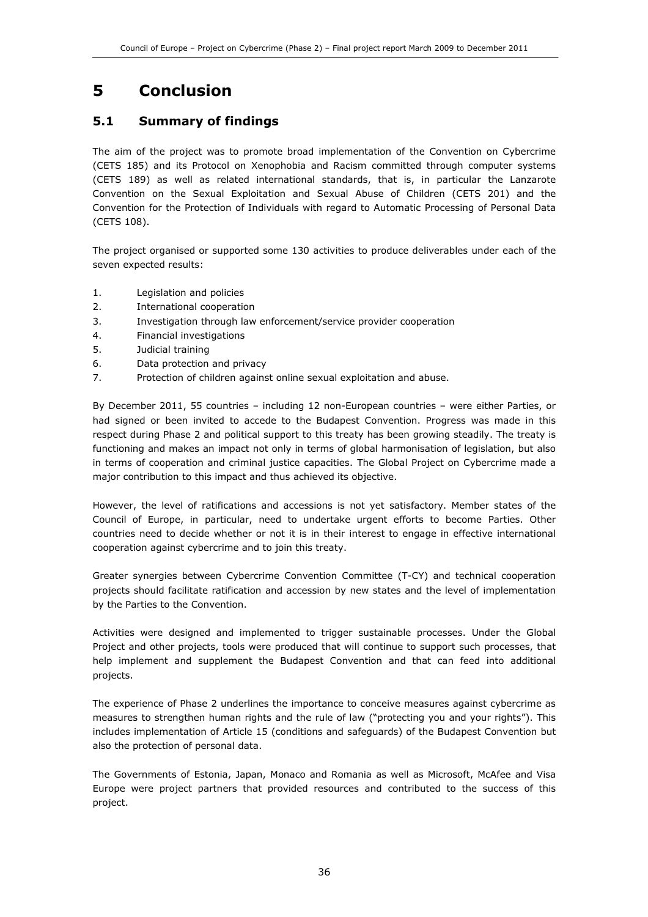# 5 Conclusion

## 5.1 Summary of findings

The aim of the project was to promote broad implementation of the Convention on Cybercrime (CETS 185) and its Protocol on Xenophobia and Racism committed through computer systems (CETS 189) as well as related international standards, that is, in particular the Lanzarote Convention on the Sexual Exploitation and Sexual Abuse of Children (CETS 201) and the Convention for the Protection of Individuals with regard to Automatic Processing of Personal Data (CETS 108).

The project organised or supported some 130 activities to produce deliverables under each of the seven expected results:

1. Legislation and policies
2. International cooperation
3. Investigation through law enforcement/service provider cooperation
4. Financial investigations
5. Judicial training
6. Data protection and privacy
7. Protection of children against online sexual exploitation and abuse.

By December 2011, 55 countries – including 12 non-European countries – were either Parties, or had signed or been invited to accede to the Budapest Convention. Progress was made in this respect during Phase 2 and political support to this treaty has been growing steadily. The treaty is functioning and makes an impact not only in terms of global harmonisation of legislation, but also in terms of cooperation and criminal justice capacities. The Global Project on Cybercrime made a major contribution to this impact and thus achieved its objective.

However, the level of ratifications and accessions is not yet satisfactory. Member states of the Council of Europe, in particular, need to undertake urgent efforts to become Parties. Other countries need to decide whether or not it is in their interest to engage in effective international cooperation against cybercrime and to join this treaty.

Greater synergies between Cybercrime Convention Committee (T-CY) and technical cooperation projects should facilitate ratification and accession by new states and the level of implementation by the Parties to the Convention.

Activities were designed and implemented to trigger sustainable processes. Under the Global Project and other projects, tools were produced that will continue to support such processes, that help implement and supplement the Budapest Convention and that can feed into additional projects.

The experience of Phase 2 underlines the importance to conceive measures against cybercrime as measures to strengthen human rights and the rule of law ("protecting you and your rights"). This includes implementation of Article 15 (conditions and safeguards) of the Budapest Convention but also the protection of personal data.

The Governments of Estonia, Japan, Monaco and Romania as well as Microsoft, McAfee and Visa Europe were project partners that provided resources and contributed to the success of this project.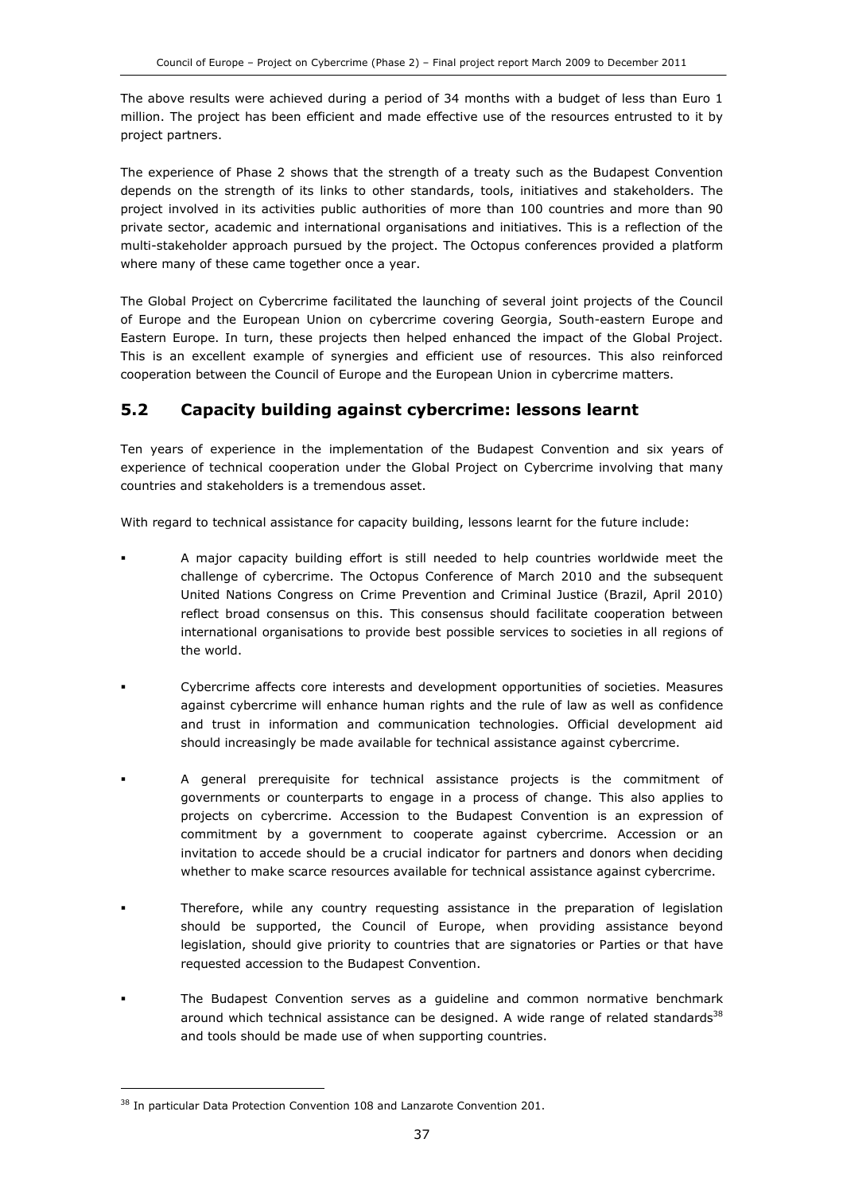The above results were achieved during a period of 34 months with a budget of less than Euro 1 million. The project has been efficient and made effective use of the resources entrusted to it by project partners.

The experience of Phase 2 shows that the strength of a treaty such as the Budapest Convention depends on the strength of its links to other standards, tools, initiatives and stakeholders. The project involved in its activities public authorities of more than 100 countries and more than 90 private sector, academic and international organisations and initiatives. This is a reflection of the multi-stakeholder approach pursued by the project. The Octopus conferences provided a platform where many of these came together once a year.

The Global Project on Cybercrime facilitated the launching of several joint projects of the Council of Europe and the European Union on cybercrime covering Georgia, South-eastern Europe and Eastern Europe. In turn, these projects then helped enhanced the impact of the Global Project. This is an excellent example of synergies and efficient use of resources. This also reinforced cooperation between the Council of Europe and the European Union in cybercrime matters.

## 5.2 Capacity building against cybercrime: lessons learnt

Ten years of experience in the implementation of the Budapest Convention and six years of experience of technical cooperation under the Global Project on Cybercrime involving that many countries and stakeholders is a tremendous asset.

With regard to technical assistance for capacity building, lessons learnt for the future include:

- A major capacity building effort is still needed to help countries worldwide meet the challenge of cybercrime. The Octopus Conference of March 2010 and the subsequent United Nations Congress on Crime Prevention and Criminal Justice (Brazil, April 2010) reflect broad consensus on this. This consensus should facilitate cooperation between international organisations to provide best possible services to societies in all regions of the world.

- Cybercrime affects core interests and development opportunities of societies. Measures against cybercrime will enhance human rights and the rule of law as well as confidence and trust in information and communication technologies. Official development aid should increasingly be made available for technical assistance against cybercrime.

- A general prerequisite for technical assistance projects is the commitment of governments or counterparts to engage in a process of change. This also applies to projects on cybercrime. Accession to the Budapest Convention is an expression of commitment by a government to cooperate against cybercrime. Accession or an invitation to accede should be a crucial indicator for partners and donors when deciding whether to make scarce resources available for technical assistance against cybercrime.

- Therefore, while any country requesting assistance in the preparation of legislation should be supported, the Council of Europe, when providing assistance beyond legislation, should give priority to countries that are signatories or Parties or that have requested accession to the Budapest Convention.

- The Budapest Convention serves as a guideline and common normative benchmark around which technical assistance can be designed. A wide range of related standards[38] and tools should be made use of when supporting countries.

---

[38] In particular Data Protection Convention 108 and Lanzarote Convention 201.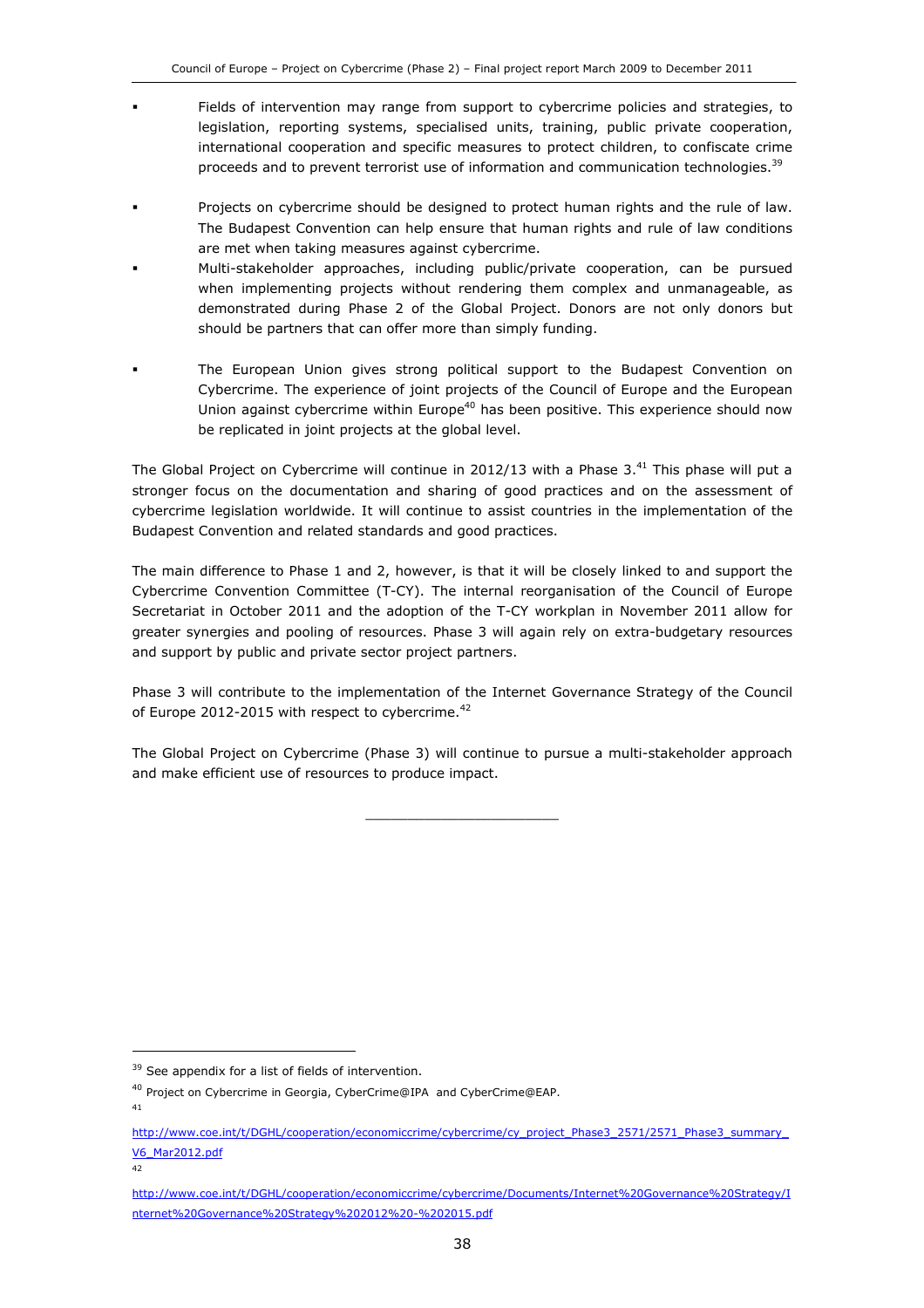- Fields of intervention may range from support to cybercrime policies and strategies, to legislation, reporting systems, specialised units, training, public private cooperation, international cooperation and specific measures to protect children, to confiscate crime proceeds and to prevent terrorist use of information and communication technologies.[39]

- Projects on cybercrime should be designed to protect human rights and the rule of law. The Budapest Convention can help ensure that human rights and rule of law conditions are met when taking measures against cybercrime.
- Multi-stakeholder approaches, including public/private cooperation, can be pursued when implementing projects without rendering them complex and unmanageable, as demonstrated during Phase 2 of the Global Project. Donors are not only donors but should be partners that can offer more than simply funding.

- The European Union gives strong political support to the Budapest Convention on Cybercrime. The experience of joint projects of the Council of Europe and the European Union against cybercrime within Europe[40] has been positive. This experience should now be replicated in joint projects at the global level.

The Global Project on Cybercrime will continue in 2012/13 with a Phase 3.[41] This phase will put a stronger focus on the documentation and sharing of good practices and on the assessment of cybercrime legislation worldwide. It will continue to assist countries in the implementation of the Budapest Convention and related standards and good practices.

The main difference to Phase 1 and 2, however, is that it will be closely linked to and support the Cybercrime Convention Committee (T-CY). The internal reorganisation of the Council of Europe Secretariat in October 2011 and the adoption of the T-CY workplan in November 2011 allow for greater synergies and pooling of resources. Phase 3 will again rely on extra-budgetary resources and support by public and private sector project partners.

Phase 3 will contribute to the implementation of the Internet Governance Strategy of the Council of Europe 2012-2015 with respect to cybercrime.[42]

The Global Project on Cybercrime (Phase 3) will continue to pursue a multi-stakeholder approach and make efficient use of resources to produce impact.

---

[39] See appendix for a list of fields of intervention.

[40] Project on Cybercrime in Georgia, CyberCrime@IPA and CyberCrime@EAP.

[41] http://www.coe.int/t/DGHL/cooperation/economiccrime/cybercrime/cy_project_Phase3_2571/2571_Phase3_summary_V6_Mar2012.pdf

[42] http://www.coe.int/t/DGHL/cooperation/economiccrime/cybercrime/Documents/Internet%20Governance%20Strategy/Internet%20Governance%20Strategy%202012%20-%202015.pdf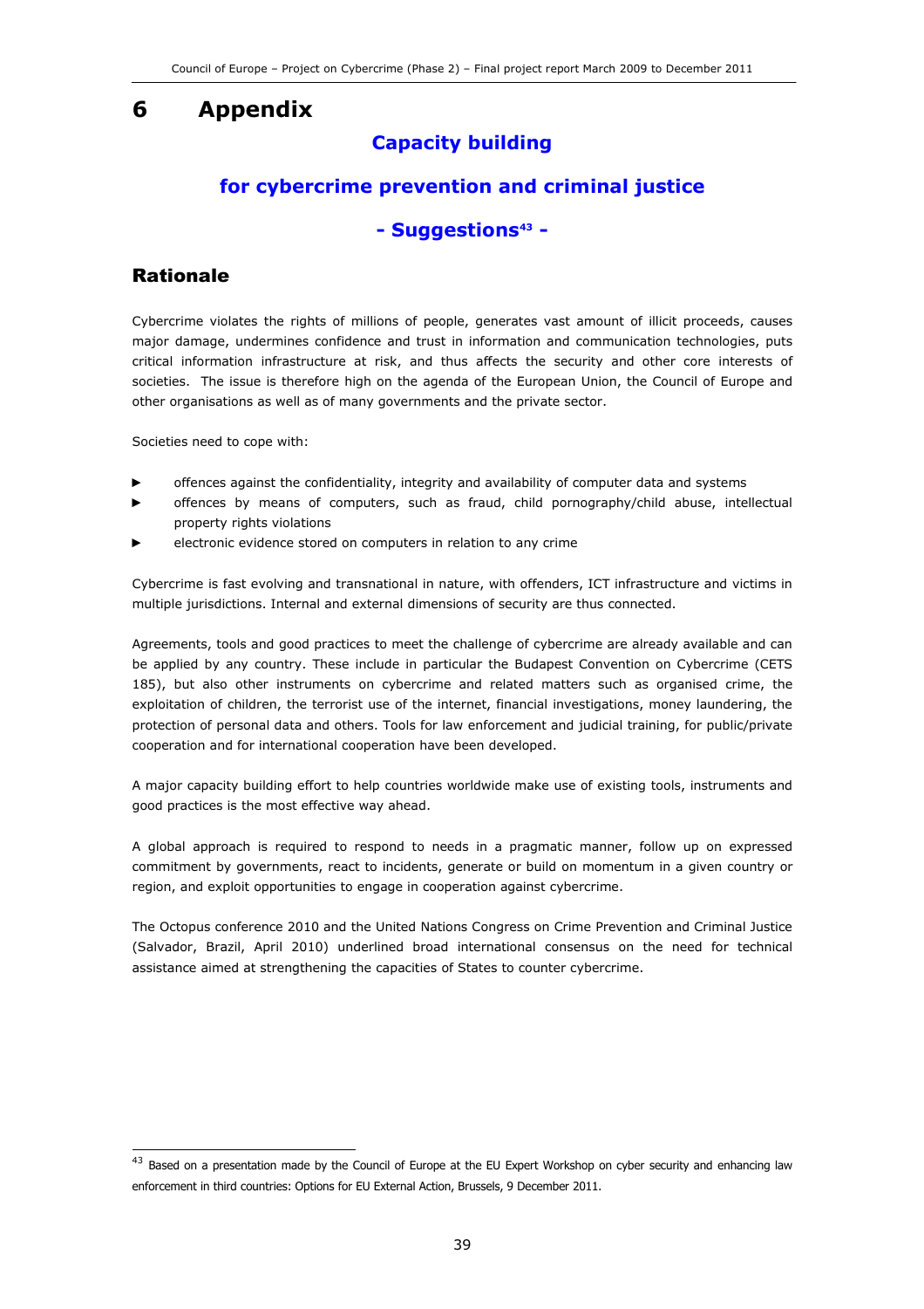# 6 Appendix

## Capacity building

## for cybercrime prevention and criminal justice

## - Suggestions[43] -

### Rationale

Cybercrime violates the rights of millions of people, generates vast amount of illicit proceeds, causes major damage, undermines confidence and trust in information and communication technologies, puts critical information infrastructure at risk, and thus affects the security and other core interests of societies. The issue is therefore high on the agenda of the European Union, the Council of Europe and other organisations as well as of many governments and the private sector.

Societies need to cope with:

- offences against the confidentiality, integrity and availability of computer data and systems
- offences by means of computers, such as fraud, child pornography/child abuse, intellectual property rights violations
- electronic evidence stored on computers in relation to any crime

Cybercrime is fast evolving and transnational in nature, with offenders, ICT infrastructure and victims in multiple jurisdictions. Internal and external dimensions of security are thus connected.

Agreements, tools and good practices to meet the challenge of cybercrime are already available and can be applied by any country. These include in particular the Budapest Convention on Cybercrime (CETS 185), but also other instruments on cybercrime and related matters such as organised crime, the exploitation of children, the terrorist use of the internet, financial investigations, money laundering, the protection of personal data and others. Tools for law enforcement and judicial training, for public/private cooperation and for international cooperation have been developed.

A major capacity building effort to help countries worldwide make use of existing tools, instruments and good practices is the most effective way ahead.

A global approach is required to respond to needs in a pragmatic manner, follow up on expressed commitment by governments, react to incidents, generate or build on momentum in a given country or region, and exploit opportunities to engage in cooperation against cybercrime.

The Octopus conference 2010 and the United Nations Congress on Crime Prevention and Criminal Justice (Salvador, Brazil, April 2010) underlined broad international consensus on the need for technical assistance aimed at strengthening the capacities of States to counter cybercrime.

---

[43] Based on a presentation made by the Council of Europe at the EU Expert Workshop on cyber security and enhancing law enforcement in third countries: Options for EU External Action, Brussels, 9 December 2011.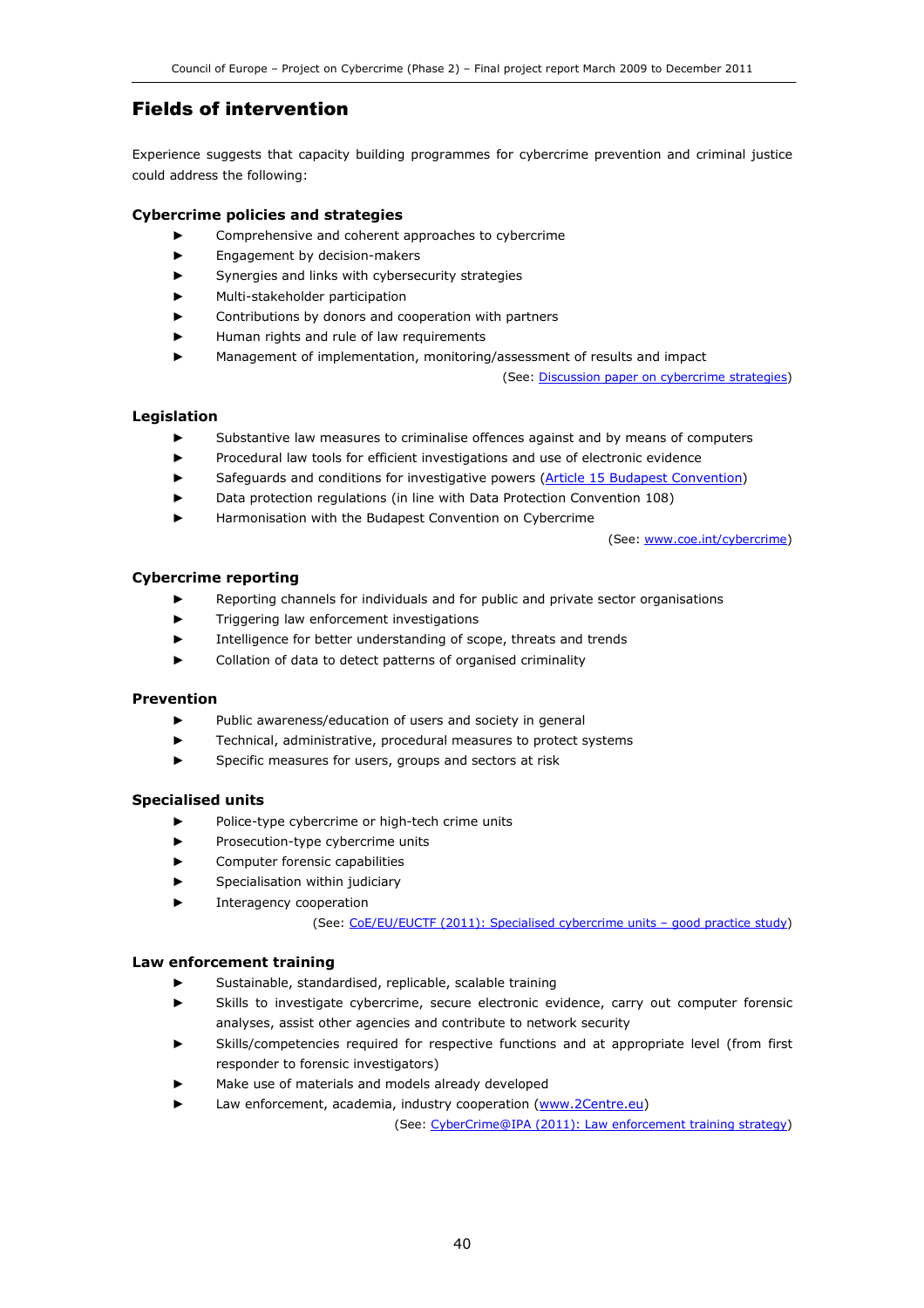## Fields of intervention

Experience suggests that capacity building programmes for cybercrime prevention and criminal justice could address the following:

### Cybercrime policies and strategies

- Comprehensive and coherent approaches to cybercrime
- Engagement by decision-makers
- Synergies and links with cybersecurity strategies
- Multi-stakeholder participation
- Contributions by donors and cooperation with partners
- Human rights and rule of law requirements
- Management of implementation, monitoring/assessment of results and impact

(See: Discussion paper on cybercrime strategies)

### Legislation

- Substantive law measures to criminalise offences against and by means of computers
- Procedural law tools for efficient investigations and use of electronic evidence
- Safeguards and conditions for investigative powers (Article 15 Budapest Convention)
- Data protection regulations (in line with Data Protection Convention 108)
- Harmonisation with the Budapest Convention on Cybercrime

(See: www.coe.int/cybercrime)

### Cybercrime reporting

- Reporting channels for individuals and for public and private sector organisations
- Triggering law enforcement investigations
- Intelligence for better understanding of scope, threats and trends
- Collation of data to detect patterns of organised criminality

### Prevention

- Public awareness/education of users and society in general
- Technical, administrative, procedural measures to protect systems
- Specific measures for users, groups and sectors at risk

### Specialised units

- Police-type cybercrime or high-tech crime units
- Prosecution-type cybercrime units
- Computer forensic capabilities
- Specialisation within judiciary
- Interagency cooperation

(See: CoE/EU/EUCTF (2011): Specialised cybercrime units – good practice study)

### Law enforcement training

- Sustainable, standardised, replicable, scalable training
- Skills to investigate cybercrime, secure electronic evidence, carry out computer forensic analyses, assist other agencies and contribute to network security
- Skills/competencies required for respective functions and at appropriate level (from first responder to forensic investigators)
- Make use of materials and models already developed
- Law enforcement, academia, industry cooperation (www.2Centre.eu)

(See: CyberCrime@IPA (2011): Law enforcement training strategy)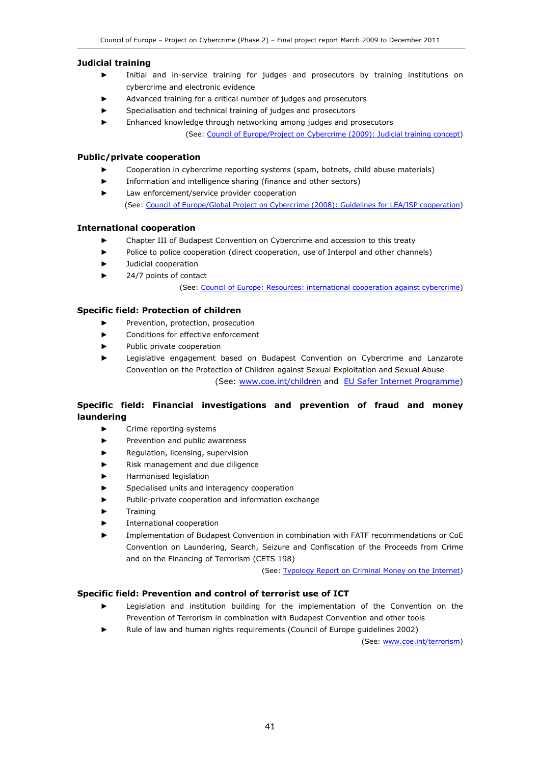### Judicial training

- Initial and in-service training for judges and prosecutors by training institutions on cybercrime and electronic evidence
- Advanced training for a critical number of judges and prosecutors
- Specialisation and technical training of judges and prosecutors
- Enhanced knowledge through networking among judges and prosecutors

(See: Council of Europe/Project on Cybercrime (2009): Judicial training concept)

### Public/private cooperation

- Cooperation in cybercrime reporting systems (spam, botnets, child abuse materials)
- Information and intelligence sharing (finance and other sectors)
- Law enforcement/service provider cooperation

(See: Council of Europe/Global Project on Cybercrime (2008): Guidelines for LEA/ISP cooperation)

### International cooperation

- Chapter III of Budapest Convention on Cybercrime and accession to this treaty
- Police to police cooperation (direct cooperation, use of Interpol and other channels)
- Judicial cooperation
- 24/7 points of contact

(See: Council of Europe: Resources: international cooperation against cybercrime)

### Specific field: Protection of children

- Prevention, protection, prosecution
- Conditions for effective enforcement
- Public private cooperation
- Legislative engagement based on Budapest Convention on Cybercrime and Lanzarote Convention on the Protection of Children against Sexual Exploitation and Sexual Abuse

(See: www.coe.int/children and EU Safer Internet Programme)

### Specific field: Financial investigations and prevention of fraud and money laundering

- Crime reporting systems
- Prevention and public awareness
- Regulation, licensing, supervision
- Risk management and due diligence
- Harmonised legislation
- Specialised units and interagency cooperation
- Public-private cooperation and information exchange
- Training
- International cooperation
- Implementation of Budapest Convention in combination with FATF recommendations or CoE Convention on Laundering, Search, Seizure and Confiscation of the Proceeds from Crime and on the Financing of Terrorism (CETS 198)

(See: Typology Report on Criminal Money on the Internet)

### Specific field: Prevention and control of terrorist use of ICT

- Legislation and institution building for the implementation of the Convention on the Prevention of Terrorism in combination with Budapest Convention and other tools
- Rule of law and human rights requirements (Council of Europe guidelines 2002)

(See: www.coe.int/terrorism)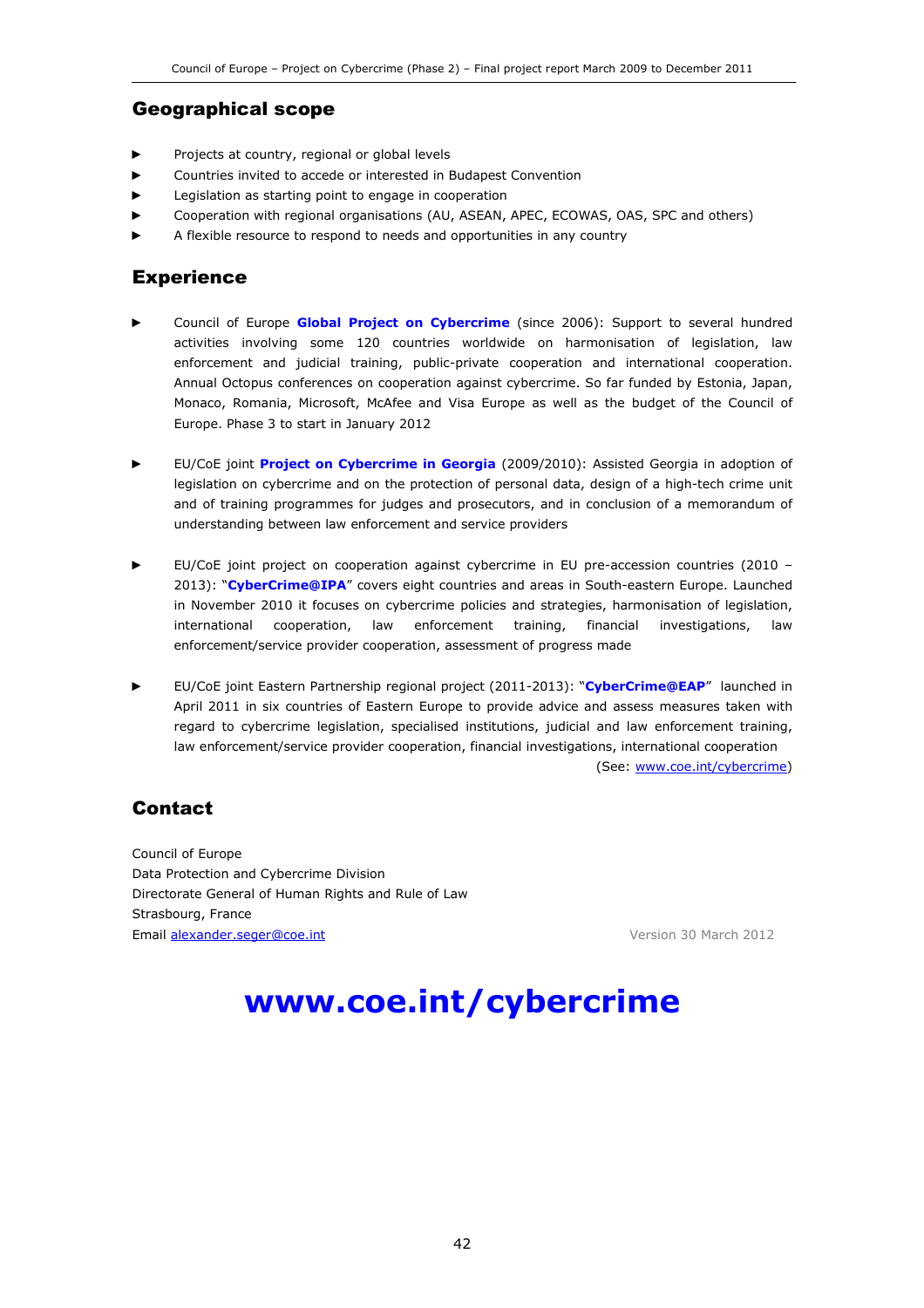## Geographical scope

- Projects at country, regional or global levels
- Countries invited to accede or interested in Budapest Convention
- Legislation as starting point to engage in cooperation
- Cooperation with regional organisations (AU, ASEAN, APEC, ECOWAS, OAS, SPC and others)
- A flexible resource to respond to needs and opportunities in any country

## Experience

- Council of Europe **Global Project on Cybercrime** (since 2006): Support to several hundred activities involving some 120 countries worldwide on harmonisation of legislation, law enforcement and judicial training, public-private cooperation and international cooperation. Annual Octopus conferences on cooperation against cybercrime. So far funded by Estonia, Japan, Monaco, Romania, Microsoft, McAfee and Visa Europe as well as the budget of the Council of Europe. Phase 3 to start in January 2012

- EU/CoE joint **Project on Cybercrime in Georgia** (2009/2010): Assisted Georgia in adoption of legislation on cybercrime and on the protection of personal data, design of a high-tech crime unit and of training programmes for judges and prosecutors, and in conclusion of a memorandum of understanding between law enforcement and service providers

- EU/CoE joint project on cooperation against cybercrime in EU pre-accession countries (2010 – 2013): "**CyberCrime@IPA**" covers eight countries and areas in South-eastern Europe. Launched in November 2010 it focuses on cybercrime policies and strategies, harmonisation of legislation, international cooperation, law enforcement training, financial investigations, law enforcement/service provider cooperation, assessment of progress made

- EU/CoE joint Eastern Partnership regional project (2011-2013): "**CyberCrime@EAP**" launched in April 2011 in six countries of Eastern Europe to provide advice and assess measures taken with regard to cybercrime legislation, specialised institutions, judicial and law enforcement training, law enforcement/service provider cooperation, financial investigations, international cooperation

(See: www.coe.int/cybercrime)

## Contact

Council of Europe
Data Protection and Cybercrime Division
Directorate General of Human Rights and Rule of Law
Strasbourg, France
Email alexander.seger@coe.int

Version 30 March 2012

# www.coe.int/cybercrime